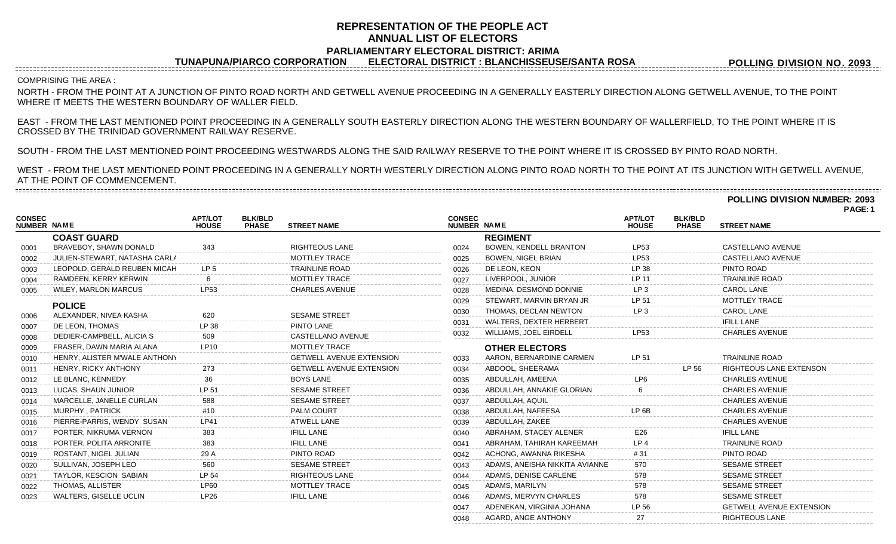# REPRESENTATION OF THE PEOPLE ACT
## ANNUAL LIST OF ELECTORS
### PARLIAMENTARY ELECTORAL DISTRICT: ARIMA

**TUNAPUNA/PIARCO CORPORATION ELECTORAL DISTRICT : BLANCHISSEUSE/SANTA ROSA POLLING DIVISION NO. 2093**

COMPRISING THE AREA :

NORTH - FROM THE POINT AT A JUNCTION OF PINTO ROAD NORTH AND GETWELL AVENUE PROCEEDING IN A GENERALLY EASTERLY DIRECTION ALONG GETWELL AVENUE, TO THE POINT WHERE IT MEETS THE WESTERN BOUNDARY OF WALLER FIELD.

EAST - FROM THE LAST MENTIONED POINT PROCEEDING IN A GENERALLY SOUTH EASTERLY DIRECTION ALONG THE WESTERN BOUNDARY OF WALLERFIELD, TO THE POINT WHERE IT IS CROSSED BY THE TRINIDAD GOVERNMENT RAILWAY RESERVE.

SOUTH - FROM THE LAST MENTIONED POINT PROCEEDING WESTWARDS ALONG THE SAID RAILWAY RESERVE TO THE POINT WHERE IT IS CROSSED BY PINTO ROAD NORTH.

WEST - FROM THE LAST MENTIONED POINT PROCEEDING IN A GENERALLY NORTH WESTERLY DIRECTION ALONG PINTO ROAD NORTH TO THE POINT AT ITS JUNCTION WITH GETWELL AVENUE, AT THE POINT OF COMMENCEMENT.

**POLLING DIVISION NUMBER: 2093**

**PAGE: 1**

| CONSEC NUMBER | NAME | APT/LOT HOUSE | BLK/BLD PHASE | STREET NAME |
|---|---|---|---|---|
| | **COAST GUARD** | | | |
| 0001 | BRAVEBOY, SHAWN DONALD | 343 | | RIGHTEOUS LANE |
| 0002 | JULIEN-STEWART, NATASHA CARLA | | | MOTTLEY TRACE |
| 0003 | LEOPOLD, GERALD REUBEN MICAH | LP 5 | | TRAINLINE ROAD |
| 0004 | RAMDEEN, KERRY KERWIN | 6 | | MOTTLEY TRACE |
| 0005 | WILEY, MARLON MARCUS | LP53 | | CHARLES AVENUE |
| | **POLICE** | | | |
| 0006 | ALEXANDER, NIVEA KASHA | 620 | | SESAME STREET |
| 0007 | DE LEON, THOMAS | LP 38 | | PINTO LANE |
| 0008 | DEDIER-CAMPBELL, ALICIA S | 509 | | CASTELLANO AVENUE |
| 0009 | FRASER, DAWN MARIA ALANA | LP10 | | MOTTLEY TRACE |
| 0010 | HENRY, ALISTER M'WALE ANTHONY | | | GETWELL AVENUE EXTENSION |
| 0011 | HENRY, RICKY ANTHONY | 273 | | GETWELL AVENUE EXTENSION |
| 0012 | LE BLANC, KENNEDY | 36 | | BOYS LANE |
| 0013 | LUCAS, SHAUN JUNIOR | LP 51 | | SESAME STREET |
| 0014 | MARCELLE, JANELLE CURLAN | 588 | | SESAME STREET |
| 0015 | MURPHY , PATRICK | #10 | | PALM COURT |
| 0016 | PIERRE-PARRIS, WENDY SUSAN | LP41 | | ATWELL LANE |
| 0017 | PORTER, NIKRUMA VERNON | 383 | | IFILL LANE |
| 0018 | PORTER, POLITA ARRONITE | 383 | | IFILL LANE |
| 0019 | ROSTANT, NIGEL JULIAN | 29 A | | PINTO ROAD |
| 0020 | SULLIVAN, JOSEPH LEO | 560 | | SESAME STREET |
| 0021 | TAYLOR, KESCION SABIAN | LP 54 | | RIGHTEOUS LANE |
| 0022 | THOMAS, ALLISTER | LP60 | | MOTTLEY TRACE |
| 0023 | WALTERS, GISELLE UCLIN | LP26 | | IFILL LANE |
| | **REGIMENT** | | | |
| 0024 | BOWEN, KENDELL BRANTON | LP53 | | CASTELLANO AVENUE |
| 0025 | BOWEN, NIGEL BRIAN | LP53 | | CASTELLANO AVENUE |
| 0026 | DE LEON, KEON | LP 38 | | PINTO ROAD |
| 0027 | LIVERPOOL, JUNIOR | LP 11 | | TRAINLINE ROAD |
| 0028 | MEDINA, DESMOND DONNIE | LP 3 | | CAROL LANE |
| 0029 | STEWART, MARVIN BRYAN JR | LP 51 | | MOTTLEY TRACE |
| 0030 | THOMAS, DECLAN NEWTON | LP 3 | | CAROL LANE |
| 0031 | WALTERS, DEXTER HERBERT | | | IFILL LANE |
| 0032 | WILLIAMS, JOEL EIRDELL | LP53 | | CHARLES AVENUE |
| | **OTHER ELECTORS** | | | |
| 0033 | AARON, BERNARDINE CARMEN | LP 51 | | TRAINLINE ROAD |
| 0034 | ABDOOL, SHEERAMA | | LP 56 | RIGHTEOUS LANE EXTENSON |
| 0035 | ABDULLAH, AMEENA | LP6 | | CHARLES AVENUE |
| 0036 | ABDULLAH, ANNAKIE GLORIAN | 6 | | CHARLES AVENUE |
| 0037 | ABDULLAH, AQUIL | | | CHARLES AVENUE |
| 0038 | ABDULLAH, NAFEESA | LP 6B | | CHARLES AVENUE |
| 0039 | ABDULLAH, ZAKEE | | | CHARLES AVENUE |
| 0040 | ABRAHAM, STACEY ALENER | E26 | | IFILL LANE |
| 0041 | ABRAHAM, TAHIRAH KAREEMAH | LP 4 | | TRAINLINE ROAD |
| 0042 | ACHONG, AWANNA RIKESHA | # 31 | | PINTO ROAD |
| 0043 | ADAMS, ANEISHA NIKKITA AVIANNE | 570 | | SESAME STREET |
| 0044 | ADAMS, DENISE CARLENE | 578 | | SESAME STREET |
| 0045 | ADAMS, MARILYN | 578 | | SESAME STREET |
| 0046 | ADAMS, MERVYN CHARLES | 578 | | SESAME STREET |
| 0047 | ADENEKAN, VIRGINIA JOHANA | LP 56 | | GETWELL AVENUE EXTENSION |
| 0048 | AGARD, ANGE ANTHONY | 27 | | RIGHTEOUS LANE |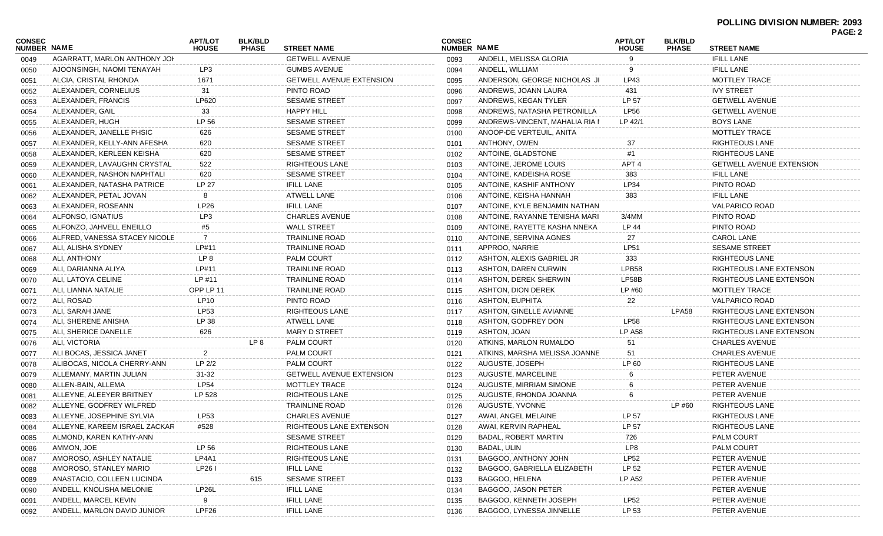**POLLING DIVISION NUMBER: 2093**

| CONSEC NUMBER | NAME | APT/LOT HOUSE | BLK/BLD PHASE | STREET NAME |
|---|---|---|---|---|
| 0049 | AGARRATT, MARLON ANTHONY JOI | | | GETWELL AVENUE |
| 0050 | AJOONSINGH, NAOMI TENAYAH | LP3 | | GUMBS AVENUE |
| 0051 | ALCIA, CRISTAL RHONDA | 1671 | | GETWELL AVENUE EXTENSION |
| 0052 | ALEXANDER, CORNELIUS | 31 | | PINTO ROAD |
| 0053 | ALEXANDER, FRANCIS | LP620 | | SESAME STREET |
| 0054 | ALEXANDER, GAIL | 33 | | HAPPY HILL |
| 0055 | ALEXANDER, HUGH | LP 56 | | SESAME STREET |
| 0056 | ALEXANDER, JANELLE PHSIC | 626 | | SESAME STREET |
| 0057 | ALEXANDER, KELLY-ANN AFESHA | 620 | | SESAME STREET |
| 0058 | ALEXANDER, KERLEEN KEISHA | 620 | | SESAME STREET |
| 0059 | ALEXANDER, LAVAUGHN CRYSTAL | 522 | | RIGHTEOUS LANE |
| 0060 | ALEXANDER, NASHON NAPHTALI | 620 | | SESAME STREET |
| 0061 | ALEXANDER, NATASHA PATRICE | LP 27 | | IFILL LANE |
| 0062 | ALEXANDER, PETAL JOVAN | 8 | | ATWELL LANE |
| 0063 | ALEXANDER, ROSEANN | LP26 | | IFILL LANE |
| 0064 | ALFONSO, IGNATIUS | LP3 | | CHARLES AVENUE |
| 0065 | ALFONZO, JAHVELL ENEILLO | #5 | | WALL STREET |
| 0066 | ALFRED, VANESSA STACEY NICOLE | 7 | | TRAINLINE ROAD |
| 0067 | ALI, ALISHA SYDNEY | LP#11 | | TRAINLINE ROAD |
| 0068 | ALI, ANTHONY | LP 8 | | PALM COURT |
| 0069 | ALI, DARIANNA ALIYA | LP#11 | | TRAINLINE ROAD |
| 0070 | ALI, LATOYA CELINE | LP #11 | | TRAINLINE ROAD |
| 0071 | ALI, LIANNA NATALIE | OPP LP 11 | | TRAINLINE ROAD |
| 0072 | ALI, ROSAD | LP10 | | PINTO ROAD |
| 0073 | ALI, SARAH JANE | LP53 | | RIGHTEOUS LANE |
| 0074 | ALI, SHERENE ANISHA | LP 38 | | ATWELL LANE |
| 0075 | ALI, SHERICE DANELLE | 626 | | MARY D STREET |
| 0076 | ALI, VICTORIA | | LP 8 | PALM COURT |
| 0077 | ALI BOCAS, JESSICA JANET | 2 | | PALM COURT |
| 0078 | ALIBOCAS, NICOLA CHERRY-ANN | LP 2/2 | | PALM COURT |
| 0079 | ALLEMANY, MARTIN JULIAN | 31-32 | | GETWELL AVENUE EXTENSION |
| 0080 | ALLEN-BAIN, ALLEMA | LP54 | | MOTTLEY TRACE |
| 0081 | ALLEYNE, ALEEYER BRITNEY | LP 528 | | RIGHTEOUS LANE |
| 0082 | ALLEYNE, GODFREY WILFRED | | | TRAINLINE ROAD |
| 0083 | ALLEYNE, JOSEPHINE SYLVIA | LP53 | | CHARLES AVENUE |
| 0084 | ALLEYNE, KAREEM ISRAEL ZACKAR | #528 | | RIGHTEOUS LANE EXTENSON |
| 0085 | ALMOND, KAREN KATHY-ANN | | | SESAME STREET |
| 0086 | AMMON, JOE | LP 56 | | RIGHTEOUS LANE |
| 0087 | AMOROSO, ASHLEY NATALIE | LP4A1 | | RIGHTEOUS LANE |
| 0088 | AMOROSO, STANLEY MARIO | LP26 I | | IFILL LANE |
| 0089 | ANASTACIO, COLLEEN LUCINDA | | 615 | SESAME STREET |
| 0090 | ANDELL, KNOLISHA MELONIE | LP26L | | IFILL LANE |
| 0091 | ANDELL, MARCEL KEVIN | 9 | | IFILL LANE |
| 0092 | ANDELL, MARLON DAVID JUNIOR | LPF26 | | IFILL LANE |
| 0093 | ANDELL, MELISSA GLORIA | 9 | | IFILL LANE |
| 0094 | ANDELL, WILLIAM | 9 | | IFILL LANE |
| 0095 | ANDERSON, GEORGE NICHOLAS JI | LP43 | | MOTTLEY TRACE |
| 0096 | ANDREWS, JOANN LAURA | 431 | | IVY STREET |
| 0097 | ANDREWS, KEGAN TYLER | LP 57 | | GETWELL AVENUE |
| 0098 | ANDREWS, NATASHA PETRONILLA | LP56 | | GETWELL AVENUE |
| 0099 | ANDREWS-VINCENT, MAHALIA RIA I | LP 42/1 | | BOYS LANE |
| 0100 | ANOOP-DE VERTEUIL, ANITA | | | MOTTLEY TRACE |
| 0101 | ANTHONY, OWEN | 37 | | RIGHTEOUS LANE |
| 0102 | ANTOINE, GLADSTONE | #1 | | RIGHTEOUS LANE |
| 0103 | ANTOINE, JEROME LOUIS | APT 4 | | GETWELL AVENUE EXTENSION |
| 0104 | ANTOINE, KADEISHA ROSE | 383 | | IFILL LANE |
| 0105 | ANTOINE, KASHIF ANTHONY | LP34 | | PINTO ROAD |
| 0106 | ANTOINE, KEISHA HANNAH | 383 | | IFILL LANE |
| 0107 | ANTOINE, KYLE BENJAMIN NATHAN | | | VALPARICO ROAD |
| 0108 | ANTOINE, RAYANNE TENISHA MARI | 3/4MM | | PINTO ROAD |
| 0109 | ANTOINE, RAYETTE KASHA NNEKA | LP 44 | | PINTO ROAD |
| 0110 | ANTOINE, SERVINA AGNES | 27 | | CAROL LANE |
| 0111 | APPROO, NARRIE | LP51 | | SESAME STREET |
| 0112 | ASHTON, ALEXIS GABRIEL JR | 333 | | RIGHTEOUS LANE |
| 0113 | ASHTON, DAREN CURWIN | LPB58 | | RIGHTEOUS LANE EXTENSON |
| 0114 | ASHTON, DEREK SHERWIN | LP58B | | RIGHTEOUS LANE EXTENSON |
| 0115 | ASHTON, DION DEREK | LP #60 | | MOTTLEY TRACE |
| 0116 | ASHTON, EUPHITA | 22 | | VALPARICO ROAD |
| 0117 | ASHTON, GINELLE AVIANNE | | LPA58 | RIGHTEOUS LANE EXTENSON |
| 0118 | ASHTON, GODFREY DON | LP58 | | RIGHTEOUS LANE EXTENSON |
| 0119 | ASHTON, JOAN | LP A58 | | RIGHTEOUS LANE EXTENSON |
| 0120 | ATKINS, MARLON RUMALDO | 51 | | CHARLES AVENUE |
| 0121 | ATKINS, MARSHA MELISSA JOANNE | 51 | | CHARLES AVENUE |
| 0122 | AUGUSTE, JOSEPH | LP 60 | | RIGHTEOUS LANE |
| 0123 | AUGUSTE, MARCELINE | 6 | | PETER AVENUE |
| 0124 | AUGUSTE, MIRRIAM SIMONE | 6 | | PETER AVENUE |
| 0125 | AUGUSTE, RHONDA JOANNA | 6 | | PETER AVENUE |
| 0126 | AUGUSTE, YVONNE | | LP #60 | RIGHTEOUS LANE |
| 0127 | AWAI, ANGEL MELAINE | LP 57 | | RIGHTEOUS LANE |
| 0128 | AWAI, KERVIN RAPHEAL | LP 57 | | RIGHTEOUS LANE |
| 0129 | BADAL, ROBERT MARTIN | 726 | | PALM COURT |
| 0130 | BADAL, ULIN | LP8 | | PALM COURT |
| 0131 | BAGGOO, ANTHONY JOHN | LP52 | | PETER AVENUE |
| 0132 | BAGGOO, GABRIELLA ELIZABETH | LP 52 | | PETER AVENUE |
| 0133 | BAGGOO, HELENA | LP A52 | | PETER AVENUE |
| 0134 | BAGGOO, JASON PETER | | | PETER AVENUE |
| 0135 | BAGGOO, KENNETH JOSEPH | LP52 | | PETER AVENUE |
| 0136 | BAGGOO, LYNESSA JINNELLE | LP 53 | | PETER AVENUE |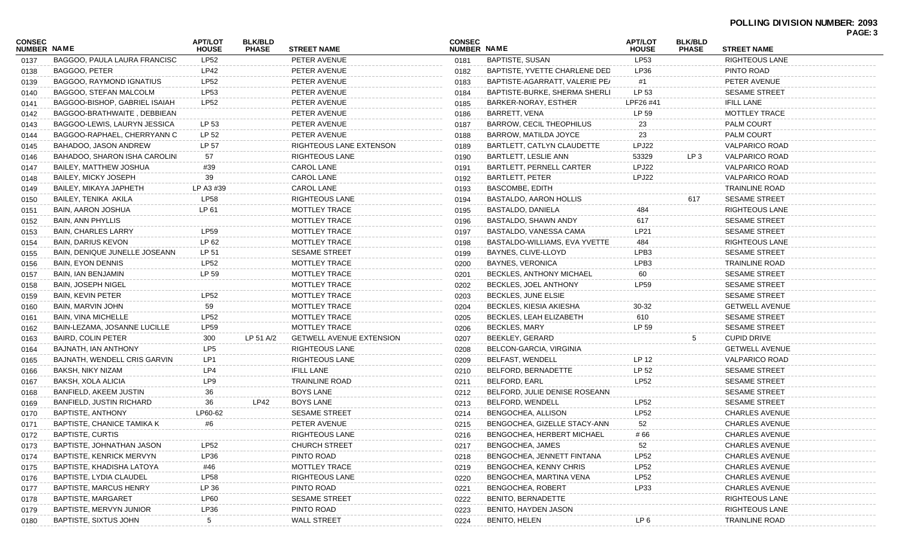**POLLING DIVISION NUMBER: 2093**

| CONSEC NUMBER | NAME | APT/LOT HOUSE | BLK/BLD PHASE | STREET NAME |
|---|---|---|---|---|
| 0137 | BAGGOO, PAULA LAURA FRANCISC | LP52 | | PETER AVENUE |
| 0138 | BAGGOO, PETER | LP42 | | PETER AVENUE |
| 0139 | BAGGOO, RAYMOND IGNATIUS | LP52 | | PETER AVENUE |
| 0140 | BAGGOO, STEFAN MALCOLM | LP53 | | PETER AVENUE |
| 0141 | BAGGOO-BISHOP, GABRIEL ISAIAH | LP52 | | PETER AVENUE |
| 0142 | BAGGOO-BRATHWAITE , DEBBIEAN | | | PETER AVENUE |
| 0143 | BAGGOO-LEWIS, LAURYN JESSICA | LP 53 | | PETER AVENUE |
| 0144 | BAGGOO-RAPHAEL, CHERRYANN C | LP 52 | | PETER AVENUE |
| 0145 | BAHADOO, JASON ANDREW | LP 57 | | RIGHTEOUS LANE EXTENSON |
| 0146 | BAHADOO, SHARON ISHA CAROLIN | 57 | | RIGHTEOUS LANE |
| 0147 | BAILEY, MATTHEW JOSHUA | #39 | | CAROL LANE |
| 0148 | BAILEY, MICKY JOSEPH | 39 | | CAROL LANE |
| 0149 | BAILEY, MIKAYA JAPHETH | LP A3 #39 | | CAROL LANE |
| 0150 | BAILEY, TENIKA AKILA | LP58 | | RIGHTEOUS LANE |
| 0151 | BAIN, AARON JOSHUA | LP 61 | | MOTTLEY TRACE |
| 0152 | BAIN, ANN PHYLLIS | | | MOTTLEY TRACE |
| 0153 | BAIN, CHARLES LARRY | LP59 | | MOTTLEY TRACE |
| 0154 | BAIN, DARIUS KEVON | LP 62 | | MOTTLEY TRACE |
| 0155 | BAIN, DENIQUE JUNELLE JOSEANN | LP 51 | | SESAME STREET |
| 0156 | BAIN, EYON DENNIS | LP52 | | MOTTLEY TRACE |
| 0157 | BAIN, IAN BENJAMIN | LP 59 | | MOTTLEY TRACE |
| 0158 | BAIN, JOSEPH NIGEL | | | MOTTLEY TRACE |
| 0159 | BAIN, KEVIN PETER | LP52 | | MOTTLEY TRACE |
| 0160 | BAIN, MARVIN JOHN | 59 | | MOTTLEY TRACE |
| 0161 | BAIN, VINA MICHELLE | LP52 | | MOTTLEY TRACE |
| 0162 | BAIN-LEZAMA, JOSANNE LUCILLE | LP59 | | MOTTLEY TRACE |
| 0163 | BAIRD, COLIN PETER | 300 | LP 51 A/2 | GETWELL AVENUE EXTENSION |
| 0164 | BAJNATH, IAN ANTHONY | LP5 | | RIGHTEOUS LANE |
| 0165 | BAJNATH, WENDELL CRIS GARVIN | LP1 | | RIGHTEOUS LANE |
| 0166 | BAKSH, NIKY NIZAM | LP4 | | IFILL LANE |
| 0167 | BAKSH, XOLA ALICIA | LP9 | | TRAINLINE ROAD |
| 0168 | BANFIELD, AKEEM JUSTIN | 36 | | BOYS LANE |
| 0169 | BANFIELD, JUSTIN RICHARD | 36 | LP42 | BOYS LANE |
| 0170 | BAPTISTE, ANTHONY | LP60-62 | | SESAME STREET |
| 0171 | BAPTISTE, CHANICE TAMIKA K | #6 | | PETER AVENUE |
| 0172 | BAPTISTE, CURTIS | | | RIGHTEOUS LANE |
| 0173 | BAPTISTE, JOHNATHAN JASON | LP52 | | CHURCH STREET |
| 0174 | BAPTISTE, KENRICK MERVYN | LP36 | | PINTO ROAD |
| 0175 | BAPTISTE, KHADISHA LATOYA | #46 | | MOTTLEY TRACE |
| 0176 | BAPTISTE, LYDIA CLAUDEL | LP58 | | RIGHTEOUS LANE |
| 0177 | BAPTISTE, MARCUS HENRY | LP 36 | | PINTO ROAD |
| 0178 | BAPTISTE, MARGARET | LP60 | | SESAME STREET |
| 0179 | BAPTISTE, MERVYN JUNIOR | LP36 | | PINTO ROAD |
| 0180 | BAPTISTE, SIXTUS JOHN | 5 | | WALL STREET |
| 0181 | BAPTISTE, SUSAN | LP53 | | RIGHTEOUS LANE |
| 0182 | BAPTISTE, YVETTE CHARLENE DED | LP36 | | PINTO ROAD |
| 0183 | BAPTISTE-AGARRATT, VALERIE PE/ | #1 | | PETER AVENUE |
| 0184 | BAPTISTE-BURKE, SHERMA SHERLI | LP 53 | | SESAME STREET |
| 0185 | BARKER-NORAY, ESTHER | LPF26 #41 | | IFILL LANE |
| 0186 | BARRETT, VENA | LP 59 | | MOTTLEY TRACE |
| 0187 | BARROW, CECIL THEOPHILUS | 23 | | PALM COURT |
| 0188 | BARROW, MATILDA JOYCE | 23 | | PALM COURT |
| 0189 | BARTLETT, CATLYN CLAUDETTE | LPJ22 | | VALPARICO ROAD |
| 0190 | BARTLETT, LESLIE ANN | 53329 | LP 3 | VALPARICO ROAD |
| 0191 | BARTLETT, PERNELL CARTER | LPJ22 | | VALPARICO ROAD |
| 0192 | BARTLETT, PETER | LPJ22 | | VALPARICO ROAD |
| 0193 | BASCOMBE, EDITH | | | TRAINLINE ROAD |
| 0194 | BASTALDO, AARON HOLLIS | | 617 | SESAME STREET |
| 0195 | BASTALDO, DANIELA | 484 | | RIGHTEOUS LANE |
| 0196 | BASTALDO, SHAWN ANDY | 617 | | SESAME STREET |
| 0197 | BASTALDO, VANESSA CAMA | LP21 | | SESAME STREET |
| 0198 | BASTALDO-WILLIAMS, EVA YVETTE | 484 | | RIGHTEOUS LANE |
| 0199 | BAYNES, CLIVE-LLOYD | LPB3 | | SESAME STREET |
| 0200 | BAYNES, VERONICA | LPB3 | | TRAINLINE ROAD |
| 0201 | BECKLES, ANTHONY MICHAEL | 60 | | SESAME STREET |
| 0202 | BECKLES, JOEL ANTHONY | LP59 | | SESAME STREET |
| 0203 | BECKLES, JUNE ELSIE | | | SESAME STREET |
| 0204 | BECKLES, KIESIA AKIESHA | 30-32 | | GETWELL AVENUE |
| 0205 | BECKLES, LEAH ELIZABETH | 610 | | SESAME STREET |
| 0206 | BECKLES, MARY | LP 59 | | SESAME STREET |
| 0207 | BEEKLEY, GERARD | | 5 | CUPID DRIVE |
| 0208 | BELCON-GARCIA, VIRGINIA | | | GETWELL AVENUE |
| 0209 | BELFAST, WENDELL | LP 12 | | VALPARICO ROAD |
| 0210 | BELFORD, BERNADETTE | LP 52 | | SESAME STREET |
| 0211 | BELFORD, EARL | LP52 | | SESAME STREET |
| 0212 | BELFORD, JULIE DENISE ROSEANN | | | SESAME STREET |
| 0213 | BELFORD, WENDELL | LP52 | | SESAME STREET |
| 0214 | BENGOCHEA, ALLISON | LP52 | | CHARLES AVENUE |
| 0215 | BENGOCHEA, GIZELLE STACY-ANN | 52 | | CHARLES AVENUE |
| 0216 | BENGOCHEA, HERBERT MICHAEL | # 66 | | CHARLES AVENUE |
| 0217 | BENGOCHEA, JAMES | 52 | | CHARLES AVENUE |
| 0218 | BENGOCHEA, JENNETT FINTANA | LP52 | | CHARLES AVENUE |
| 0219 | BENGOCHEA, KENNY CHRIS | LP52 | | CHARLES AVENUE |
| 0220 | BENGOCHEA, MARTINA VENA | LP52 | | CHARLES AVENUE |
| 0221 | BENGOCHEA, ROBERT | LP33 | | CHARLES AVENUE |
| 0222 | BENITO, BERNADETTE | | | RIGHTEOUS LANE |
| 0223 | BENITO, HAYDEN JASON | | | RIGHTEOUS LANE |
| 0224 | BENITO, HELEN | LP 6 | | TRAINLINE ROAD |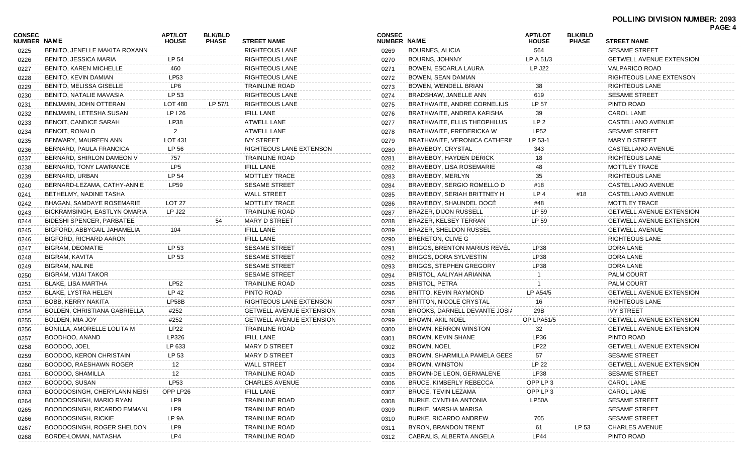**POLLING DIVISION NUMBER: 2093**

| CONSEC NUMBER | NAME | APT/LOT HOUSE | BLK/BLD PHASE | STREET NAME |
|---|---|---|---|---|
| 0225 | BENITO, JENELLE MAKITA ROXANN | | | RIGHTEOUS LANE |
| 0226 | BENITO, JESSICA MARIA | LP 54 | | RIGHTEOUS LANE |
| 0227 | BENITO, KAREN MICHELLE | 460 | | RIGHTEOUS LANE |
| 0228 | BENITO, KEVIN DAMIAN | LP53 | | RIGHTEOUS LANE |
| 0229 | BENITO, MELISSA GISELLE | LP6 | | TRAINLINE ROAD |
| 0230 | BENITO, NATALIE MAVASIA | LP 53 | | RIGHTEOUS LANE |
| 0231 | BENJAMIN, JOHN OTTERAN | LOT 480 | LP 57/1 | RIGHTEOUS LANE |
| 0232 | BENJAMIN, LETESHA SUSAN | LP I 26 | | IFILL LANE |
| 0233 | BENOIT, CANDICE SARAH | LP38 | | ATWELL LANE |
| 0234 | BENOIT, RONALD | 2 | | ATWELL LANE |
| 0235 | BENWARY, MAUREEN ANN | LOT 431 | | IVY STREET |
| 0236 | BERNARD, PAULA FRANCICA | LP 56 | | RIGHTEOUS LANE EXTENSON |
| 0237 | BERNARD, SHIRLON DAMEON V | 757 | | TRAINLINE ROAD |
| 0238 | BERNARD, TONY LAWRANCE | LP5 | | IFILL LANE |
| 0239 | BERNARD, URBAN | LP 54 | | MOTTLEY TRACE |
| 0240 | BERNARD-LEZAMA, CATHY-ANN E | LP59 | | SESAME STREET |
| 0241 | BETHELMY, NADINE TASHA | | | WALL STREET |
| 0242 | BHAGAN, SAMDAYE ROSEMARIE | LOT 27 | | MOTTLEY TRACE |
| 0243 | BICKRAMSINGH, EASTLYN OMARIA | LP J22 | | TRAINLINE ROAD |
| 0244 | BIDESHI SPENCER, PARBATEE | | 54 | MARY D STREET |
| 0245 | BIGFORD, ABBYGAIL JAHAMELIA | 104 | | IFILL LANE |
| 0246 | BIGFORD, RICHARD AARON | | | IFILL LANE |
| 0247 | BIGRAM, DEOMATIE | LP 53 | | SESAME STREET |
| 0248 | BIGRAM, KAVITA | LP 53 | | SESAME STREET |
| 0249 | BIGRAM, NALINE | | | SESAME STREET |
| 0250 | BIGRAM, VIJAI TAKOR | | | SESAME STREET |
| 0251 | BLAKE, LISA MARTHA | LP52 | | TRAINLINE ROAD |
| 0252 | BLAKE, LYSTRA HELEN | LP 42 | | PINTO ROAD |
| 0253 | BOBB, KERRY NAKITA | LP58B | | RIGHTEOUS LANE EXTENSON |
| 0254 | BOLDEN, CHRISTIANA GABRIELLA | #252 | | GETWELL AVENUE EXTENSION |
| 0255 | BOLDEN, MIA JOY | #252 | | GETWELL AVENUE EXTENSION |
| 0256 | BONILLA, AMORELLE LOLITA M | LP22 | | TRAINLINE ROAD |
| 0257 | BOODHOO, ANAND | LP326 | | IFILL LANE |
| 0258 | BOODOO, JOEL | LP 633 | | MARY D STREET |
| 0259 | BOODOO, KERON CHRISTAIN | LP 53 | | MARY D STREET |
| 0260 | BOODOO, RAESHAWN ROGER | 12 | | WALL STREET |
| 0261 | BOODOO, SHAMILLA | 12 | | TRAINLINE ROAD |
| 0262 | BOODOO, SUSAN | LP53 | | CHARLES AVENUE |
| 0263 | BOODOOSINGH, CHERYLANN NEISI | OPP LP26 | | IFILL LANE |
| 0264 | BOODOOSINGH, MARIO RYAN | LP9 | | TRAINLINE ROAD |
| 0265 | BOODOOSINGH, RICARDO EMMANU | LP9 | | TRAINLINE ROAD |
| 0266 | BOODOOSINGH, RICKIE | LP 9A | | TRAINLINE ROAD |
| 0267 | BOODOOSINGH, ROGER SHELDON | LP9 | | TRAINLINE ROAD |
| 0268 | BORDE-LOMAN, NATASHA | LP4 | | TRAINLINE ROAD |
| 0269 | BOURNES, ALICIA | 564 | | SESAME STREET |
| 0270 | BOURNS, JOHNNY | LP A 51/3 | | GETWELL AVENUE EXTENSION |
| 0271 | BOWEN, ESCARLA LAURA | LP J22 | | VALPARICO ROAD |
| 0272 | BOWEN, SEAN DAMIAN | | | RIGHTEOUS LANE EXTENSON |
| 0273 | BOWEN, WENDELL BRIAN | 38 | | RIGHTEOUS LANE |
| 0274 | BRADSHAW, JANELLE ANN | 619 | | SESAME STREET |
| 0275 | BRATHWAITE, ANDRE CORNELIUS | LP 57 | | PINTO ROAD |
| 0276 | BRATHWAITE, ANDREA KAFISHA | 39 | | CAROL LANE |
| 0277 | BRATHWAITE, ELLIS THEOPHILUS | LP 2 | | CASTELLANO AVENUE |
| 0278 | BRATHWAITE, FREDERICKA W | LP52 | | SESAME STREET |
| 0279 | BRATHWAITE, VERONICA CATHERI | LP 53-1 | | MARY D STREET |
| 0280 | BRAVEBOY, CRYSTAL | 343 | | CASTELLANO AVENUE |
| 0281 | BRAVEBOY, HAYDEN DERICK | 18 | | RIGHTEOUS LANE |
| 0282 | BRAVEBOY, LISA ROSEMARIE | 48 | | MOTTLEY TRACE |
| 0283 | BRAVEBOY, MERLYN | 35 | | RIGHTEOUS LANE |
| 0284 | BRAVEBOY, SERGIO ROMELLO D | #18 | | CASTELLANO AVENUE |
| 0285 | BRAVEBOY, SERIAH BRITTNEY H | LP 4 | #18 | CASTELLANO AVENUE |
| 0286 | BRAVEBOY, SHAUNDEL DOCÉ | #48 | | MOTTLEY TRACE |
| 0287 | BRAZER, DIJON RUSSELL | LP 59 | | GETWELL AVENUE EXTENSION |
| 0288 | BRAZER, KELSEY TERRAN | LP 59 | | GETWELL AVENUE EXTENSION |
| 0289 | BRAZER, SHELDON RUSSEL | | | GETWELL AVENUE |
| 0290 | BRERETON, CLIVE G | | | RIGHTEOUS LANE |
| 0291 | BRIGGS, BRENTON MARIUS REVÉL | LP38 | | DORA LANE |
| 0292 | BRIGGS, DORA SYLVESTIN | LP38 | | DORA LANE |
| 0293 | BRIGGS, STEPHEN GREGORY | LP38 | | DORA LANE |
| 0294 | BRISTOL, AALIYAH ARIANNA | 1 | | PALM COURT |
| 0295 | BRISTOL, PETRA | 1 | | PALM COURT |
| 0296 | BRITTO, KEVIN RAYMOND | LP A54/5 | | GETWELL AVENUE EXTENSION |
| 0297 | BRITTON, NICOLE CRYSTAL | 16 | | RIGHTEOUS LANE |
| 0298 | BROOKS, DARNELL DEVANTE JOSI/ | 29B | | IVY STREET |
| 0299 | BROWN, AKIL NOEL | OP LPA51/5 | | GETWELL AVENUE EXTENSION |
| 0300 | BROWN, KERRON WINSTON | 32 | | GETWELL AVENUE EXTENSION |
| 0301 | BROWN, KEVIN SHANE | LP36 | | PINTO ROAD |
| 0302 | BROWN, NOEL | LP22 | | GETWELL AVENUE EXTENSION |
| 0303 | BROWN, SHARMILLA PAMELA GEES | 57 | | SESAME STREET |
| 0304 | BROWN, WINSTON | LP 22 | | GETWELL AVENUE EXTENSION |
| 0305 | BROWN-DE LEON, GERMALENE | LP38 | | SESAME STREET |
| 0306 | BRUCE, KIMBERLY REBECCA | OPP LP 3 | | CAROL LANE |
| 0307 | BRUCE, TEVIN LEZAMA | OPP LP 3 | | CAROL LANE |
| 0308 | BURKE, CYNTHIA ANTONIA | LP50A | | SESAME STREET |
| 0309 | BURKE, MARSHA MARISA | | | SESAME STREET |
| 0310 | BURKE, RICARDO ANDREW | 705 | | SESAME STREET |
| 0311 | BYRON, BRANDON TRENT | 61 | LP 53 | CHARLES AVENUE |
| 0312 | CABRALIS, ALBERTA ANGELA | LP44 | | PINTO ROAD |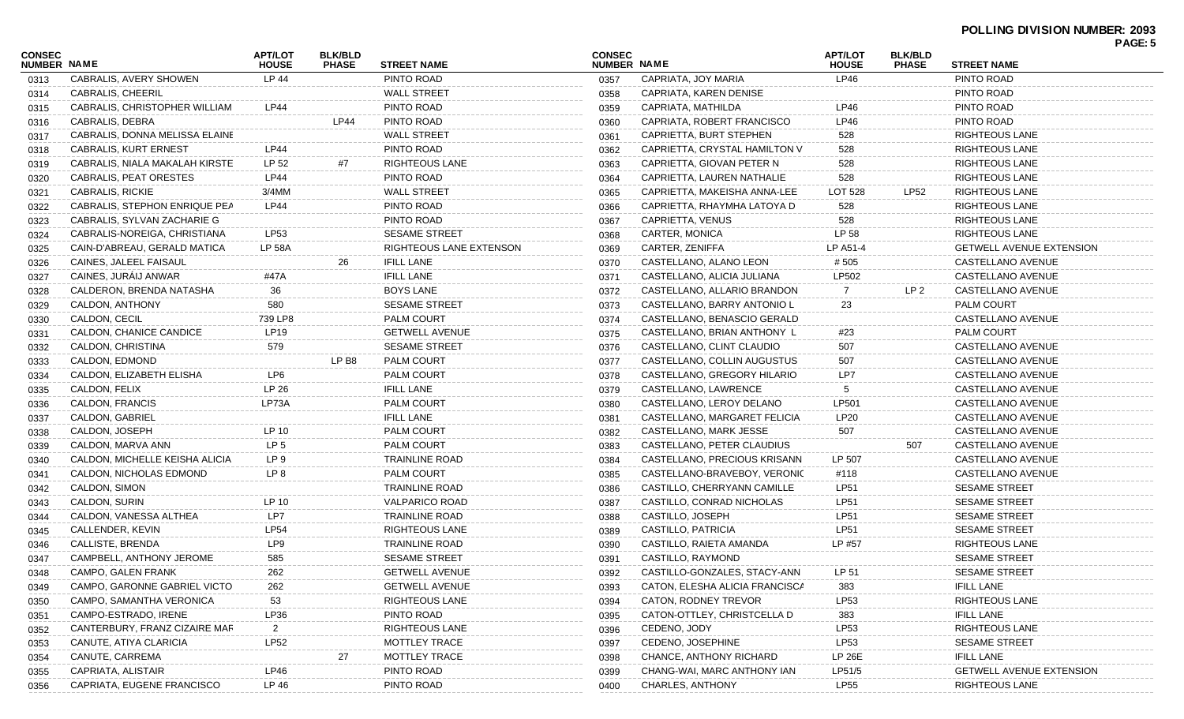**POLLING DIVISION NUMBER: 2093**

| CONSEC NUMBER | NAME | APT/LOT HOUSE | BLK/BLD PHASE | STREET NAME |
|---|---|---|---|---|
| 0313 | CABRALIS, AVERY SHOWEN | LP 44 | | PINTO ROAD |
| 0314 | CABRALIS, CHEERIL | | | WALL STREET |
| 0315 | CABRALIS, CHRISTOPHER WILLIAM | LP44 | | PINTO ROAD |
| 0316 | CABRALIS, DEBRA | | LP44 | PINTO ROAD |
| 0317 | CABRALIS, DONNA MELISSA ELAINE | | | WALL STREET |
| 0318 | CABRALIS, KURT ERNEST | LP44 | | PINTO ROAD |
| 0319 | CABRALIS, NIALA MAKALAH KIRSTE | LP 52 | #7 | RIGHTEOUS LANE |
| 0320 | CABRALIS, PEAT ORESTES | LP44 | | PINTO ROAD |
| 0321 | CABRALIS, RICKIE | 3/4MM | | WALL STREET |
| 0322 | CABRALIS, STEPHON ENRIQUE PEA | LP44 | | PINTO ROAD |
| 0323 | CABRALIS, SYLVAN ZACHARIE G | | | PINTO ROAD |
| 0324 | CABRALIS-NOREIGA, CHRISTIANA | LP53 | | SESAME STREET |
| 0325 | CAIN-D'ABREAU, GERALD MATICA | LP 58A | | RIGHTEOUS LANE EXTENSON |
| 0326 | CAINES, JALEEL FAISAUL | | 26 | IFILL LANE |
| 0327 | CAINES, JURÁIJ ANWAR | #47A | | IFILL LANE |
| 0328 | CALDERON, BRENDA NATASHA | 36 | | BOYS LANE |
| 0329 | CALDON, ANTHONY | 580 | | SESAME STREET |
| 0330 | CALDON, CECIL | 739 LP8 | | PALM COURT |
| 0331 | CALDON, CHANICE CANDICE | LP19 | | GETWELL AVENUE |
| 0332 | CALDON, CHRISTINA | 579 | | SESAME STREET |
| 0333 | CALDON, EDMOND | | LP B8 | PALM COURT |
| 0334 | CALDON, ELIZABETH ELISHA | LP6 | | PALM COURT |
| 0335 | CALDON, FELIX | LP 26 | | IFILL LANE |
| 0336 | CALDON, FRANCIS | LP73A | | PALM COURT |
| 0337 | CALDON, GABRIEL | | | IFILL LANE |
| 0338 | CALDON, JOSEPH | LP 10 | | PALM COURT |
| 0339 | CALDON, MARVA ANN | LP 5 | | PALM COURT |
| 0340 | CALDON, MICHELLE KEISHA ALICIA | LP 9 | | TRAINLINE ROAD |
| 0341 | CALDON, NICHOLAS EDMOND | LP 8 | | PALM COURT |
| 0342 | CALDON, SIMON | | | TRAINLINE ROAD |
| 0343 | CALDON, SURIN | LP 10 | | VALPARICO ROAD |
| 0344 | CALDON, VANESSA ALTHEA | LP7 | | TRAINLINE ROAD |
| 0345 | CALLENDER, KEVIN | LP54 | | RIGHTEOUS LANE |
| 0346 | CALLISTE, BRENDA | LP9 | | TRAINLINE ROAD |
| 0347 | CAMPBELL, ANTHONY JEROME | 585 | | SESAME STREET |
| 0348 | CAMPO, GALEN FRANK | 262 | | GETWELL AVENUE |
| 0349 | CAMPO, GARONNE GABRIEL VICTO | 262 | | GETWELL AVENUE |
| 0350 | CAMPO, SAMANTHA VERONICA | 53 | | RIGHTEOUS LANE |
| 0351 | CAMPO-ESTRADO, IRENE | LP36 | | PINTO ROAD |
| 0352 | CANTERBURY, FRANZ CIZAIRE MAF | 2 | | RIGHTEOUS LANE |
| 0353 | CANUTE, ATIYA CLARICIA | LP52 | | MOTTLEY TRACE |
| 0354 | CANUTE, CARREMA | | 27 | MOTTLEY TRACE |
| 0355 | CAPRIATA, ALISTAIR | LP46 | | PINTO ROAD |
| 0356 | CAPRIATA, EUGENE FRANCISCO | LP 46 | | PINTO ROAD |
| 0357 | CAPRIATA, JOY MARIA | LP46 | | PINTO ROAD |
| 0358 | CAPRIATA, KAREN DENISE | | | PINTO ROAD |
| 0359 | CAPRIATA, MATHILDA | LP46 | | PINTO ROAD |
| 0360 | CAPRIATA, ROBERT FRANCISCO | LP46 | | PINTO ROAD |
| 0361 | CAPRIETTA, BURT STEPHEN | 528 | | RIGHTEOUS LANE |
| 0362 | CAPRIETTA, CRYSTAL HAMILTON V | 528 | | RIGHTEOUS LANE |
| 0363 | CAPRIETTA, GIOVAN PETER N | 528 | | RIGHTEOUS LANE |
| 0364 | CAPRIETTA, LAUREN NATHALIE | 528 | | RIGHTEOUS LANE |
| 0365 | CAPRIETTA, MAKEISHA ANNA-LEE | LOT 528 | LP52 | RIGHTEOUS LANE |
| 0366 | CAPRIETTA, RHAYMHA LATOYA D | 528 | | RIGHTEOUS LANE |
| 0367 | CAPRIETTA, VENUS | 528 | | RIGHTEOUS LANE |
| 0368 | CARTER, MONICA | LP 58 | | RIGHTEOUS LANE |
| 0369 | CARTER, ZENIFFA | LP A51-4 | | GETWELL AVENUE EXTENSION |
| 0370 | CASTELLANO, ALANO LEON | # 505 | | CASTELLANO AVENUE |
| 0371 | CASTELLANO, ALICIA JULIANA | LP502 | | CASTELLANO AVENUE |
| 0372 | CASTELLANO, ALLARIO BRANDON | 7 | LP 2 | CASTELLANO AVENUE |
| 0373 | CASTELLANO, BARRY ANTONIO L | 23 | | PALM COURT |
| 0374 | CASTELLANO, BENASCIO GERALD | | | CASTELLANO AVENUE |
| 0375 | CASTELLANO, BRIAN ANTHONY L | #23 | | PALM COURT |
| 0376 | CASTELLANO, CLINT CLAUDIO | 507 | | CASTELLANO AVENUE |
| 0377 | CASTELLANO, COLLIN AUGUSTUS | 507 | | CASTELLANO AVENUE |
| 0378 | CASTELLANO, GREGORY HILARIO | LP7 | | CASTELLANO AVENUE |
| 0379 | CASTELLANO, LAWRENCE | 5 | | CASTELLANO AVENUE |
| 0380 | CASTELLANO, LEROY DELANO | LP501 | | CASTELLANO AVENUE |
| 0381 | CASTELLANO, MARGARET FELICIA | LP20 | | CASTELLANO AVENUE |
| 0382 | CASTELLANO, MARK JESSE | 507 | | CASTELLANO AVENUE |
| 0383 | CASTELLANO, PETER CLAUDIUS | | 507 | CASTELLANO AVENUE |
| 0384 | CASTELLANO, PRECIOUS KRISANN | LP 507 | | CASTELLANO AVENUE |
| 0385 | CASTELLANO-BRAVEBOY, VERONIC | #118 | | CASTELLANO AVENUE |
| 0386 | CASTILLO, CHERRYANN CAMILLE | LP51 | | SESAME STREET |
| 0387 | CASTILLO, CONRAD NICHOLAS | LP51 | | SESAME STREET |
| 0388 | CASTILLO, JOSEPH | LP51 | | SESAME STREET |
| 0389 | CASTILLO, PATRICIA | LP51 | | SESAME STREET |
| 0390 | CASTILLO, RAIETA AMANDA | LP #57 | | RIGHTEOUS LANE |
| 0391 | CASTILLO, RAYMOND | | | SESAME STREET |
| 0392 | CASTILLO-GONZALES, STACY-ANN | LP 51 | | SESAME STREET |
| 0393 | CATON, ELESHA ALICIA FRANCISCA | 383 | | IFILL LANE |
| 0394 | CATON, RODNEY TREVOR | LP53 | | RIGHTEOUS LANE |
| 0395 | CATON-OTTLEY, CHRISTCELLA D | 383 | | IFILL LANE |
| 0396 | CEDENO, JODY | LP53 | | RIGHTEOUS LANE |
| 0397 | CEDENO, JOSEPHINE | LP53 | | SESAME STREET |
| 0398 | CHANCE, ANTHONY RICHARD | LP 26E | | IFILL LANE |
| 0399 | CHANG-WAI, MARC ANTHONY IAN | LP51/5 | | GETWELL AVENUE EXTENSION |
| 0400 | CHARLES, ANTHONY | LP55 | | RIGHTEOUS LANE |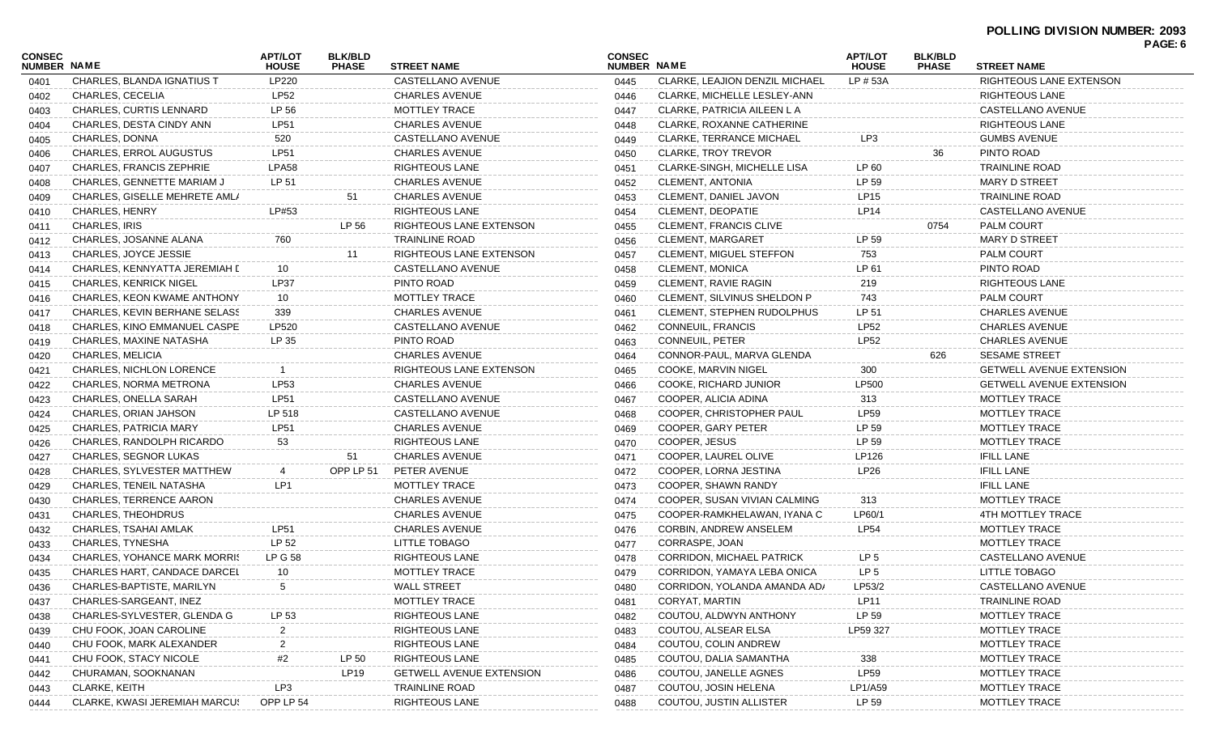**POLLING DIVISION NUMBER: 2093**

| CONSEC NUMBER | NAME | APT/LOT HOUSE | BLK/BLD PHASE | STREET NAME |
|---|---|---|---|---|
| 0401 | CHARLES, BLANDA IGNATIUS T | LP220 | | CASTELLANO AVENUE |
| 0402 | CHARLES, CECELIA | LP52 | | CHARLES AVENUE |
| 0403 | CHARLES, CURTIS LENNARD | LP 56 | | MOTTLEY TRACE |
| 0404 | CHARLES, DESTA CINDY ANN | LP51 | | CHARLES AVENUE |
| 0405 | CHARLES, DONNA | 520 | | CASTELLANO AVENUE |
| 0406 | CHARLES, ERROL AUGUSTUS | LP51 | | CHARLES AVENUE |
| 0407 | CHARLES, FRANCIS ZEPHRIE | LPA58 | | RIGHTEOUS LANE |
| 0408 | CHARLES, GENNETTE MARIAM J | LP 51 | | CHARLES AVENUE |
| 0409 | CHARLES, GISELLE MEHRETE AML/ | | 51 | CHARLES AVENUE |
| 0410 | CHARLES, HENRY | LP#53 | | RIGHTEOUS LANE |
| 0411 | CHARLES, IRIS | | LP 56 | RIGHTEOUS LANE EXTENSON |
| 0412 | CHARLES, JOSANNE ALANA | 760 | | TRAINLINE ROAD |
| 0413 | CHARLES, JOYCE JESSIE | | 11 | RIGHTEOUS LANE EXTENSON |
| 0414 | CHARLES, KENNYATTA JEREMIAH I | 10 | | CASTELLANO AVENUE |
| 0415 | CHARLES, KENRICK NIGEL | LP37 | | PINTO ROAD |
| 0416 | CHARLES, KEON KWAME ANTHONY | 10 | | MOTTLEY TRACE |
| 0417 | CHARLES, KEVIN BERHANE SELASS | 339 | | CHARLES AVENUE |
| 0418 | CHARLES, KINO EMMANUEL CASPE | LP520 | | CASTELLANO AVENUE |
| 0419 | CHARLES, MAXINE NATASHA | LP 35 | | PINTO ROAD |
| 0420 | CHARLES, MELICIA | | | CHARLES AVENUE |
| 0421 | CHARLES, NICHLON LORENCE | 1 | | RIGHTEOUS LANE EXTENSON |
| 0422 | CHARLES, NORMA METRONA | LP53 | | CHARLES AVENUE |
| 0423 | CHARLES, ONELLA SARAH | LP51 | | CASTELLANO AVENUE |
| 0424 | CHARLES, ORIAN JAHSON | LP 518 | | CASTELLANO AVENUE |
| 0425 | CHARLES, PATRICIA MARY | LP51 | | CHARLES AVENUE |
| 0426 | CHARLES, RANDOLPH RICARDO | 53 | | RIGHTEOUS LANE |
| 0427 | CHARLES, SEGNOR LUKAS | | 51 | CHARLES AVENUE |
| 0428 | CHARLES, SYLVESTER MATTHEW | 4 | OPP LP 51 | PETER AVENUE |
| 0429 | CHARLES, TENEIL NATASHA | LP1 | | MOTTLEY TRACE |
| 0430 | CHARLES, TERRENCE AARON | | | CHARLES AVENUE |
| 0431 | CHARLES, THEOHDRUS | | | CHARLES AVENUE |
| 0432 | CHARLES, TSAHAI AMLAK | LP51 | | CHARLES AVENUE |
| 0433 | CHARLES, TYNESHA | LP 52 | | LITTLE TOBAGO |
| 0434 | CHARLES, YOHANCE MARK MORRIS | LP G 58 | | RIGHTEOUS LANE |
| 0435 | CHARLES HART, CANDACE DARCEL | 10 | | MOTTLEY TRACE |
| 0436 | CHARLES-BAPTISTE, MARILYN | 5 | | WALL STREET |
| 0437 | CHARLES-SARGEANT, INEZ | | | MOTTLEY TRACE |
| 0438 | CHARLES-SYLVESTER, GLENDA G | LP 53 | | RIGHTEOUS LANE |
| 0439 | CHU FOOK, JOAN CAROLINE | 2 | | RIGHTEOUS LANE |
| 0440 | CHU FOOK, MARK ALEXANDER | 2 | | RIGHTEOUS LANE |
| 0441 | CHU FOOK, STACY NICOLE | #2 | LP 50 | RIGHTEOUS LANE |
| 0442 | CHURAMAN, SOOKNANAN | | LP19 | GETWELL AVENUE EXTENSION |
| 0443 | CLARKE, KEITH | LP3 | | TRAINLINE ROAD |
| 0444 | CLARKE, KWASI JEREMIAH MARCUS | OPP LP 54 | | RIGHTEOUS LANE |
| 0445 | CLARKE, LEAJION DENZIL MICHAEL | LP # 53A | | RIGHTEOUS LANE EXTENSON |
| 0446 | CLARKE, MICHELLE LESLEY-ANN | | | RIGHTEOUS LANE |
| 0447 | CLARKE, PATRICIA AILEEN L A | | | CASTELLANO AVENUE |
| 0448 | CLARKE, ROXANNE CATHERINE | | | RIGHTEOUS LANE |
| 0449 | CLARKE, TERRANCE MICHAEL | LP3 | | GUMBS AVENUE |
| 0450 | CLARKE, TROY TREVOR | | 36 | PINTO ROAD |
| 0451 | CLARKE-SINGH, MICHELLE LISA | LP 60 | | TRAINLINE ROAD |
| 0452 | CLEMENT, ANTONIA | LP 59 | | MARY D STREET |
| 0453 | CLEMENT, DANIEL JAVON | LP15 | | TRAINLINE ROAD |
| 0454 | CLEMENT, DEOPATIE | LP14 | | CASTELLANO AVENUE |
| 0455 | CLEMENT, FRANCIS CLIVE | | 0754 | PALM COURT |
| 0456 | CLEMENT, MARGARET | LP 59 | | MARY D STREET |
| 0457 | CLEMENT, MIGUEL STEFFON | 753 | | PALM COURT |
| 0458 | CLEMENT, MONICA | LP 61 | | PINTO ROAD |
| 0459 | CLEMENT, RAVIE RAGIN | 219 | | RIGHTEOUS LANE |
| 0460 | CLEMENT, SILVINUS SHELDON P | 743 | | PALM COURT |
| 0461 | CLEMENT, STEPHEN RUDOLPHUS | LP 51 | | CHARLES AVENUE |
| 0462 | CONNEUIL, FRANCIS | LP52 | | CHARLES AVENUE |
| 0463 | CONNEUIL, PETER | LP52 | | CHARLES AVENUE |
| 0464 | CONNOR-PAUL, MARVA GLENDA | | 626 | SESAME STREET |
| 0465 | COOKE, MARVIN NIGEL | 300 | | GETWELL AVENUE EXTENSION |
| 0466 | COOKE, RICHARD JUNIOR | LP500 | | GETWELL AVENUE EXTENSION |
| 0467 | COOPER, ALICIA ADINA | 313 | | MOTTLEY TRACE |
| 0468 | COOPER, CHRISTOPHER PAUL | LP59 | | MOTTLEY TRACE |
| 0469 | COOPER, GARY PETER | LP 59 | | MOTTLEY TRACE |
| 0470 | COOPER, JESUS | LP 59 | | MOTTLEY TRACE |
| 0471 | COOPER, LAUREL OLIVE | LP126 | | IFILL LANE |
| 0472 | COOPER, LORNA JESTINA | LP26 | | IFILL LANE |
| 0473 | COOPER, SHAWN RANDY | | | IFILL LANE |
| 0474 | COOPER, SUSAN VIVIAN CALMING | 313 | | MOTTLEY TRACE |
| 0475 | COOPER-RAMKHELAWAN, IYANA C | LP60/1 | | 4TH MOTTLEY TRACE |
| 0476 | CORBIN, ANDREW ANSELEM | LP54 | | MOTTLEY TRACE |
| 0477 | CORRASPE, JOAN | | | MOTTLEY TRACE |
| 0478 | CORRIDON, MICHAEL PATRICK | LP 5 | | CASTELLANO AVENUE |
| 0479 | CORRIDON, YAMAYA LEBA ONICA | LP 5 | | LITTLE TOBAGO |
| 0480 | CORRIDON, YOLANDA AMANDA AD/ | LP53/2 | | CASTELLANO AVENUE |
| 0481 | CORYAT, MARTIN | LP11 | | TRAINLINE ROAD |
| 0482 | COUTOU, ALDWYN ANTHONY | LP 59 | | MOTTLEY TRACE |
| 0483 | COUTOU, ALSEAR ELSA | LP59 327 | | MOTTLEY TRACE |
| 0484 | COUTOU, COLIN ANDREW | | | MOTTLEY TRACE |
| 0485 | COUTOU, DALIA SAMANTHA | 338 | | MOTTLEY TRACE |
| 0486 | COUTOU, JANELLE AGNES | LP59 | | MOTTLEY TRACE |
| 0487 | COUTOU, JOSIN HELENA | LP1/A59 | | MOTTLEY TRACE |
| 0488 | COUTOU, JUSTIN ALLISTER | LP 59 | | MOTTLEY TRACE |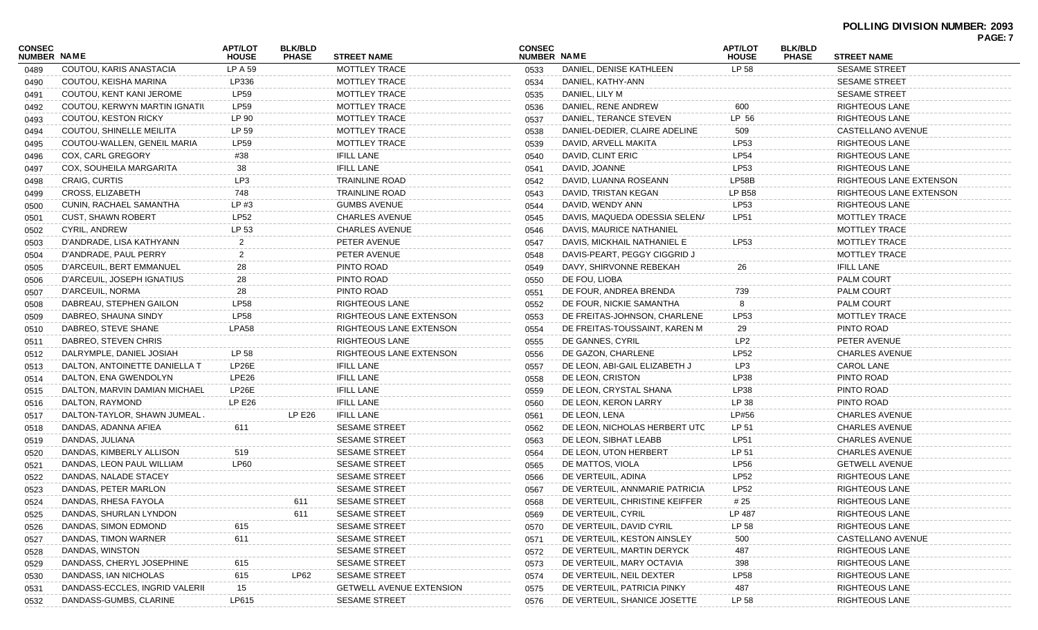**POLLING DIVISION NUMBER: 2093**

| CONSEC NUMBER | NAME | APT/LOT HOUSE | BLK/BLD PHASE | STREET NAME |
|---|---|---|---|---|
| 0489 | COUTOU, KARIS ANASTACIA | LP A 59 | | MOTTLEY TRACE |
| 0490 | COUTOU, KEISHA MARINA | LP336 | | MOTTLEY TRACE |
| 0491 | COUTOU, KENT KANI JEROME | LP59 | | MOTTLEY TRACE |
| 0492 | COUTOU, KERWYN MARTIN IGNATIL | LP59 | | MOTTLEY TRACE |
| 0493 | COUTOU, KESTON RICKY | LP 90 | | MOTTLEY TRACE |
| 0494 | COUTOU, SHINELLE MEILITA | LP 59 | | MOTTLEY TRACE |
| 0495 | COUTOU-WALLEN, GENEIL MARIA | LP59 | | MOTTLEY TRACE |
| 0496 | COX, CARL GREGORY | #38 | | IFILL LANE |
| 0497 | COX, SOUHEILA MARGARITA | 38 | | IFILL LANE |
| 0498 | CRAIG, CURTIS | LP3 | | TRAINLINE ROAD |
| 0499 | CROSS, ELIZABETH | 748 | | TRAINLINE ROAD |
| 0500 | CUNIN, RACHAEL SAMANTHA | LP #3 | | GUMBS AVENUE |
| 0501 | CUST, SHAWN ROBERT | LP52 | | CHARLES AVENUE |
| 0502 | CYRIL, ANDREW | LP 53 | | CHARLES AVENUE |
| 0503 | D'ANDRADE, LISA KATHYANN | 2 | | PETER AVENUE |
| 0504 | D'ANDRADE, PAUL PERRY | 2 | | PETER AVENUE |
| 0505 | D'ARCEUIL, BERT EMMANUEL | 28 | | PINTO ROAD |
| 0506 | D'ARCEUIL, JOSEPH IGNATIUS | 28 | | PINTO ROAD |
| 0507 | D'ARCEUIL, NORMA | 28 | | PINTO ROAD |
| 0508 | DABREAU, STEPHEN GAILON | LP58 | | RIGHTEOUS LANE |
| 0509 | DABREO, SHAUNA SINDY | LP58 | | RIGHTEOUS LANE EXTENSON |
| 0510 | DABREO, STEVE SHANE | LPA58 | | RIGHTEOUS LANE EXTENSON |
| 0511 | DABREO, STEVEN CHRIS | | | RIGHTEOUS LANE |
| 0512 | DALRYMPLE, DANIEL JOSIAH | LP 58 | | RIGHTEOUS LANE EXTENSON |
| 0513 | DALTON, ANTOINETTE DANIELLA T | LP26E | | IFILL LANE |
| 0514 | DALTON, ENA GWENDOLYN | LPE26 | | IFILL LANE |
| 0515 | DALTON, MARVIN DAMIAN MICHAEL | LP26E | | IFILL LANE |
| 0516 | DALTON, RAYMOND | LP E26 | | IFILL LANE |
| 0517 | DALTON-TAYLOR, SHAWN JUMEAL . | | LP E26 | IFILL LANE |
| 0518 | DANDAS, ADANNA AFIEA | 611 | | SESAME STREET |
| 0519 | DANDAS, JULIANA | | | SESAME STREET |
| 0520 | DANDAS, KIMBERLY ALLISON | 519 | | SESAME STREET |
| 0521 | DANDAS, LEON PAUL WILLIAM | LP60 | | SESAME STREET |
| 0522 | DANDAS, NALADE STACEY | | | SESAME STREET |
| 0523 | DANDAS, PETER MARLON | | | SESAME STREET |
| 0524 | DANDAS, RHESA FAYOLA | | 611 | SESAME STREET |
| 0525 | DANDAS, SHURLAN LYNDON | | 611 | SESAME STREET |
| 0526 | DANDAS, SIMON EDMOND | 615 | | SESAME STREET |
| 0527 | DANDAS, TIMON WARNER | 611 | | SESAME STREET |
| 0528 | DANDAS, WINSTON | | | SESAME STREET |
| 0529 | DANDASS, CHERYL JOSEPHINE | 615 | | SESAME STREET |
| 0530 | DANDASS, IAN NICHOLAS | 615 | LP62 | SESAME STREET |
| 0531 | DANDASS-ECCLES, INGRID VALERII | 15 | | GETWELL AVENUE EXTENSION |
| 0532 | DANDASS-GUMBS, CLARINE | LP615 | | SESAME STREET |
| 0533 | DANIEL, DENISE KATHLEEN | LP 58 | | SESAME STREET |
| 0534 | DANIEL, KATHY-ANN | | | SESAME STREET |
| 0535 | DANIEL, LILY M | | | SESAME STREET |
| 0536 | DANIEL, RENE ANDREW | 600 | | RIGHTEOUS LANE |
| 0537 | DANIEL, TERANCE STEVEN | LP 56 | | RIGHTEOUS LANE |
| 0538 | DANIEL-DEDIER, CLAIRE ADELINE | 509 | | CASTELLANO AVENUE |
| 0539 | DAVID, ARVELL MAKITA | LP53 | | RIGHTEOUS LANE |
| 0540 | DAVID, CLINT ERIC | LP54 | | RIGHTEOUS LANE |
| 0541 | DAVID, JOANNE | LP53 | | RIGHTEOUS LANE |
| 0542 | DAVID, LUANNA ROSEANN | LP58B | | RIGHTEOUS LANE EXTENSON |
| 0543 | DAVID, TRISTAN KEGAN | LP B58 | | RIGHTEOUS LANE EXTENSON |
| 0544 | DAVID, WENDY ANN | LP53 | | RIGHTEOUS LANE |
| 0545 | DAVIS, MAQUEDA ODESSIA SELENA | LP51 | | MOTTLEY TRACE |
| 0546 | DAVIS, MAURICE NATHANIEL | | | MOTTLEY TRACE |
| 0547 | DAVIS, MICKHAIL NATHANIEL E | LP53 | | MOTTLEY TRACE |
| 0548 | DAVIS-PEART, PEGGY CIGGRID J | | | MOTTLEY TRACE |
| 0549 | DAVY, SHIRVONNE REBEKAH | 26 | | IFILL LANE |
| 0550 | DE FOU, LIOBA | | | PALM COURT |
| 0551 | DE FOUR, ANDREA BRENDA | 739 | | PALM COURT |
| 0552 | DE FOUR, NICKIE SAMANTHA | 8 | | PALM COURT |
| 0553 | DE FREITAS-JOHNSON, CHARLENE | LP53 | | MOTTLEY TRACE |
| 0554 | DE FREITAS-TOUSSAINT, KAREN M | 29 | | PINTO ROAD |
| 0555 | DE GANNES, CYRIL | LP2 | | PETER AVENUE |
| 0556 | DE GAZON, CHARLENE | LP52 | | CHARLES AVENUE |
| 0557 | DE LEON, ABI-GAIL ELIZABETH J | LP3 | | CAROL LANE |
| 0558 | DE LEON, CRISTON | LP38 | | PINTO ROAD |
| 0559 | DE LEON, CRYSTAL SHANA | LP38 | | PINTO ROAD |
| 0560 | DE LEON, KERON LARRY | LP 38 | | PINTO ROAD |
| 0561 | DE LEON, LENA | LP#56 | | CHARLES AVENUE |
| 0562 | DE LEON, NICHOLAS HERBERT UTC | LP 51 | | CHARLES AVENUE |
| 0563 | DE LEON, SIBHAT LEABB | LP51 | | CHARLES AVENUE |
| 0564 | DE LEON, UTON HERBERT | LP 51 | | CHARLES AVENUE |
| 0565 | DE MATTOS, VIOLA | LP56 | | GETWELL AVENUE |
| 0566 | DE VERTEUIL, ADINA | LP52 | | RIGHTEOUS LANE |
| 0567 | DE VERTEUIL, ANNMARIE PATRICIA | LP52 | | RIGHTEOUS LANE |
| 0568 | DE VERTEUIL, CHRISTINE KEIFFER | # 25 | | RIGHTEOUS LANE |
| 0569 | DE VERTEUIL, CYRIL | LP 487 | | RIGHTEOUS LANE |
| 0570 | DE VERTEUIL, DAVID CYRIL | LP 58 | | RIGHTEOUS LANE |
| 0571 | DE VERTEUIL, KESTON AINSLEY | 500 | | CASTELLANO AVENUE |
| 0572 | DE VERTEUIL, MARTIN DERYCK | 487 | | RIGHTEOUS LANE |
| 0573 | DE VERTEUIL, MARY OCTAVIA | 398 | | RIGHTEOUS LANE |
| 0574 | DE VERTEUIL, NEIL DEXTER | LP58 | | RIGHTEOUS LANE |
| 0575 | DE VERTEUIL, PATRICIA PINKY | 487 | | RIGHTEOUS LANE |
| 0576 | DE VERTEUIL, SHANICE JOSETTE | LP 58 | | RIGHTEOUS LANE |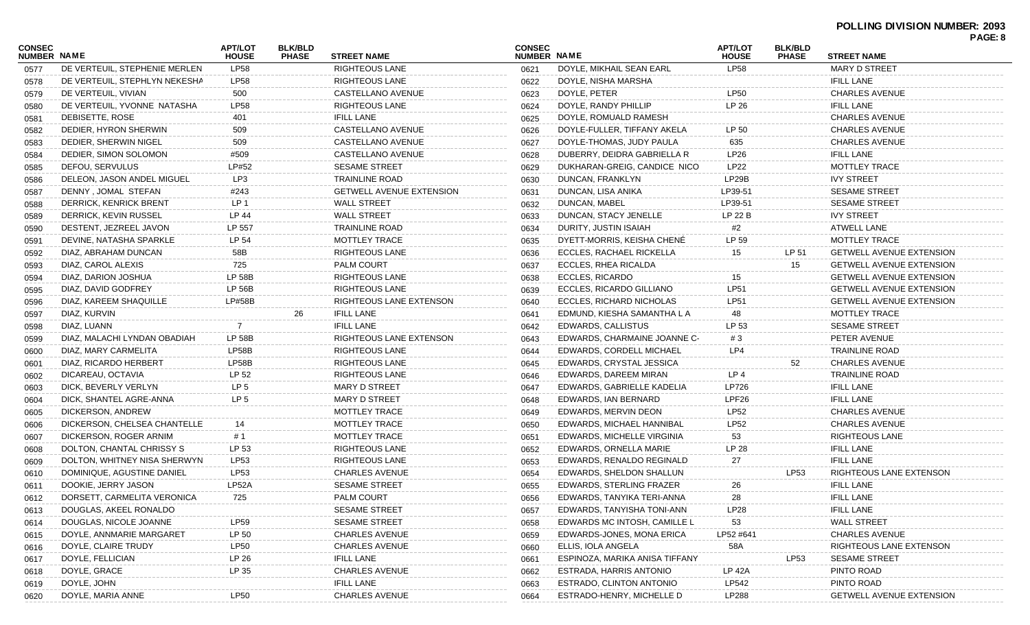**POLLING DIVISION NUMBER: 2093**

| CONSEC NUMBER | NAME | APT/LOT HOUSE | BLK/BLD PHASE | STREET NAME |
|---|---|---|---|---|
| 0577 | DE VERTEUIL, STEPHENIE MERLEN | LP58 | | RIGHTEOUS LANE |
| 0578 | DE VERTEUIL, STEPHLYN NEKESHA | LP58 | | RIGHTEOUS LANE |
| 0579 | DE VERTEUIL, VIVIAN | 500 | | CASTELLANO AVENUE |
| 0580 | DE VERTEUIL, YVONNE NATASHA | LP58 | | RIGHTEOUS LANE |
| 0581 | DEBISETTE, ROSE | 401 | | IFILL LANE |
| 0582 | DEDIER, HYRON SHERWIN | 509 | | CASTELLANO AVENUE |
| 0583 | DEDIER, SHERWIN NIGEL | 509 | | CASTELLANO AVENUE |
| 0584 | DEDIER, SIMON SOLOMON | #509 | | CASTELLANO AVENUE |
| 0585 | DEFOU, SERVULUS | LP#52 | | SESAME STREET |
| 0586 | DELEON, JASON ANDEL MIGUEL | LP3 | | TRAINLINE ROAD |
| 0587 | DENNY , JOMAL STEFAN | #243 | | GETWELL AVENUE EXTENSION |
| 0588 | DERRICK, KENRICK BRENT | LP 1 | | WALL STREET |
| 0589 | DERRICK, KEVIN RUSSEL | LP 44 | | WALL STREET |
| 0590 | DESTENT, JEZREEL JAVON | LP 557 | | TRAINLINE ROAD |
| 0591 | DEVINE, NATASHA SPARKLE | LP 54 | | MOTTLEY TRACE |
| 0592 | DIAZ, ABRAHAM DUNCAN | 58B | | RIGHTEOUS LANE |
| 0593 | DIAZ, CAROL ALEXIS | 725 | | PALM COURT |
| 0594 | DIAZ, DARION JOSHUA | LP 58B | | RIGHTEOUS LANE |
| 0595 | DIAZ, DAVID GODFREY | LP 56B | | RIGHTEOUS LANE |
| 0596 | DIAZ, KAREEM SHAQUILLE | LP#58B | | RIGHTEOUS LANE EXTENSON |
| 0597 | DIAZ, KURVIN | | 26 | IFILL LANE |
| 0598 | DIAZ, LUANN | 7 | | IFILL LANE |
| 0599 | DIAZ, MALACHI LYNDAN OBADIAH | LP 58B | | RIGHTEOUS LANE EXTENSON |
| 0600 | DIAZ, MARY CARMELITA | LP58B | | RIGHTEOUS LANE |
| 0601 | DIAZ, RICARDO HERBERT | LP58B | | RIGHTEOUS LANE |
| 0602 | DICAREAU, OCTAVIA | LP 52 | | RIGHTEOUS LANE |
| 0603 | DICK, BEVERLY VERLYN | LP 5 | | MARY D STREET |
| 0604 | DICK, SHANTEL AGRE-ANNA | LP 5 | | MARY D STREET |
| 0605 | DICKERSON, ANDREW | | | MOTTLEY TRACE |
| 0606 | DICKERSON, CHELSEA CHANTELLE | 14 | | MOTTLEY TRACE |
| 0607 | DICKERSON, ROGER ARNIM | # 1 | | MOTTLEY TRACE |
| 0608 | DOLTON, CHANTAL CHRISSY S | LP 53 | | RIGHTEOUS LANE |
| 0609 | DOLTON, WHITNEY NISA SHERWYN | LP53 | | RIGHTEOUS LANE |
| 0610 | DOMINIQUE, AGUSTINE DANIEL | LP53 | | CHARLES AVENUE |
| 0611 | DOOKIE, JERRY JASON | LP52A | | SESAME STREET |
| 0612 | DORSETT, CARMELITA VERONICA | 725 | | PALM COURT |
| 0613 | DOUGLAS, AKEEL RONALDO | | | SESAME STREET |
| 0614 | DOUGLAS, NICOLE JOANNE | LP59 | | SESAME STREET |
| 0615 | DOYLE, ANNMARIE MARGARET | LP 50 | | CHARLES AVENUE |
| 0616 | DOYLE, CLAIRE TRUDY | LP50 | | CHARLES AVENUE |
| 0617 | DOYLE, FELLICIAN | LP 26 | | IFILL LANE |
| 0618 | DOYLE, GRACE | LP 35 | | CHARLES AVENUE |
| 0619 | DOYLE, JOHN | | | IFILL LANE |
| 0620 | DOYLE, MARIA ANNE | LP50 | | CHARLES AVENUE |
| 0621 | DOYLE, MIKHAIL SEAN EARL | LP58 | | MARY D STREET |
| 0622 | DOYLE, NISHA MARSHA | | | IFILL LANE |
| 0623 | DOYLE, PETER | LP50 | | CHARLES AVENUE |
| 0624 | DOYLE, RANDY PHILLIP | LP 26 | | IFILL LANE |
| 0625 | DOYLE, ROMUALD RAMESH | | | CHARLES AVENUE |
| 0626 | DOYLE-FULLER, TIFFANY AKELA | LP 50 | | CHARLES AVENUE |
| 0627 | DOYLE-THOMAS, JUDY PAULA | 635 | | CHARLES AVENUE |
| 0628 | DUBERRY, DEIDRA GABRIELLA R | LP26 | | IFILL LANE |
| 0629 | DUKHARAN-GREIG, CANDICE NICO | LP22 | | MOTTLEY TRACE |
| 0630 | DUNCAN, FRANKLYN | LP29B | | IVY STREET |
| 0631 | DUNCAN, LISA ANIKA | LP39-51 | | SESAME STREET |
| 0632 | DUNCAN, MABEL | LP39-51 | | SESAME STREET |
| 0633 | DUNCAN, STACY JENELLE | LP 22 B | | IVY STREET |
| 0634 | DURITY, JUSTIN ISAIAH | #2 | | ATWELL LANE |
| 0635 | DYETT-MORRIS, KEISHA CHENÉ | LP 59 | | MOTTLEY TRACE |
| 0636 | ECCLES, RACHAEL RICKELLA | 15 | LP 51 | GETWELL AVENUE EXTENSION |
| 0637 | ECCLES, RHEA RICALDA | | 15 | GETWELL AVENUE EXTENSION |
| 0638 | ECCLES, RICARDO | 15 | | GETWELL AVENUE EXTENSION |
| 0639 | ECCLES, RICARDO GILLIANO | LP51 | | GETWELL AVENUE EXTENSION |
| 0640 | ECCLES, RICHARD NICHOLAS | LP51 | | GETWELL AVENUE EXTENSION |
| 0641 | EDMUND, KIESHA SAMANTHA L A | 48 | | MOTTLEY TRACE |
| 0642 | EDWARDS, CALLISTUS | LP 53 | | SESAME STREET |
| 0643 | EDWARDS, CHARMAINE JOANNE C- | # 3 | | PETER AVENUE |
| 0644 | EDWARDS, CORDELL MICHAEL | LP4 | | TRAINLINE ROAD |
| 0645 | EDWARDS, CRYSTAL JESSICA | | 52 | CHARLES AVENUE |
| 0646 | EDWARDS, DAREEM MIRAN | LP 4 | | TRAINLINE ROAD |
| 0647 | EDWARDS, GABRIELLE KADELIA | LP726 | | IFILL LANE |
| 0648 | EDWARDS, IAN BERNARD | LPF26 | | IFILL LANE |
| 0649 | EDWARDS, MERVIN DEON | LP52 | | CHARLES AVENUE |
| 0650 | EDWARDS, MICHAEL HANNIBAL | LP52 | | CHARLES AVENUE |
| 0651 | EDWARDS, MICHELLE VIRGINIA | 53 | | RIGHTEOUS LANE |
| 0652 | EDWARDS, ORNELLA MARIE | LP 28 | | IFILL LANE |
| 0653 | EDWARDS, RENALDO REGINALD | 27 | | IFILL LANE |
| 0654 | EDWARDS, SHELDON SHALLUN | | LP53 | RIGHTEOUS LANE EXTENSON |
| 0655 | EDWARDS, STERLING FRAZER | 26 | | IFILL LANE |
| 0656 | EDWARDS, TANYIKA TERI-ANNA | 28 | | IFILL LANE |
| 0657 | EDWARDS, TANYISHA TONI-ANN | LP28 | | IFILL LANE |
| 0658 | EDWARDS MC INTOSH, CAMILLE L | 53 | | WALL STREET |
| 0659 | EDWARDS-JONES, MONA ERICA | LP52 #641 | | CHARLES AVENUE |
| 0660 | ELLIS, IOLA ANGELA | 58A | | RIGHTEOUS LANE EXTENSON |
| 0661 | ESPINOZA, MARIKA ANISA TIFFANY | | LP53 | SESAME STREET |
| 0662 | ESTRADA, HARRIS ANTONIO | LP 42A | | PINTO ROAD |
| 0663 | ESTRADO, CLINTON ANTONIO | LP542 | | PINTO ROAD |
| 0664 | ESTRADO-HENRY, MICHELLE D | LP288 | | GETWELL AVENUE EXTENSION |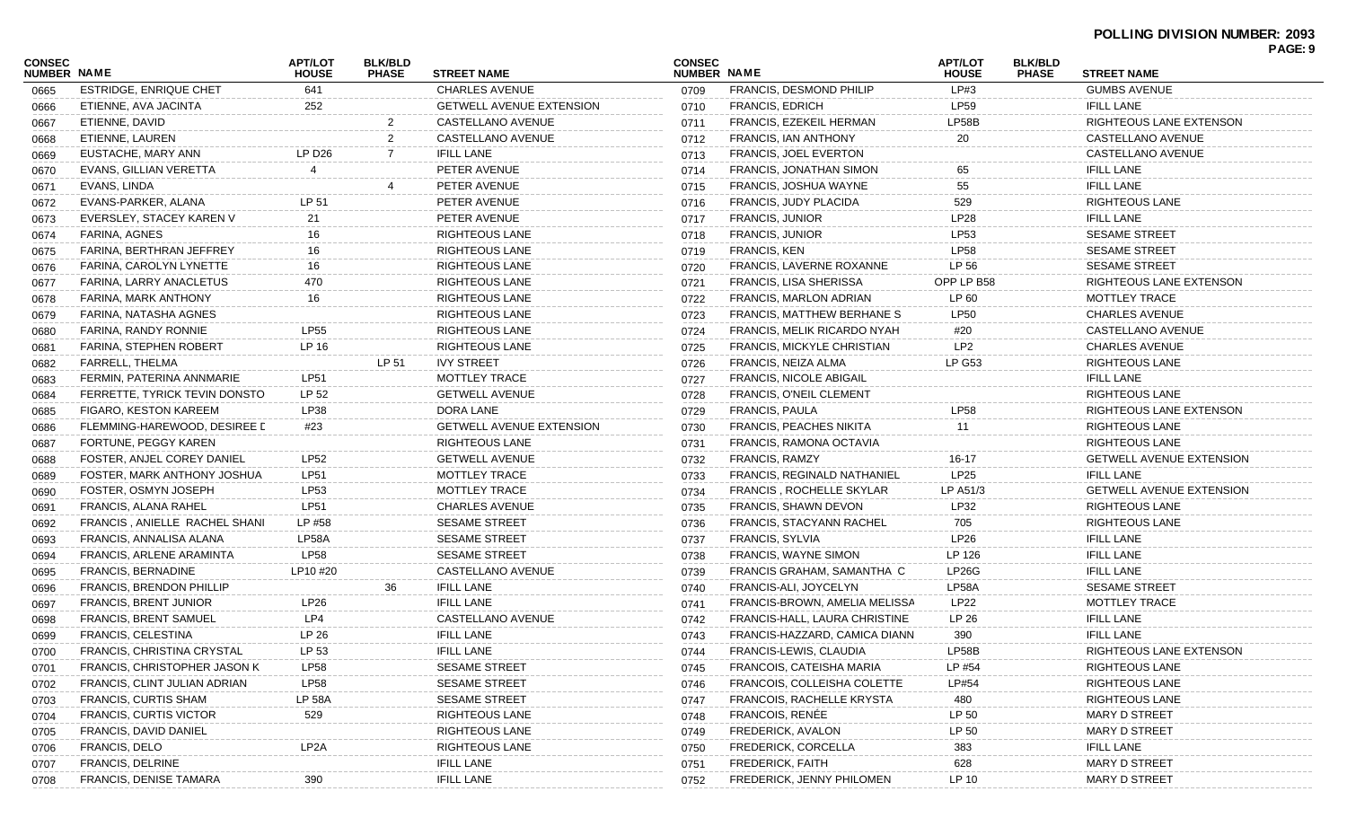**POLLING DIVISION NUMBER: 2093**

| CONSEC NUMBER | NAME | APT/LOT HOUSE | BLK/BLD PHASE | STREET NAME |
|---|---|---|---|---|
| 0665 | ESTRIDGE, ENRIQUE CHET | 641 | | CHARLES AVENUE |
| 0666 | ETIENNE, AVA JACINTA | 252 | | GETWELL AVENUE EXTENSION |
| 0667 | ETIENNE, DAVID | | 2 | CASTELLANO AVENUE |
| 0668 | ETIENNE, LAUREN | | 2 | CASTELLANO AVENUE |
| 0669 | EUSTACHE, MARY ANN | LP D26 | 7 | IFILL LANE |
| 0670 | EVANS, GILLIAN VERETTA | 4 | | PETER AVENUE |
| 0671 | EVANS, LINDA | | 4 | PETER AVENUE |
| 0672 | EVANS-PARKER, ALANA | LP 51 | | PETER AVENUE |
| 0673 | EVERSLEY, STACEY KAREN V | 21 | | PETER AVENUE |
| 0674 | FARINA, AGNES | 16 | | RIGHTEOUS LANE |
| 0675 | FARINA, BERTHRAN JEFFREY | 16 | | RIGHTEOUS LANE |
| 0676 | FARINA, CAROLYN LYNETTE | 16 | | RIGHTEOUS LANE |
| 0677 | FARINA, LARRY ANACLETUS | 470 | | RIGHTEOUS LANE |
| 0678 | FARINA, MARK ANTHONY | 16 | | RIGHTEOUS LANE |
| 0679 | FARINA, NATASHA AGNES | | | RIGHTEOUS LANE |
| 0680 | FARINA, RANDY RONNIE | LP55 | | RIGHTEOUS LANE |
| 0681 | FARINA, STEPHEN ROBERT | LP 16 | | RIGHTEOUS LANE |
| 0682 | FARRELL, THELMA | | LP 51 | IVY STREET |
| 0683 | FERMIN, PATERINA ANNMARIE | LP51 | | MOTTLEY TRACE |
| 0684 | FERRETTE, TYRICK TEVIN DONSTO | LP 52 | | GETWELL AVENUE |
| 0685 | FIGARO, KESTON KAREEM | LP38 | | DORA LANE |
| 0686 | FLEMMING-HAREWOOD, DESIREE D | #23 | | GETWELL AVENUE EXTENSION |
| 0687 | FORTUNE, PEGGY KAREN | | | RIGHTEOUS LANE |
| 0688 | FOSTER, ANJEL COREY DANIEL | LP52 | | GETWELL AVENUE |
| 0689 | FOSTER, MARK ANTHONY JOSHUA | LP51 | | MOTTLEY TRACE |
| 0690 | FOSTER, OSMYN JOSEPH | LP53 | | MOTTLEY TRACE |
| 0691 | FRANCIS, ALANA RAHEL | LP51 | | CHARLES AVENUE |
| 0692 | FRANCIS , ANIELLE RACHEL SHANI | LP #58 | | SESAME STREET |
| 0693 | FRANCIS, ANNALISA ALANA | LP58A | | SESAME STREET |
| 0694 | FRANCIS, ARLENE ARAMINTA | LP58 | | SESAME STREET |
| 0695 | FRANCIS, BERNADINE | LP10 #20 | | CASTELLANO AVENUE |
| 0696 | FRANCIS, BRENDON PHILLIP | | 36 | IFILL LANE |
| 0697 | FRANCIS, BRENT JUNIOR | LP26 | | IFILL LANE |
| 0698 | FRANCIS, BRENT SAMUEL | LP4 | | CASTELLANO AVENUE |
| 0699 | FRANCIS, CELESTINA | LP 26 | | IFILL LANE |
| 0700 | FRANCIS, CHRISTINA CRYSTAL | LP 53 | | IFILL LANE |
| 0701 | FRANCIS, CHRISTOPHER JASON K | LP58 | | SESAME STREET |
| 0702 | FRANCIS, CLINT JULIAN ADRIAN | LP58 | | SESAME STREET |
| 0703 | FRANCIS, CURTIS SHAM | LP 58A | | SESAME STREET |
| 0704 | FRANCIS, CURTIS VICTOR | 529 | | RIGHTEOUS LANE |
| 0705 | FRANCIS, DAVID DANIEL | | | RIGHTEOUS LANE |
| 0706 | FRANCIS, DELO | LP2A | | RIGHTEOUS LANE |
| 0707 | FRANCIS, DELRINE | | | IFILL LANE |
| 0708 | FRANCIS, DENISE TAMARA | 390 | | IFILL LANE |
| 0709 | FRANCIS, DESMOND PHILIP | LP#3 | | GUMBS AVENUE |
| 0710 | FRANCIS, EDRICH | LP59 | | IFILL LANE |
| 0711 | FRANCIS, EZEKEIL HERMAN | LP58B | | RIGHTEOUS LANE EXTENSON |
| 0712 | FRANCIS, IAN ANTHONY | 20 | | CASTELLANO AVENUE |
| 0713 | FRANCIS, JOEL EVERTON | | | CASTELLANO AVENUE |
| 0714 | FRANCIS, JONATHAN SIMON | 65 | | IFILL LANE |
| 0715 | FRANCIS, JOSHUA WAYNE | 55 | | IFILL LANE |
| 0716 | FRANCIS, JUDY PLACIDA | 529 | | RIGHTEOUS LANE |
| 0717 | FRANCIS, JUNIOR | LP28 | | IFILL LANE |
| 0718 | FRANCIS, JUNIOR | LP53 | | SESAME STREET |
| 0719 | FRANCIS, KEN | LP58 | | SESAME STREET |
| 0720 | FRANCIS, LAVERNE ROXANNE | LP 56 | | SESAME STREET |
| 0721 | FRANCIS, LISA SHERISSA | OPP LP B58 | | RIGHTEOUS LANE EXTENSON |
| 0722 | FRANCIS, MARLON ADRIAN | LP 60 | | MOTTLEY TRACE |
| 0723 | FRANCIS, MATTHEW BERHANE S | LP50 | | CHARLES AVENUE |
| 0724 | FRANCIS, MELIK RICARDO NYAH | #20 | | CASTELLANO AVENUE |
| 0725 | FRANCIS, MICKYLE CHRISTIAN | LP2 | | CHARLES AVENUE |
| 0726 | FRANCIS, NEIZA ALMA | LP G53 | | RIGHTEOUS LANE |
| 0727 | FRANCIS, NICOLE ABIGAIL | | | IFILL LANE |
| 0728 | FRANCIS, O'NEIL CLEMENT | | | RIGHTEOUS LANE |
| 0729 | FRANCIS, PAULA | LP58 | | RIGHTEOUS LANE EXTENSON |
| 0730 | FRANCIS, PEACHES NIKITA | 11 | | RIGHTEOUS LANE |
| 0731 | FRANCIS, RAMONA OCTAVIA | | | RIGHTEOUS LANE |
| 0732 | FRANCIS, RAMZY | 16-17 | | GETWELL AVENUE EXTENSION |
| 0733 | FRANCIS, REGINALD NATHANIEL | LP25 | | IFILL LANE |
| 0734 | FRANCIS , ROCHELLE SKYLAR | LP A51/3 | | GETWELL AVENUE EXTENSION |
| 0735 | FRANCIS, SHAWN DEVON | LP32 | | RIGHTEOUS LANE |
| 0736 | FRANCIS, STACYANN RACHEL | 705 | | RIGHTEOUS LANE |
| 0737 | FRANCIS, SYLVIA | LP26 | | IFILL LANE |
| 0738 | FRANCIS, WAYNE SIMON | LP 126 | | IFILL LANE |
| 0739 | FRANCIS GRAHAM, SAMANTHA C | LP26G | | IFILL LANE |
| 0740 | FRANCIS-ALI, JOYCELYN | LP58A | | SESAME STREET |
| 0741 | FRANCIS-BROWN, AMELIA MELISSA | LP22 | | MOTTLEY TRACE |
| 0742 | FRANCIS-HALL, LAURA CHRISTINE | LP 26 | | IFILL LANE |
| 0743 | FRANCIS-HAZZARD, CAMICA DIANN | 390 | | IFILL LANE |
| 0744 | FRANCIS-LEWIS, CLAUDIA | LP58B | | RIGHTEOUS LANE EXTENSON |
| 0745 | FRANCOIS, CATEISHA MARIA | LP #54 | | RIGHTEOUS LANE |
| 0746 | FRANCOIS, COLLEISHA COLETTE | LP#54 | | RIGHTEOUS LANE |
| 0747 | FRANCOIS, RACHELLE KRYSTA | 480 | | RIGHTEOUS LANE |
| 0748 | FRANCOIS, RENÉE | LP 50 | | MARY D STREET |
| 0749 | FREDERICK, AVALON | LP 50 | | MARY D STREET |
| 0750 | FREDERICK, CORCELLA | 383 | | IFILL LANE |
| 0751 | FREDERICK, FAITH | 628 | | MARY D STREET |
| 0752 | FREDERICK, JENNY PHILOMEN | LP 10 | | MARY D STREET |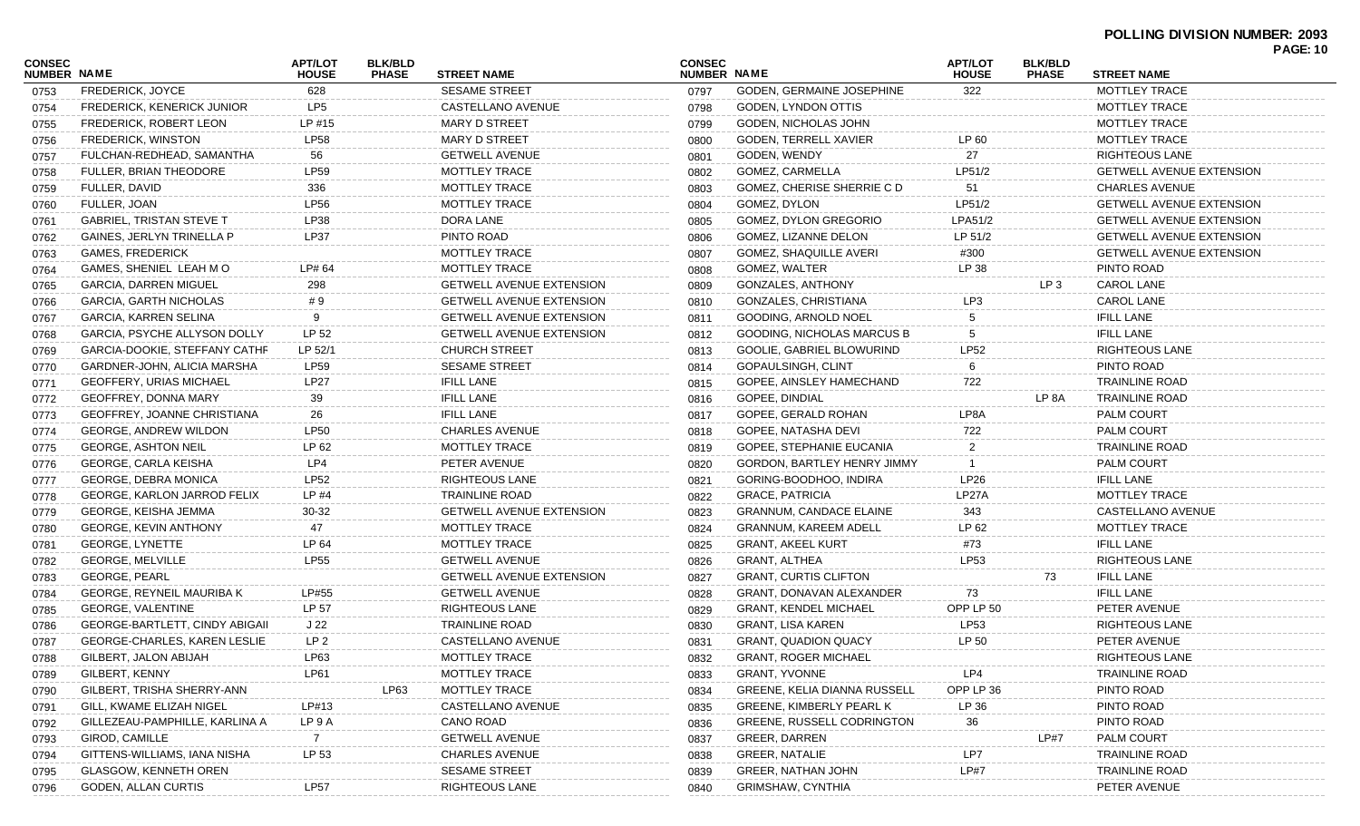**POLLING DIVISION NUMBER: 2093**

| CONSEC NUMBER | NAME | APT/LOT HOUSE | BLK/BLD PHASE | STREET NAME |
|---|---|---|---|---|
| 0753 | FREDERICK, JOYCE | 628 | | SESAME STREET |
| 0754 | FREDERICK, KENERICK JUNIOR | LP5 | | CASTELLANO AVENUE |
| 0755 | FREDERICK, ROBERT LEON | LP #15 | | MARY D STREET |
| 0756 | FREDERICK, WINSTON | LP58 | | MARY D STREET |
| 0757 | FULCHAN-REDHEAD, SAMANTHA | 56 | | GETWELL AVENUE |
| 0758 | FULLER, BRIAN THEODORE | LP59 | | MOTTLEY TRACE |
| 0759 | FULLER, DAVID | 336 | | MOTTLEY TRACE |
| 0760 | FULLER, JOAN | LP56 | | MOTTLEY TRACE |
| 0761 | GABRIEL, TRISTAN STEVE T | LP38 | | DORA LANE |
| 0762 | GAINES, JERLYN TRINELLA P | LP37 | | PINTO ROAD |
| 0763 | GAMES, FREDERICK | | | MOTTLEY TRACE |
| 0764 | GAMES, SHENIEL LEAH M O | LP# 64 | | MOTTLEY TRACE |
| 0765 | GARCIA, DARREN MIGUEL | 298 | | GETWELL AVENUE EXTENSION |
| 0766 | GARCIA, GARTH NICHOLAS | # 9 | | GETWELL AVENUE EXTENSION |
| 0767 | GARCIA, KARREN SELINA | 9 | | GETWELL AVENUE EXTENSION |
| 0768 | GARCIA, PSYCHE ALLYSON DOLLY | LP 52 | | GETWELL AVENUE EXTENSION |
| 0769 | GARCIA-DOOKIE, STEFFANY CATHF | LP 52/1 | | CHURCH STREET |
| 0770 | GARDNER-JOHN, ALICIA MARSHA | LP59 | | SESAME STREET |
| 0771 | GEOFFERY, URIAS MICHAEL | LP27 | | IFILL LANE |
| 0772 | GEOFFREY, DONNA MARY | 39 | | IFILL LANE |
| 0773 | GEOFFREY, JOANNE CHRISTIANA | 26 | | IFILL LANE |
| 0774 | GEORGE, ANDREW WILDON | LP50 | | CHARLES AVENUE |
| 0775 | GEORGE, ASHTON NEIL | LP 62 | | MOTTLEY TRACE |
| 0776 | GEORGE, CARLA KEISHA | LP4 | | PETER AVENUE |
| 0777 | GEORGE, DEBRA MONICA | LP52 | | RIGHTEOUS LANE |
| 0778 | GEORGE, KARLON JARROD FELIX | LP #4 | | TRAINLINE ROAD |
| 0779 | GEORGE, KEISHA JEMMA | 30-32 | | GETWELL AVENUE EXTENSION |
| 0780 | GEORGE, KEVIN ANTHONY | 47 | | MOTTLEY TRACE |
| 0781 | GEORGE, LYNETTE | LP 64 | | MOTTLEY TRACE |
| 0782 | GEORGE, MELVILLE | LP55 | | GETWELL AVENUE |
| 0783 | GEORGE, PEARL | | | GETWELL AVENUE EXTENSION |
| 0784 | GEORGE, REYNEIL MAURIBA K | LP#55 | | GETWELL AVENUE |
| 0785 | GEORGE, VALENTINE | LP 57 | | RIGHTEOUS LANE |
| 0786 | GEORGE-BARTLETT, CINDY ABIGAII | J 22 | | TRAINLINE ROAD |
| 0787 | GEORGE-CHARLES, KAREN LESLIE | LP 2 | | CASTELLANO AVENUE |
| 0788 | GILBERT, JALON ABIJAH | LP63 | | MOTTLEY TRACE |
| 0789 | GILBERT, KENNY | LP61 | | MOTTLEY TRACE |
| 0790 | GILBERT, TRISHA SHERRY-ANN | | LP63 | MOTTLEY TRACE |
| 0791 | GILL, KWAME ELIZAH NIGEL | LP#13 | | CASTELLANO AVENUE |
| 0792 | GILLEZEAU-PAMPHILLE, KARLINA A | LP 9 A | | CANO ROAD |
| 0793 | GIROD, CAMILLE | 7 | | GETWELL AVENUE |
| 0794 | GITTENS-WILLIAMS, IANA NISHA | LP 53 | | CHARLES AVENUE |
| 0795 | GLASGOW, KENNETH OREN | | | SESAME STREET |
| 0796 | GODEN, ALLAN CURTIS | LP57 | | RIGHTEOUS LANE |
| 0797 | GODEN, GERMAINE JOSEPHINE | 322 | | MOTTLEY TRACE |
| 0798 | GODEN, LYNDON OTTIS | | | MOTTLEY TRACE |
| 0799 | GODEN, NICHOLAS JOHN | | | MOTTLEY TRACE |
| 0800 | GODEN, TERRELL XAVIER | LP 60 | | MOTTLEY TRACE |
| 0801 | GODEN, WENDY | 27 | | RIGHTEOUS LANE |
| 0802 | GOMEZ, CARMELLA | LP51/2 | | GETWELL AVENUE EXTENSION |
| 0803 | GOMEZ, CHERISE SHERRIE C D | 51 | | CHARLES AVENUE |
| 0804 | GOMEZ, DYLON | LP51/2 | | GETWELL AVENUE EXTENSION |
| 0805 | GOMEZ, DYLON GREGORIO | LPA51/2 | | GETWELL AVENUE EXTENSION |
| 0806 | GOMEZ, LIZANNE DELON | LP 51/2 | | GETWELL AVENUE EXTENSION |
| 0807 | GOMEZ, SHAQUILLE AVERI | #300 | | GETWELL AVENUE EXTENSION |
| 0808 | GOMEZ, WALTER | LP 38 | | PINTO ROAD |
| 0809 | GONZALES, ANTHONY | | LP 3 | CAROL LANE |
| 0810 | GONZALES, CHRISTIANA | LP3 | | CAROL LANE |
| 0811 | GOODING, ARNOLD NOEL | 5 | | IFILL LANE |
| 0812 | GOODING, NICHOLAS MARCUS B | 5 | | IFILL LANE |
| 0813 | GOOLIE, GABRIEL BLOWURIND | LP52 | | RIGHTEOUS LANE |
| 0814 | GOPAULSINGH, CLINT | 6 | | PINTO ROAD |
| 0815 | GOPEE, AINSLEY HAMECHAND | 722 | | TRAINLINE ROAD |
| 0816 | GOPEE, DINDIAL | | LP 8A | TRAINLINE ROAD |
| 0817 | GOPEE, GERALD ROHAN | LP8A | | PALM COURT |
| 0818 | GOPEE, NATASHA DEVI | 722 | | PALM COURT |
| 0819 | GOPEE, STEPHANIE EUCANIA | 2 | | TRAINLINE ROAD |
| 0820 | GORDON, BARTLEY HENRY JIMMY | 1 | | PALM COURT |
| 0821 | GORING-BOODHOO, INDIRA | LP26 | | IFILL LANE |
| 0822 | GRACE, PATRICIA | LP27A | | MOTTLEY TRACE |
| 0823 | GRANNUM, CANDACE ELAINE | 343 | | CASTELLANO AVENUE |
| 0824 | GRANNUM, KAREEM ADELL | LP 62 | | MOTTLEY TRACE |
| 0825 | GRANT, AKEEL KURT | #73 | | IFILL LANE |
| 0826 | GRANT, ALTHEA | LP53 | | RIGHTEOUS LANE |
| 0827 | GRANT, CURTIS CLIFTON | | 73 | IFILL LANE |
| 0828 | GRANT, DONAVAN ALEXANDER | 73 | | IFILL LANE |
| 0829 | GRANT, KENDEL MICHAEL | OPP LP 50 | | PETER AVENUE |
| 0830 | GRANT, LISA KAREN | LP53 | | RIGHTEOUS LANE |
| 0831 | GRANT, QUADION QUACY | LP 50 | | PETER AVENUE |
| 0832 | GRANT, ROGER MICHAEL | | | RIGHTEOUS LANE |
| 0833 | GRANT, YVONNE | LP4 | | TRAINLINE ROAD |
| 0834 | GREENE, KELIA DIANNA RUSSELL | OPP LP 36 | | PINTO ROAD |
| 0835 | GREENE, KIMBERLY PEARL K | LP 36 | | PINTO ROAD |
| 0836 | GREENE, RUSSELL CODRINGTON | 36 | | PINTO ROAD |
| 0837 | GREER, DARREN | | LP#7 | PALM COURT |
| 0838 | GREER, NATALIE | LP7 | | TRAINLINE ROAD |
| 0839 | GREER, NATHAN JOHN | LP#7 | | TRAINLINE ROAD |
| 0840 | GRIMSHAW, CYNTHIA | | | PETER AVENUE |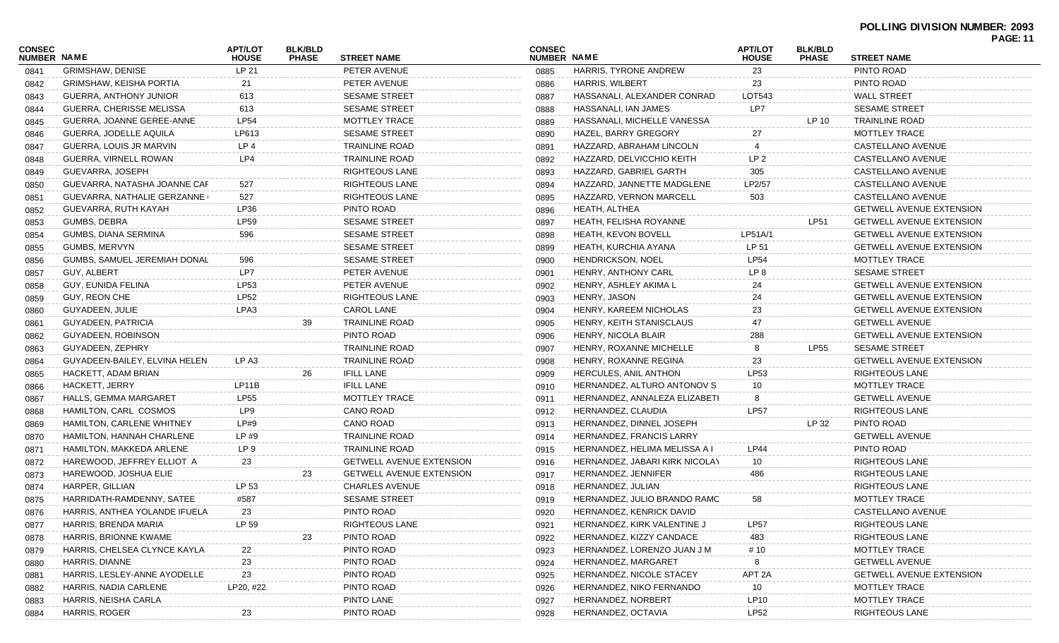**POLLING DIVISION NUMBER: 2093**

| CONSEC NUMBER | NAME | APT/LOT HOUSE | BLK/BLD PHASE | STREET NAME |
|---|---|---|---|---|
| 0841 | GRIMSHAW, DENISE | LP 21 | | PETER AVENUE |
| 0842 | GRIMSHAW, KEISHA PORTIA | 21 | | PETER AVENUE |
| 0843 | GUERRA, ANTHONY JUNIOR | 613 | | SESAME STREET |
| 0844 | GUERRA, CHERISSE MELISSA | 613 | | SESAME STREET |
| 0845 | GUERRA, JOANNE GEREE-ANNE | LP54 | | MOTTLEY TRACE |
| 0846 | GUERRA, JODELLE AQUILA | LP613 | | SESAME STREET |
| 0847 | GUERRA, LOUIS JR MARVIN | LP 4 | | TRAINLINE ROAD |
| 0848 | GUERRA, VIRNELL ROWAN | LP4 | | TRAINLINE ROAD |
| 0849 | GUEVARRA, JOSEPH | | | RIGHTEOUS LANE |
| 0850 | GUEVARRA, NATASHA JOANNE CAI | 527 | | RIGHTEOUS LANE |
| 0851 | GUEVARRA, NATHALIE GERZANNE | 527 | | RIGHTEOUS LANE |
| 0852 | GUEVARRA, RUTH KAYAH | LP36 | | PINTO ROAD |
| 0853 | GUMBS, DEBRA | LP59 | | SESAME STREET |
| 0854 | GUMBS, DIANA SERMINA | 596 | | SESAME STREET |
| 0855 | GUMBS, MERVYN | | | SESAME STREET |
| 0856 | GUMBS, SAMUEL JEREMIAH DONAL | 596 | | SESAME STREET |
| 0857 | GUY, ALBERT | LP7 | | PETER AVENUE |
| 0858 | GUY, EUNIDA FELINA | LP53 | | PETER AVENUE |
| 0859 | GUY, REON CHE | LP52 | | RIGHTEOUS LANE |
| 0860 | GUYADEEN, JULIE | LPA3 | | CAROL LANE |
| 0861 | GUYADEEN, PATRICIA | | 39 | TRAINLINE ROAD |
| 0862 | GUYADEEN, ROBINSON | | | PINTO ROAD |
| 0863 | GUYADEEN, ZEPHRY | | | TRAINLINE ROAD |
| 0864 | GUYADEEN-BAILEY, ELVINA HELEN | LP A3 | | TRAINLINE ROAD |
| 0865 | HACKETT, ADAM BRIAN | | 26 | IFILL LANE |
| 0866 | HACKETT, JERRY | LP11B | | IFILL LANE |
| 0867 | HALLS, GEMMA MARGARET | LP55 | | MOTTLEY TRACE |
| 0868 | HAMILTON, CARL COSMOS | LP9 | | CANO ROAD |
| 0869 | HAMILTON, CARLENE WHITNEY | LP#9 | | CANO ROAD |
| 0870 | HAMILTON, HANNAH CHARLENE | LP #9 | | TRAINLINE ROAD |
| 0871 | HAMILTON, MAKKEDA ARLENE | LP 9 | | TRAINLINE ROAD |
| 0872 | HAREWOOD, JEFFREY ELLIOT A | 23 | | GETWELL AVENUE EXTENSION |
| 0873 | HAREWOOD, JOSHUA ELIE | | 23 | GETWELL AVENUE EXTENSION |
| 0874 | HARPER, GILLIAN | LP 53 | | CHARLES AVENUE |
| 0875 | HARRIDATH-RAMDENNY, SATEE | #587 | | SESAME STREET |
| 0876 | HARRIS, ANTHEA YOLANDE IFUELA | 23 | | PINTO ROAD |
| 0877 | HARRIS, BRENDA MARIA | LP 59 | | RIGHTEOUS LANE |
| 0878 | HARRIS, BRIONNE KWAME | | 23 | PINTO ROAD |
| 0879 | HARRIS, CHELSEA CLYNCE KAYLA | 22 | | PINTO ROAD |
| 0880 | HARRIS, DIANNE | 23 | | PINTO ROAD |
| 0881 | HARRIS, LESLEY-ANNE AYODELLE | 23 | | PINTO ROAD |
| 0882 | HARRIS, NADIA CARLENE | LP20, #22 | | PINTO ROAD |
| 0883 | HARRIS, NEISHA CARLA | | | PINTO LANE |
| 0884 | HARRIS, ROGER | 23 | | PINTO ROAD |
| 0885 | HARRIS, TYRONE ANDREW | 23 | | PINTO ROAD |
| 0886 | HARRIS, WILBERT | 23 | | PINTO ROAD |
| 0887 | HASSANALI, ALEXANDER CONRAD | LOT543 | | WALL STREET |
| 0888 | HASSANALI, IAN JAMES | LP7 | | SESAME STREET |
| 0889 | HASSANALI, MICHELLE VANESSA | | LP 10 | TRAINLINE ROAD |
| 0890 | HAZEL, BARRY GREGORY | 27 | | MOTTLEY TRACE |
| 0891 | HAZZARD, ABRAHAM LINCOLN | 4 | | CASTELLANO AVENUE |
| 0892 | HAZZARD, DELVICCHIO KEITH | LP 2 | | CASTELLANO AVENUE |
| 0893 | HAZZARD, GABRIEL GARTH | 305 | | CASTELLANO AVENUE |
| 0894 | HAZZARD, JANNETTE MADGLENE | LP2/57 | | CASTELLANO AVENUE |
| 0895 | HAZZARD, VERNON MARCELL | 503 | | CASTELLANO AVENUE |
| 0896 | HEATH, ALTHEA | | | GETWELL AVENUE EXTENSION |
| 0897 | HEATH, FELISHA ROYANNE | | LP51 | GETWELL AVENUE EXTENSION |
| 0898 | HEATH, KEVON BOVELL | LP51A/1 | | GETWELL AVENUE EXTENSION |
| 0899 | HEATH, KURCHIA AYANA | LP 51 | | GETWELL AVENUE EXTENSION |
| 0900 | HENDRICKSON, NOEL | LP54 | | MOTTLEY TRACE |
| 0901 | HENRY, ANTHONY CARL | LP 8 | | SESAME STREET |
| 0902 | HENRY, ASHLEY AKIMA L | 24 | | GETWELL AVENUE EXTENSION |
| 0903 | HENRY, JASON | 24 | | GETWELL AVENUE EXTENSION |
| 0904 | HENRY, KAREEM NICHOLAS | 23 | | GETWELL AVENUE EXTENSION |
| 0905 | HENRY, KEITH STANISCLAUS | 47 | | GETWELL AVENUE |
| 0906 | HENRY, NICOLA BLAIR | 288 | | GETWELL AVENUE EXTENSION |
| 0907 | HENRY, ROXANNE MICHELLE | 8 | LP55 | SESAME STREET |
| 0908 | HENRY, ROXANNE REGINA | 23 | | GETWELL AVENUE EXTENSION |
| 0909 | HERCULES, ANIL ANTHON | LP53 | | RIGHTEOUS LANE |
| 0910 | HERNANDEZ, ALTURO ANTONOV S | 10 | | MOTTLEY TRACE |
| 0911 | HERNANDEZ, ANNALEZA ELIZABETI | 8 | | GETWELL AVENUE |
| 0912 | HERNANDEZ, CLAUDIA | LP57 | | RIGHTEOUS LANE |
| 0913 | HERNANDEZ, DINNEL JOSEPH | | LP 32 | PINTO ROAD |
| 0914 | HERNANDEZ, FRANCIS LARRY | | | GETWELL AVENUE |
| 0915 | HERNANDEZ, HELIMA MELISSA A I | LP44 | | PINTO ROAD |
| 0916 | HERNANDEZ, JABARI KIRK NICOLAY | 10 | | RIGHTEOUS LANE |
| 0917 | HERNANDEZ, JENNIFER | 486 | | RIGHTEOUS LANE |
| 0918 | HERNANDEZ, JULIAN | | | RIGHTEOUS LANE |
| 0919 | HERNANDEZ, JULIO BRANDO RAMC | 58 | | MOTTLEY TRACE |
| 0920 | HERNANDEZ, KENRICK DAVID | | | CASTELLANO AVENUE |
| 0921 | HERNANDEZ, KIRK VALENTINE J | LP57 | | RIGHTEOUS LANE |
| 0922 | HERNANDEZ, KIZZY CANDACE | 483 | | RIGHTEOUS LANE |
| 0923 | HERNANDEZ, LORENZO JUAN J M | # 10 | | MOTTLEY TRACE |
| 0924 | HERNANDEZ, MARGARET | 8 | | GETWELL AVENUE |
| 0925 | HERNANDEZ, NICOLE STACEY | APT 2A | | GETWELL AVENUE EXTENSION |
| 0926 | HERNANDEZ, NIKO FERNANDO | 10 | | MOTTLEY TRACE |
| 0927 | HERNANDEZ, NORBERT | LP10 | | MOTTLEY TRACE |
| 0928 | HERNANDEZ, OCTAVIA | LP52 | | RIGHTEOUS LANE |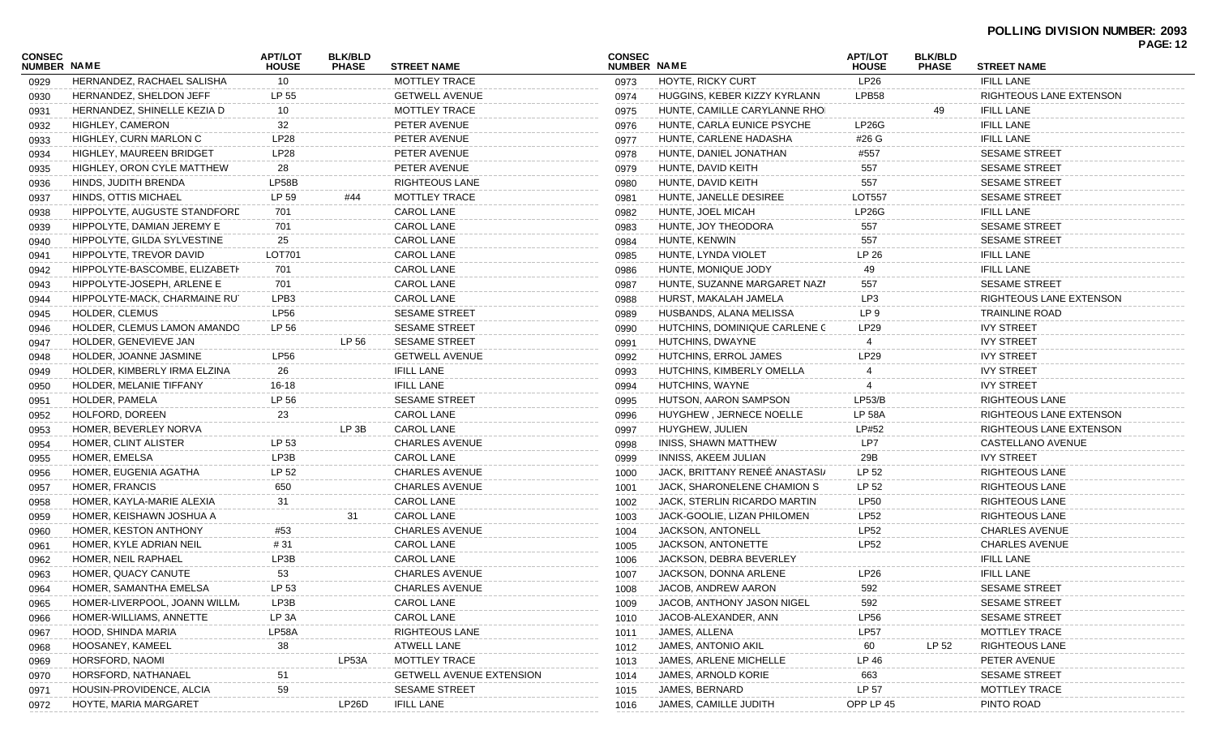**POLLING DIVISION NUMBER: 2093**

| CONSEC NUMBER | NAME | APT/LOT HOUSE | BLK/BLD PHASE | STREET NAME |
|---|---|---|---|---|
| 0929 | HERNANDEZ, RACHAEL SALISHA | 10 | | MOTTLEY TRACE |
| 0930 | HERNANDEZ, SHELDON JEFF | LP 55 | | GETWELL AVENUE |
| 0931 | HERNANDEZ, SHINELLE KEZIA D | 10 | | MOTTLEY TRACE |
| 0932 | HIGHLEY, CAMERON | 32 | | PETER AVENUE |
| 0933 | HIGHLEY, CURN MARLON C | LP28 | | PETER AVENUE |
| 0934 | HIGHLEY, MAUREEN BRIDGET | LP28 | | PETER AVENUE |
| 0935 | HIGHLEY, ORON CYLE MATTHEW | 28 | | PETER AVENUE |
| 0936 | HINDS, JUDITH BRENDA | LP58B | | RIGHTEOUS LANE |
| 0937 | HINDS, OTTIS MICHAEL | LP 59 | #44 | MOTTLEY TRACE |
| 0938 | HIPPOLYTE, AUGUSTE STANDFORD | 701 | | CAROL LANE |
| 0939 | HIPPOLYTE, DAMIAN JEREMY E | 701 | | CAROL LANE |
| 0940 | HIPPOLYTE, GILDA SYLVESTINE | 25 | | CAROL LANE |
| 0941 | HIPPOLYTE, TREVOR DAVID | LOT701 | | CAROL LANE |
| 0942 | HIPPOLYTE-BASCOMBE, ELIZABETH | 701 | | CAROL LANE |
| 0943 | HIPPOLYTE-JOSEPH, ARLENE E | 701 | | CAROL LANE |
| 0944 | HIPPOLYTE-MACK, CHARMAINE RU | LPB3 | | CAROL LANE |
| 0945 | HOLDER, CLEMUS | LP56 | | SESAME STREET |
| 0946 | HOLDER, CLEMUS LAMON AMANDO | LP 56 | | SESAME STREET |
| 0947 | HOLDER, GENEVIEVE JAN | | LP 56 | SESAME STREET |
| 0948 | HOLDER, JOANNE JASMINE | LP56 | | GETWELL AVENUE |
| 0949 | HOLDER, KIMBERLY IRMA ELZINA | 26 | | IFILL LANE |
| 0950 | HOLDER, MELANIE TIFFANY | 16-18 | | IFILL LANE |
| 0951 | HOLDER, PAMELA | LP 56 | | SESAME STREET |
| 0952 | HOLFORD, DOREEN | 23 | | CAROL LANE |
| 0953 | HOMER, BEVERLEY NORVA | | LP 3B | CAROL LANE |
| 0954 | HOMER, CLINT ALISTER | LP 53 | | CHARLES AVENUE |
| 0955 | HOMER, EMELSA | LP3B | | CAROL LANE |
| 0956 | HOMER, EUGENIA AGATHA | LP 52 | | CHARLES AVENUE |
| 0957 | HOMER, FRANCIS | 650 | | CHARLES AVENUE |
| 0958 | HOMER, KAYLA-MARIE ALEXIA | 31 | | CAROL LANE |
| 0959 | HOMER, KEISHAWN JOSHUA A | | 31 | CAROL LANE |
| 0960 | HOMER, KESTON ANTHONY | #53 | | CHARLES AVENUE |
| 0961 | HOMER, KYLE ADRIAN NEIL | # 31 | | CAROL LANE |
| 0962 | HOMER, NEIL RAPHAEL | LP3B | | CAROL LANE |
| 0963 | HOMER, QUACY CANUTE | 53 | | CHARLES AVENUE |
| 0964 | HOMER, SAMANTHA EMELSA | LP 53 | | CHARLES AVENUE |
| 0965 | HOMER-LIVERPOOL, JOANN WILLMA | LP3B | | CAROL LANE |
| 0966 | HOMER-WILLIAMS, ANNETTE | LP 3A | | CAROL LANE |
| 0967 | HOOD, SHINDA MARIA | LP58A | | RIGHTEOUS LANE |
| 0968 | HOOSANEY, KAMEEL | 38 | | ATWELL LANE |
| 0969 | HORSFORD, NAOMI | | LP53A | MOTTLEY TRACE |
| 0970 | HORSFORD, NATHANAEL | 51 | | GETWELL AVENUE EXTENSION |
| 0971 | HOUSIN-PROVIDENCE, ALCIA | 59 | | SESAME STREET |
| 0972 | HOYTE, MARIA MARGARET | | LP26D | IFILL LANE |
| 0973 | HOYTE, RICKY CURT | LP26 | | IFILL LANE |
| 0974 | HUGGINS, KEBER KIZZY KYRLANN | LPB58 | | RIGHTEOUS LANE EXTENSON |
| 0975 | HUNTE, CAMILLE CARYLANNE RHO | | 49 | IFILL LANE |
| 0976 | HUNTE, CARLA EUNICE PSYCHE | LP26G | | IFILL LANE |
| 0977 | HUNTE, CARLENE HADASHA | #26 G | | IFILL LANE |
| 0978 | HUNTE, DANIEL JONATHAN | #557 | | SESAME STREET |
| 0979 | HUNTE, DAVID KEITH | 557 | | SESAME STREET |
| 0980 | HUNTE, DAVID KEITH | 557 | | SESAME STREET |
| 0981 | HUNTE, JANELLE DESIREE | LOT557 | | SESAME STREET |
| 0982 | HUNTE, JOEL MICAH | LP26G | | IFILL LANE |
| 0983 | HUNTE, JOY THEODORA | 557 | | SESAME STREET |
| 0984 | HUNTE, KENWIN | 557 | | SESAME STREET |
| 0985 | HUNTE, LYNDA VIOLET | LP 26 | | IFILL LANE |
| 0986 | HUNTE, MONIQUE JODY | 49 | | IFILL LANE |
| 0987 | HUNTE, SUZANNE MARGARET NAZI | 557 | | SESAME STREET |
| 0988 | HURST, MAKALAH JAMELA | LP3 | | RIGHTEOUS LANE EXTENSON |
| 0989 | HUSBANDS, ALANA MELISSA | LP 9 | | TRAINLINE ROAD |
| 0990 | HUTCHINS, DOMINIQUE CARLENE C | LP29 | | IVY STREET |
| 0991 | HUTCHINS, DWAYNE | 4 | | IVY STREET |
| 0992 | HUTCHINS, ERROL JAMES | LP29 | | IVY STREET |
| 0993 | HUTCHINS, KIMBERLY OMELLA | 4 | | IVY STREET |
| 0994 | HUTCHINS, WAYNE | 4 | | IVY STREET |
| 0995 | HUTSON, AARON SAMPSON | LP53/B | | RIGHTEOUS LANE |
| 0996 | HUYGHEW , JERNECE NOELLE | LP 58A | | RIGHTEOUS LANE EXTENSON |
| 0997 | HUYGHEW, JULIEN | LP#52 | | RIGHTEOUS LANE EXTENSON |
| 0998 | INISS, SHAWN MATTHEW | LP7 | | CASTELLANO AVENUE |
| 0999 | INNISS, AKEEM JULIAN | 29B | | IVY STREET |
| 1000 | JACK, BRITTANY RENEÉ ANASTASIA | LP 52 | | RIGHTEOUS LANE |
| 1001 | JACK, SHARONELENE CHAMION S | LP 52 | | RIGHTEOUS LANE |
| 1002 | JACK, STERLIN RICARDO MARTIN | LP50 | | RIGHTEOUS LANE |
| 1003 | JACK-GOOLIE, LIZAN PHILOMEN | LP52 | | RIGHTEOUS LANE |
| 1004 | JACKSON, ANTONELL | LP52 | | CHARLES AVENUE |
| 1005 | JACKSON, ANTONETTE | LP52 | | CHARLES AVENUE |
| 1006 | JACKSON, DEBRA BEVERLEY | | | IFILL LANE |
| 1007 | JACKSON, DONNA ARLENE | LP26 | | IFILL LANE |
| 1008 | JACOB, ANDREW AARON | 592 | | SESAME STREET |
| 1009 | JACOB, ANTHONY JASON NIGEL | 592 | | SESAME STREET |
| 1010 | JACOB-ALEXANDER, ANN | LP56 | | SESAME STREET |
| 1011 | JAMES, ALLENA | LP57 | | MOTTLEY TRACE |
| 1012 | JAMES, ANTONIO AKIL | 60 | LP 52 | RIGHTEOUS LANE |
| 1013 | JAMES, ARLENE MICHELLE | LP 46 | | PETER AVENUE |
| 1014 | JAMES, ARNOLD KORIE | 663 | | SESAME STREET |
| 1015 | JAMES, BERNARD | LP 57 | | MOTTLEY TRACE |
| 1016 | JAMES, CAMILLE JUDITH | OPP LP 45 | | PINTO ROAD |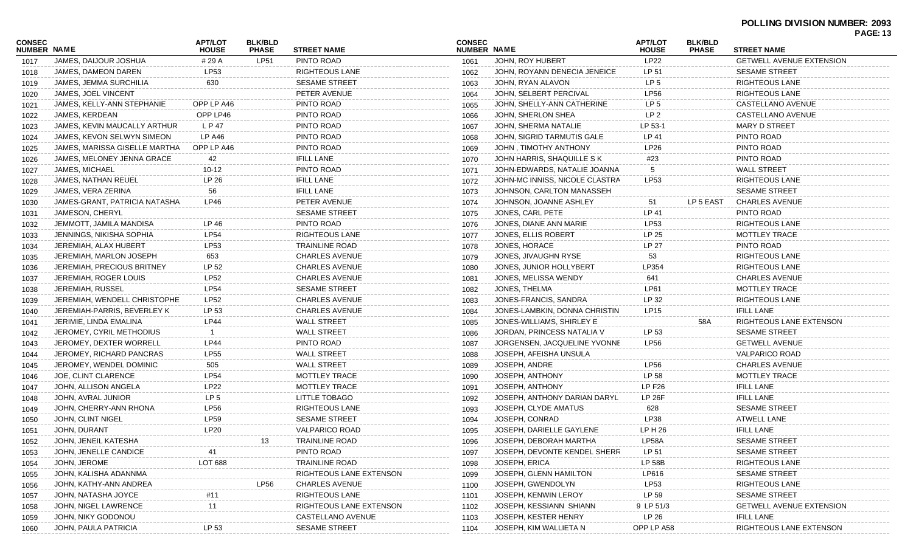**POLLING DIVISION NUMBER: 2093**

| CONSEC NUMBER | NAME | APT/LOT HOUSE | BLK/BLD PHASE | STREET NAME |
|---|---|---|---|---|
| 1017 | JAMES, DAIJOUR JOSHUA | # 29 A | LP51 | PINTO ROAD |
| 1018 | JAMES, DAMEON DAREN | LP53 | | RIGHTEOUS LANE |
| 1019 | JAMES, JEMMA SURCHILIA | 630 | | SESAME STREET |
| 1020 | JAMES, JOEL VINCENT | | | PETER AVENUE |
| 1021 | JAMES, KELLY-ANN STEPHANIE | OPP LP A46 | | PINTO ROAD |
| 1022 | JAMES, KERDEAN | OPP LP46 | | PINTO ROAD |
| 1023 | JAMES, KEVIN MAUCALLY ARTHUR | L P 47 | | PINTO ROAD |
| 1024 | JAMES, KEVON SELWYN SIMEON | LP A46 | | PINTO ROAD |
| 1025 | JAMES, MARISSA GISELLE MARTHA | OPP LP A46 | | PINTO ROAD |
| 1026 | JAMES, MELONEY JENNA GRACE | 42 | | IFILL LANE |
| 1027 | JAMES, MICHAEL | 10-12 | | PINTO ROAD |
| 1028 | JAMES, NATHAN REUEL | LP 26 | | IFILL LANE |
| 1029 | JAMES, VERA ZERINA | 56 | | IFILL LANE |
| 1030 | JAMES-GRANT, PATRICIA NATASHA | LP46 | | PETER AVENUE |
| 1031 | JAMESON, CHERYL | | | SESAME STREET |
| 1032 | JEMMOTT, JAMILA MANDISA | LP 46 | | PINTO ROAD |
| 1033 | JENNINGS, NIKISHA SOPHIA | LP54 | | RIGHTEOUS LANE |
| 1034 | JEREMIAH, ALAX HUBERT | LP53 | | TRAINLINE ROAD |
| 1035 | JEREMIAH, MARLON JOSEPH | 653 | | CHARLES AVENUE |
| 1036 | JEREMIAH, PRECIOUS BRITNEY | LP 52 | | CHARLES AVENUE |
| 1037 | JEREMIAH, ROGER LOUIS | LP52 | | CHARLES AVENUE |
| 1038 | JEREMIAH, RUSSEL | LP54 | | SESAME STREET |
| 1039 | JEREMIAH, WENDELL CHRISTOPHE | LP52 | | CHARLES AVENUE |
| 1040 | JEREMIAH-PARRIS, BEVERLEY K | LP 53 | | CHARLES AVENUE |
| 1041 | JERIMIE, LINDA EMALINA | LP44 | | WALL STREET |
| 1042 | JEROMEY, CYRIL METHODIUS | 1 | | WALL STREET |
| 1043 | JEROMEY, DEXTER WORRELL | LP44 | | PINTO ROAD |
| 1044 | JEROMEY, RICHARD PANCRAS | LP55 | | WALL STREET |
| 1045 | JEROMEY, WENDEL DOMINIC | 505 | | WALL STREET |
| 1046 | JOE, CLINT CLARENCE | LP54 | | MOTTLEY TRACE |
| 1047 | JOHN, ALLISON ANGELA | LP22 | | MOTTLEY TRACE |
| 1048 | JOHN, AVRAL JUNIOR | LP 5 | | LITTLE TOBAGO |
| 1049 | JOHN, CHERRY-ANN RHONA | LP56 | | RIGHTEOUS LANE |
| 1050 | JOHN, CLINT NIGEL | LP59 | | SESAME STREET |
| 1051 | JOHN, DURANT | LP20 | | VALPARICO ROAD |
| 1052 | JOHN, JENEIL KATESHA | | 13 | TRAINLINE ROAD |
| 1053 | JOHN, JENELLE CANDICE | 41 | | PINTO ROAD |
| 1054 | JOHN, JEROME | LOT 688 | | TRAINLINE ROAD |
| 1055 | JOHN, KALISHA ADANNMA | | | RIGHTEOUS LANE EXTENSON |
| 1056 | JOHN, KATHY-ANN ANDREA | | LP56 | CHARLES AVENUE |
| 1057 | JOHN, NATASHA JOYCE | #11 | | RIGHTEOUS LANE |
| 1058 | JOHN, NIGEL LAWRENCE | 11 | | RIGHTEOUS LANE EXTENSON |
| 1059 | JOHN, NIKY GODONOU | | | CASTELLANO AVENUE |
| 1060 | JOHN, PAULA PATRICIA | LP 53 | | SESAME STREET |
| 1061 | JOHN, ROY HUBERT | LP22 | | GETWELL AVENUE EXTENSION |
| 1062 | JOHN, ROYANN DENECIA JENEICE | LP 51 | | SESAME STREET |
| 1063 | JOHN, RYAN ALAVON | LP 5 | | RIGHTEOUS LANE |
| 1064 | JOHN, SELBERT PERCIVAL | LP56 | | RIGHTEOUS LANE |
| 1065 | JOHN, SHELLY-ANN CATHERINE | LP 5 | | CASTELLANO AVENUE |
| 1066 | JOHN, SHERLON SHEA | LP 2 | | CASTELLANO AVENUE |
| 1067 | JOHN, SHERMA NATALIE | LP 53-1 | | MARY D STREET |
| 1068 | JOHN, SIGRID TARMUTIS GALE | LP 41 | | PINTO ROAD |
| 1069 | JOHN , TIMOTHY ANTHONY | LP26 | | PINTO ROAD |
| 1070 | JOHN HARRIS, SHAQUILLE S K | #23 | | PINTO ROAD |
| 1071 | JOHN-EDWARDS, NATALIE JOANNA | 5 | | WALL STREET |
| 1072 | JOHN-MC INNISS, NICOLE CLASTRA | LP53 | | RIGHTEOUS LANE |
| 1073 | JOHNSON, CARLTON MANASSEH | | | SESAME STREET |
| 1074 | JOHNSON, JOANNE ASHLEY | 51 | LP 5 EAST | CHARLES AVENUE |
| 1075 | JONES, CARL PETE | LP 41 | | PINTO ROAD |
| 1076 | JONES, DIANE ANN MARIE | LP53 | | RIGHTEOUS LANE |
| 1077 | JONES, ELLIS ROBERT | LP 25 | | MOTTLEY TRACE |
| 1078 | JONES, HORACE | LP 27 | | PINTO ROAD |
| 1079 | JONES, JIVAUGHN RYSE | 53 | | RIGHTEOUS LANE |
| 1080 | JONES, JUNIOR HOLLYBERT | LP354 | | RIGHTEOUS LANE |
| 1081 | JONES, MELISSA WENDY | 641 | | CHARLES AVENUE |
| 1082 | JONES, THELMA | LP61 | | MOTTLEY TRACE |
| 1083 | JONES-FRANCIS, SANDRA | LP 32 | | RIGHTEOUS LANE |
| 1084 | JONES-LAMBKIN, DONNA CHRISTIN | LP15 | | IFILL LANE |
| 1085 | JONES-WILLIAMS, SHIRLEY E | | 58A | RIGHTEOUS LANE EXTENSON |
| 1086 | JORDAN, PRINCESS NATALIA V | LP 53 | | SESAME STREET |
| 1087 | JORGENSEN, JACQUELINE YVONNE | LP56 | | GETWELL AVENUE |
| 1088 | JOSEPH, AFEISHA UNSULA | | | VALPARICO ROAD |
| 1089 | JOSEPH, ANDRE | LP56 | | CHARLES AVENUE |
| 1090 | JOSEPH, ANTHONY | LP 58 | | MOTTLEY TRACE |
| 1091 | JOSEPH, ANTHONY | LP F26 | | IFILL LANE |
| 1092 | JOSEPH, ANTHONY DARIAN DARYL | LP 26F | | IFILL LANE |
| 1093 | JOSEPH, CLYDE AMATUS | 628 | | SESAME STREET |
| 1094 | JOSEPH, CONRAD | LP38 | | ATWELL LANE |
| 1095 | JOSEPH, DARIELLE GAYLENE | LP H 26 | | IFILL LANE |
| 1096 | JOSEPH, DEBORAH MARTHA | LP58A | | SESAME STREET |
| 1097 | JOSEPH, DEVONTE KENDEL SHERR | LP 51 | | SESAME STREET |
| 1098 | JOSEPH, ERICA | LP 58B | | RIGHTEOUS LANE |
| 1099 | JOSEPH, GLENN HAMILTON | LP616 | | SESAME STREET |
| 1100 | JOSEPH, GWENDOLYN | LP53 | | RIGHTEOUS LANE |
| 1101 | JOSEPH, KENWIN LEROY | LP 59 | | SESAME STREET |
| 1102 | JOSEPH, KESSIANN SHIANN | 9 LP 51/3 | | GETWELL AVENUE EXTENSION |
| 1103 | JOSEPH, KESTER HENRY | LP 26 | | IFILL LANE |
| 1104 | JOSEPH, KIM WALLIETA N | OPP LP A58 | | RIGHTEOUS LANE EXTENSON |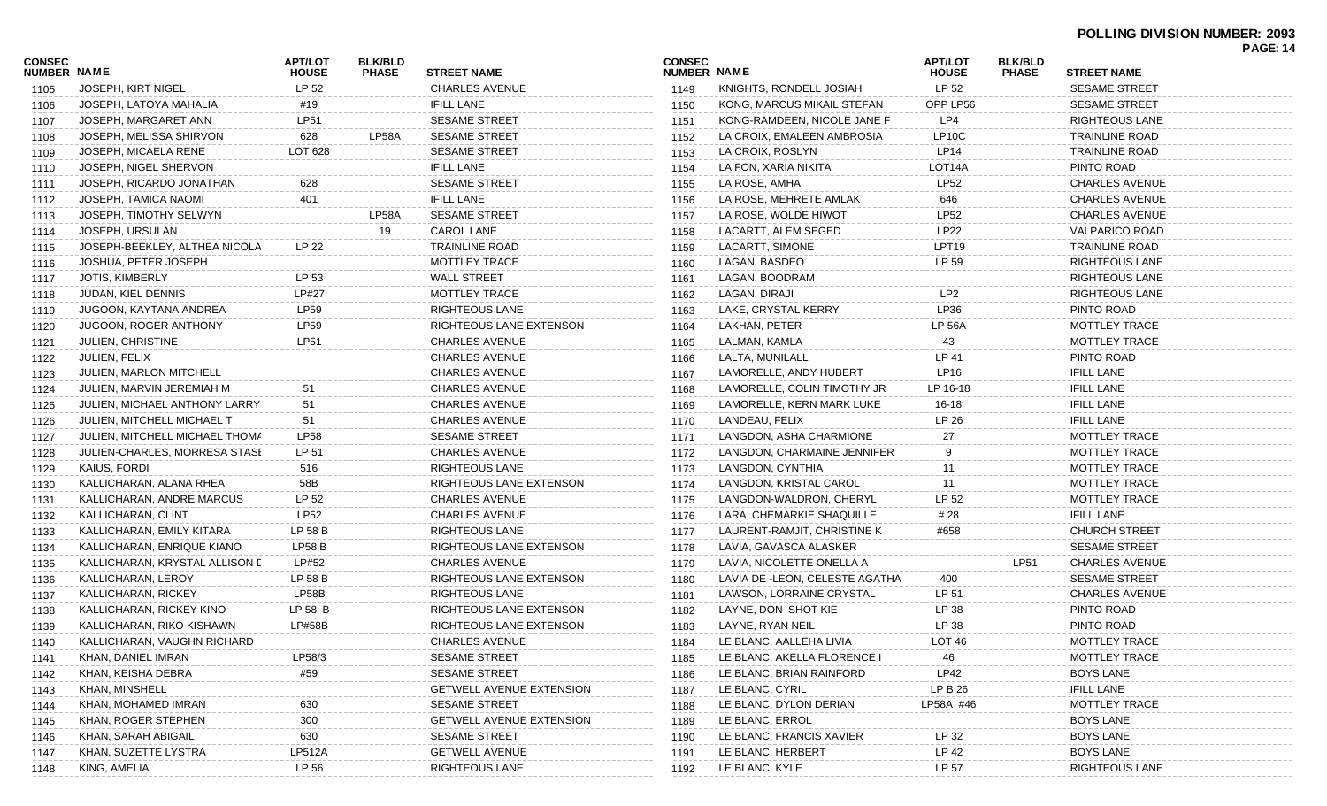**POLLING DIVISION NUMBER: 2093**

| CONSEC NUMBER | NAME | APT/LOT HOUSE | BLK/BLD PHASE | STREET NAME |
|---|---|---|---|---|
| 1105 | JOSEPH, KIRT NIGEL | LP 52 | | CHARLES AVENUE |
| 1106 | JOSEPH, LATOYA MAHALIA | #19 | | IFILL LANE |
| 1107 | JOSEPH, MARGARET ANN | LP51 | | SESAME STREET |
| 1108 | JOSEPH, MELISSA SHIRVON | 628 | LP58A | SESAME STREET |
| 1109 | JOSEPH, MICAELA RENE | LOT 628 | | SESAME STREET |
| 1110 | JOSEPH, NIGEL SHERVON | | | IFILL LANE |
| 1111 | JOSEPH, RICARDO JONATHAN | 628 | | SESAME STREET |
| 1112 | JOSEPH, TAMICA NAOMI | 401 | | IFILL LANE |
| 1113 | JOSEPH, TIMOTHY SELWYN | | LP58A | SESAME STREET |
| 1114 | JOSEPH, URSULAN | | 19 | CAROL LANE |
| 1115 | JOSEPH-BEEKLEY, ALTHEA NICOLA | LP 22 | | TRAINLINE ROAD |
| 1116 | JOSHUA, PETER JOSEPH | | | MOTTLEY TRACE |
| 1117 | JOTIS, KIMBERLY | LP 53 | | WALL STREET |
| 1118 | JUDAN, KIEL DENNIS | LP#27 | | MOTTLEY TRACE |
| 1119 | JUGOON, KAYTANA ANDREA | LP59 | | RIGHTEOUS LANE |
| 1120 | JUGOON, ROGER ANTHONY | LP59 | | RIGHTEOUS LANE EXTENSON |
| 1121 | JULIEN, CHRISTINE | LP51 | | CHARLES AVENUE |
| 1122 | JULIEN, FELIX | | | CHARLES AVENUE |
| 1123 | JULIEN, MARLON MITCHELL | | | CHARLES AVENUE |
| 1124 | JULIEN, MARVIN JEREMIAH M | 51 | | CHARLES AVENUE |
| 1125 | JULIEN, MICHAEL ANTHONY LARRY | 51 | | CHARLES AVENUE |
| 1126 | JULIEN, MITCHELL MICHAEL T | 51 | | CHARLES AVENUE |
| 1127 | JULIEN, MITCHELL MICHAEL THOMA | LP58 | | SESAME STREET |
| 1128 | JULIEN-CHARLES, MORRESA STASI | LP 51 | | CHARLES AVENUE |
| 1129 | KAIUS, FORDI | 516 | | RIGHTEOUS LANE |
| 1130 | KALLICHARAN, ALANA RHEA | 58B | | RIGHTEOUS LANE EXTENSON |
| 1131 | KALLICHARAN, ANDRE MARCUS | LP 52 | | CHARLES AVENUE |
| 1132 | KALLICHARAN, CLINT | LP52 | | CHARLES AVENUE |
| 1133 | KALLICHARAN, EMILY KITARA | LP 58 B | | RIGHTEOUS LANE |
| 1134 | KALLICHARAN, ENRIQUE KIANO | LP58 B | | RIGHTEOUS LANE EXTENSON |
| 1135 | KALLICHARAN, KRYSTAL ALLISON D | LP#52 | | CHARLES AVENUE |
| 1136 | KALLICHARAN, LEROY | LP 58 B | | RIGHTEOUS LANE EXTENSON |
| 1137 | KALLICHARAN, RICKEY | LP58B | | RIGHTEOUS LANE |
| 1138 | KALLICHARAN, RICKEY KINO | LP 58 B | | RIGHTEOUS LANE EXTENSON |
| 1139 | KALLICHARAN, RIKO KISHAWN | LP#58B | | RIGHTEOUS LANE EXTENSON |
| 1140 | KALLICHARAN, VAUGHN RICHARD | | | CHARLES AVENUE |
| 1141 | KHAN, DANIEL IMRAN | LP58/3 | | SESAME STREET |
| 1142 | KHAN, KEISHA DEBRA | #59 | | SESAME STREET |
| 1143 | KHAN, MINSHELL | | | GETWELL AVENUE EXTENSION |
| 1144 | KHAN, MOHAMED IMRAN | 630 | | SESAME STREET |
| 1145 | KHAN, ROGER STEPHEN | 300 | | GETWELL AVENUE EXTENSION |
| 1146 | KHAN, SARAH ABIGAIL | 630 | | SESAME STREET |
| 1147 | KHAN, SUZETTE LYSTRA | LP512A | | GETWELL AVENUE |
| 1148 | KING, AMELIA | LP 56 | | RIGHTEOUS LANE |
| 1149 | KNIGHTS, RONDELL JOSIAH | LP 52 | | SESAME STREET |
| 1150 | KONG, MARCUS MIKAIL STEFAN | OPP LP56 | | SESAME STREET |
| 1151 | KONG-RAMDEEN, NICOLE JANE F | LP4 | | RIGHTEOUS LANE |
| 1152 | LA CROIX, EMALEEN AMBROSIA | LP10C | | TRAINLINE ROAD |
| 1153 | LA CROIX, ROSLYN | LP14 | | TRAINLINE ROAD |
| 1154 | LA FON, XARIA NIKITA | LOT14A | | PINTO ROAD |
| 1155 | LA ROSE, AMHA | LP52 | | CHARLES AVENUE |
| 1156 | LA ROSE, MEHRETE AMLAK | 646 | | CHARLES AVENUE |
| 1157 | LA ROSE, WOLDE HIWOT | LP52 | | CHARLES AVENUE |
| 1158 | LACARTT, ALEM SEGED | LP22 | | VALPARICO ROAD |
| 1159 | LACARTT, SIMONE | LPT19 | | TRAINLINE ROAD |
| 1160 | LAGAN, BASDEO | LP 59 | | RIGHTEOUS LANE |
| 1161 | LAGAN, BOODRAM | | | RIGHTEOUS LANE |
| 1162 | LAGAN, DIRAJI | LP2 | | RIGHTEOUS LANE |
| 1163 | LAKE, CRYSTAL KERRY | LP36 | | PINTO ROAD |
| 1164 | LAKHAN, PETER | LP 56A | | MOTTLEY TRACE |
| 1165 | LALMAN, KAMLA | 43 | | MOTTLEY TRACE |
| 1166 | LALTA, MUNILALL | LP 41 | | PINTO ROAD |
| 1167 | LAMORELLE, ANDY HUBERT | LP16 | | IFILL LANE |
| 1168 | LAMORELLE, COLIN TIMOTHY JR | LP 16-18 | | IFILL LANE |
| 1169 | LAMORELLE, KERN MARK LUKE | 16-18 | | IFILL LANE |
| 1170 | LANDEAU, FELIX | LP 26 | | IFILL LANE |
| 1171 | LANGDON, ASHA CHARMIONE | 27 | | MOTTLEY TRACE |
| 1172 | LANGDON, CHARMAINE JENNIFER | 9 | | MOTTLEY TRACE |
| 1173 | LANGDON, CYNTHIA | 11 | | MOTTLEY TRACE |
| 1174 | LANGDON, KRISTAL CAROL | 11 | | MOTTLEY TRACE |
| 1175 | LANGDON-WALDRON, CHERYL | LP 52 | | MOTTLEY TRACE |
| 1176 | LARA, CHEMARKIE SHAQUILLE | # 28 | | IFILL LANE |
| 1177 | LAURENT-RAMJIT, CHRISTINE K | #658 | | CHURCH STREET |
| 1178 | LAVIA, GAVASCA ALASKER | | | SESAME STREET |
| 1179 | LAVIA, NICOLETTE ONELLA A | | LP51 | CHARLES AVENUE |
| 1180 | LAVIA DE -LEON, CELESTE AGATHA | 400 | | SESAME STREET |
| 1181 | LAWSON, LORRAINE CRYSTAL | LP 51 | | CHARLES AVENUE |
| 1182 | LAYNE, DON SHOT KIE | LP 38 | | PINTO ROAD |
| 1183 | LAYNE, RYAN NEIL | LP 38 | | PINTO ROAD |
| 1184 | LE BLANC, AALLEHA LIVIA | LOT 46 | | MOTTLEY TRACE |
| 1185 | LE BLANC, AKELLA FLORENCE I | 46 | | MOTTLEY TRACE |
| 1186 | LE BLANC, BRIAN RAINFORD | LP42 | | BOYS LANE |
| 1187 | LE BLANC, CYRIL | LP B 26 | | IFILL LANE |
| 1188 | LE BLANC, DYLON DERIAN | LP58A #46 | | MOTTLEY TRACE |
| 1189 | LE BLANC, ERROL | | | BOYS LANE |
| 1190 | LE BLANC, FRANCIS XAVIER | LP 32 | | BOYS LANE |
| 1191 | LE BLANC, HERBERT | LP 42 | | BOYS LANE |
| 1192 | LE BLANC, KYLE | LP 57 | | RIGHTEOUS LANE |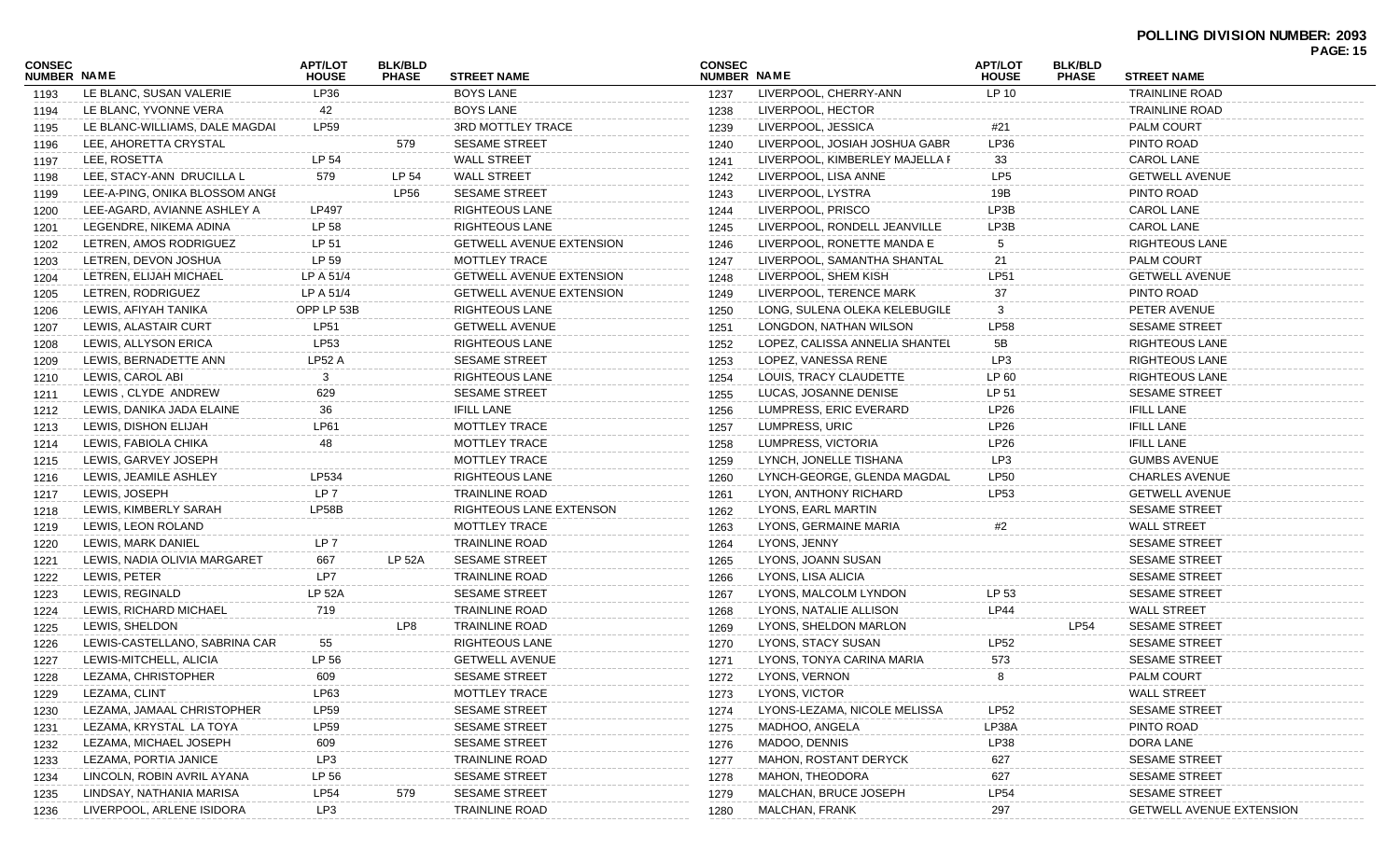**POLLING DIVISION NUMBER: 2093**

| CONSEC NUMBER | NAME | APT/LOT HOUSE | BLK/BLD PHASE | STREET NAME |
|---|---|---|---|---|
| 1193 | LE BLANC, SUSAN VALERIE | LP36 | | BOYS LANE |
| 1194 | LE BLANC, YVONNE VERA | 42 | | BOYS LANE |
| 1195 | LE BLANC-WILLIAMS, DALE MAGDAI | LP59 | | 3RD MOTTLEY TRACE |
| 1196 | LEE, AHORETTA CRYSTAL | | 579 | SESAME STREET |
| 1197 | LEE, ROSETTA | LP 54 | | WALL STREET |
| 1198 | LEE, STACY-ANN DRUCILLA L | 579 | LP 54 | WALL STREET |
| 1199 | LEE-A-PING, ONIKA BLOSSOM ANGI | | LP56 | SESAME STREET |
| 1200 | LEE-AGARD, AVIANNE ASHLEY A | LP497 | | RIGHTEOUS LANE |
| 1201 | LEGENDRE, NIKEMA ADINA | LP 58 | | RIGHTEOUS LANE |
| 1202 | LETREN, AMOS RODRIGUEZ | LP 51 | | GETWELL AVENUE EXTENSION |
| 1203 | LETREN, DEVON JOSHUA | LP 59 | | MOTTLEY TRACE |
| 1204 | LETREN, ELIJAH MICHAEL | LP A 51/4 | | GETWELL AVENUE EXTENSION |
| 1205 | LETREN, RODRIGUEZ | LP A 51/4 | | GETWELL AVENUE EXTENSION |
| 1206 | LEWIS, AFIYAH TANIKA | OPP LP 53B | | RIGHTEOUS LANE |
| 1207 | LEWIS, ALASTAIR CURT | LP51 | | GETWELL AVENUE |
| 1208 | LEWIS, ALLYSON ERICA | LP53 | | RIGHTEOUS LANE |
| 1209 | LEWIS, BERNADETTE ANN | LP52 A | | SESAME STREET |
| 1210 | LEWIS, CAROL ABI | 3 | | RIGHTEOUS LANE |
| 1211 | LEWIS , CLYDE ANDREW | 629 | | SESAME STREET |
| 1212 | LEWIS, DANIKA JADA ELAINE | 36 | | IFILL LANE |
| 1213 | LEWIS, DISHON ELIJAH | LP61 | | MOTTLEY TRACE |
| 1214 | LEWIS, FABIOLA CHIKA | 48 | | MOTTLEY TRACE |
| 1215 | LEWIS, GARVEY JOSEPH | | | MOTTLEY TRACE |
| 1216 | LEWIS, JEAMILE ASHLEY | LP534 | | RIGHTEOUS LANE |
| 1217 | LEWIS, JOSEPH | LP 7 | | TRAINLINE ROAD |
| 1218 | LEWIS, KIMBERLY SARAH | LP58B | | RIGHTEOUS LANE EXTENSON |
| 1219 | LEWIS, LEON ROLAND | | | MOTTLEY TRACE |
| 1220 | LEWIS, MARK DANIEL | LP 7 | | TRAINLINE ROAD |
| 1221 | LEWIS, NADIA OLIVIA MARGARET | 667 | LP 52A | SESAME STREET |
| 1222 | LEWIS, PETER | LP7 | | TRAINLINE ROAD |
| 1223 | LEWIS, REGINALD | LP 52A | | SESAME STREET |
| 1224 | LEWIS, RICHARD MICHAEL | 719 | | TRAINLINE ROAD |
| 1225 | LEWIS, SHELDON | | LP8 | TRAINLINE ROAD |
| 1226 | LEWIS-CASTELLANO, SABRINA CAR | 55 | | RIGHTEOUS LANE |
| 1227 | LEWIS-MITCHELL, ALICIA | LP 56 | | GETWELL AVENUE |
| 1228 | LEZAMA, CHRISTOPHER | 609 | | SESAME STREET |
| 1229 | LEZAMA, CLINT | LP63 | | MOTTLEY TRACE |
| 1230 | LEZAMA, JAMAAL CHRISTOPHER | LP59 | | SESAME STREET |
| 1231 | LEZAMA, KRYSTAL LA TOYA | LP59 | | SESAME STREET |
| 1232 | LEZAMA, MICHAEL JOSEPH | 609 | | SESAME STREET |
| 1233 | LEZAMA, PORTIA JANICE | LP3 | | TRAINLINE ROAD |
| 1234 | LINCOLN, ROBIN AVRIL AYANA | LP 56 | | SESAME STREET |
| 1235 | LINDSAY, NATHANIA MARISA | LP54 | 579 | SESAME STREET |
| 1236 | LIVERPOOL, ARLENE ISIDORA | LP3 | | TRAINLINE ROAD |
| 1237 | LIVERPOOL, CHERRY-ANN | LP 10 | | TRAINLINE ROAD |
| 1238 | LIVERPOOL, HECTOR | | | TRAINLINE ROAD |
| 1239 | LIVERPOOL, JESSICA | #21 | | PALM COURT |
| 1240 | LIVERPOOL, JOSIAH JOSHUA GABR | LP36 | | PINTO ROAD |
| 1241 | LIVERPOOL, KIMBERLEY MAJELLA I | 33 | | CAROL LANE |
| 1242 | LIVERPOOL, LISA ANNE | LP5 | | GETWELL AVENUE |
| 1243 | LIVERPOOL, LYSTRA | 19B | | PINTO ROAD |
| 1244 | LIVERPOOL, PRISCO | LP3B | | CAROL LANE |
| 1245 | LIVERPOOL, RONDELL JEANVILLE | LP3B | | CAROL LANE |
| 1246 | LIVERPOOL, RONETTE MANDA E | 5 | | RIGHTEOUS LANE |
| 1247 | LIVERPOOL, SAMANTHA SHANTAL | 21 | | PALM COURT |
| 1248 | LIVERPOOL, SHEM KISH | LP51 | | GETWELL AVENUE |
| 1249 | LIVERPOOL, TERENCE MARK | 37 | | PINTO ROAD |
| 1250 | LONG, SULENA OLEKA KELEBUGILE | 3 | | PETER AVENUE |
| 1251 | LONGDON, NATHAN WILSON | LP58 | | SESAME STREET |
| 1252 | LOPEZ, CALISSA ANNELIA SHANTEL | 5B | | RIGHTEOUS LANE |
| 1253 | LOPEZ, VANESSA RENE | LP3 | | RIGHTEOUS LANE |
| 1254 | LOUIS, TRACY CLAUDETTE | LP 60 | | RIGHTEOUS LANE |
| 1255 | LUCAS, JOSANNE DENISE | LP 51 | | SESAME STREET |
| 1256 | LUMPRESS, ERIC EVERARD | LP26 | | IFILL LANE |
| 1257 | LUMPRESS, URIC | LP26 | | IFILL LANE |
| 1258 | LUMPRESS, VICTORIA | LP26 | | IFILL LANE |
| 1259 | LYNCH, JONELLE TISHANA | LP3 | | GUMBS AVENUE |
| 1260 | LYNCH-GEORGE, GLENDA MAGDAL | LP50 | | CHARLES AVENUE |
| 1261 | LYON, ANTHONY RICHARD | LP53 | | GETWELL AVENUE |
| 1262 | LYONS, EARL MARTIN | | | SESAME STREET |
| 1263 | LYONS, GERMAINE MARIA | #2 | | WALL STREET |
| 1264 | LYONS, JENNY | | | SESAME STREET |
| 1265 | LYONS, JOANN SUSAN | | | SESAME STREET |
| 1266 | LYONS, LISA ALICIA | | | SESAME STREET |
| 1267 | LYONS, MALCOLM LYNDON | LP 53 | | SESAME STREET |
| 1268 | LYONS, NATALIE ALLISON | LP44 | | WALL STREET |
| 1269 | LYONS, SHELDON MARLON | | LP54 | SESAME STREET |
| 1270 | LYONS, STACY SUSAN | LP52 | | SESAME STREET |
| 1271 | LYONS, TONYA CARINA MARIA | 573 | | SESAME STREET |
| 1272 | LYONS, VERNON | 8 | | PALM COURT |
| 1273 | LYONS, VICTOR | | | WALL STREET |
| 1274 | LYONS-LEZAMA, NICOLE MELISSA | LP52 | | SESAME STREET |
| 1275 | MADHOO, ANGELA | LP38A | | PINTO ROAD |
| 1276 | MADOO, DENNIS | LP38 | | DORA LANE |
| 1277 | MAHON, ROSTANT DERYCK | 627 | | SESAME STREET |
| 1278 | MAHON, THEODORA | 627 | | SESAME STREET |
| 1279 | MALCHAN, BRUCE JOSEPH | LP54 | | SESAME STREET |
| 1280 | MALCHAN, FRANK | 297 | | GETWELL AVENUE EXTENSION |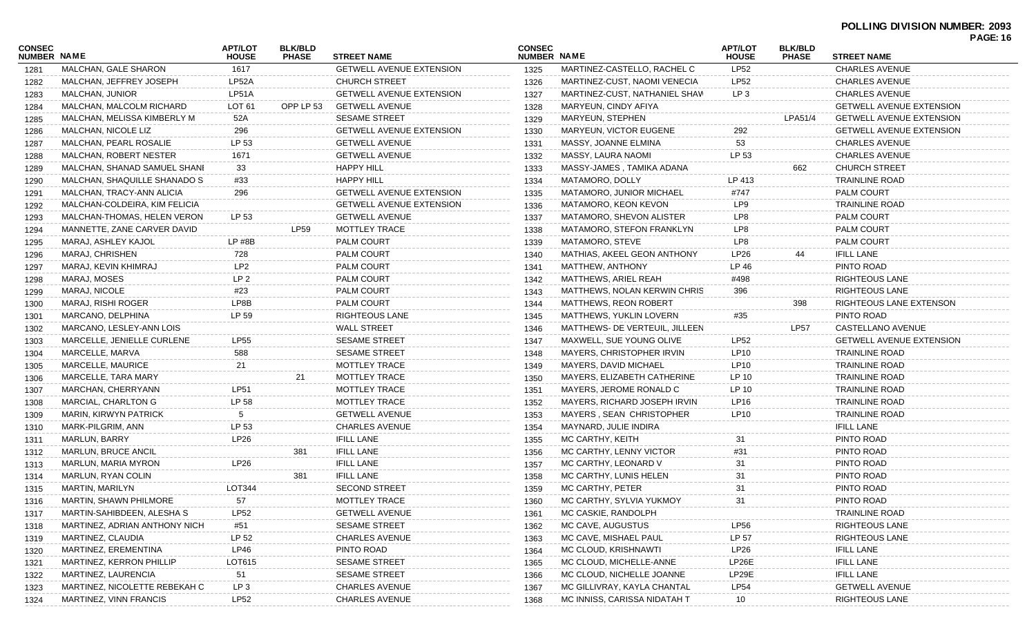**POLLING DIVISION NUMBER: 2093**

| CONSEC NUMBER | NAME | APT/LOT HOUSE | BLK/BLD PHASE | STREET NAME |
|---|---|---|---|---|
| 1281 | MALCHAN, GALE SHARON | 1617 | | GETWELL AVENUE EXTENSION |
| 1282 | MALCHAN, JEFFREY JOSEPH | LP52A | | CHURCH STREET |
| 1283 | MALCHAN, JUNIOR | LP51A | | GETWELL AVENUE EXTENSION |
| 1284 | MALCHAN, MALCOLM RICHARD | LOT 61 | OPP LP 53 | GETWELL AVENUE |
| 1285 | MALCHAN, MELISSA KIMBERLY M | 52A | | SESAME STREET |
| 1286 | MALCHAN, NICOLE LIZ | 296 | | GETWELL AVENUE EXTENSION |
| 1287 | MALCHAN, PEARL ROSALIE | LP 53 | | GETWELL AVENUE |
| 1288 | MALCHAN, ROBERT NESTER | 1671 | | GETWELL AVENUE |
| 1289 | MALCHAN, SHANAD SAMUEL SHANI | 33 | | HAPPY HILL |
| 1290 | MALCHAN, SHAQUILLE SHANADO S | #33 | | HAPPY HILL |
| 1291 | MALCHAN, TRACY-ANN ALICIA | 296 | | GETWELL AVENUE EXTENSION |
| 1292 | MALCHAN-COLDEIRA, KIM FELICIA | | | GETWELL AVENUE EXTENSION |
| 1293 | MALCHAN-THOMAS, HELEN VERON | LP 53 | | GETWELL AVENUE |
| 1294 | MANNETTE, ZANE CARVER DAVID | | LP59 | MOTTLEY TRACE |
| 1295 | MARAJ, ASHLEY KAJOL | LP #8B | | PALM COURT |
| 1296 | MARAJ, CHRISHEN | 728 | | PALM COURT |
| 1297 | MARAJ, KEVIN KHIMRAJ | LP2 | | PALM COURT |
| 1298 | MARAJ, MOSES | LP 2 | | PALM COURT |
| 1299 | MARAJ, NICOLE | #23 | | PALM COURT |
| 1300 | MARAJ, RISHI ROGER | LP8B | | PALM COURT |
| 1301 | MARCANO, DELPHINA | LP 59 | | RIGHTEOUS LANE |
| 1302 | MARCANO, LESLEY-ANN LOIS | | | WALL STREET |
| 1303 | MARCELLE, JENIELLE CURLENE | LP55 | | SESAME STREET |
| 1304 | MARCELLE, MARVA | 588 | | SESAME STREET |
| 1305 | MARCELLE, MAURICE | 21 | | MOTTLEY TRACE |
| 1306 | MARCELLE, TARA MARY | | 21 | MOTTLEY TRACE |
| 1307 | MARCHAN, CHERRYANN | LP51 | | MOTTLEY TRACE |
| 1308 | MARCIAL, CHARLTON G | LP 58 | | MOTTLEY TRACE |
| 1309 | MARIN, KIRWYN PATRICK | 5 | | GETWELL AVENUE |
| 1310 | MARK-PILGRIM, ANN | LP 53 | | CHARLES AVENUE |
| 1311 | MARLUN, BARRY | LP26 | | IFILL LANE |
| 1312 | MARLUN, BRUCE ANCIL | | 381 | IFILL LANE |
| 1313 | MARLUN, MARIA MYRON | LP26 | | IFILL LANE |
| 1314 | MARLUN, RYAN COLIN | | 381 | IFILL LANE |
| 1315 | MARTIN, MARILYN | LOT344 | | SECOND STREET |
| 1316 | MARTIN, SHAWN PHILMORE | 57 | | MOTTLEY TRACE |
| 1317 | MARTIN-SAHIBDEEN, ALESHA S | LP52 | | GETWELL AVENUE |
| 1318 | MARTINEZ, ADRIAN ANTHONY NICH | #51 | | SESAME STREET |
| 1319 | MARTINEZ, CLAUDIA | LP 52 | | CHARLES AVENUE |
| 1320 | MARTINEZ, EREMENTINA | LP46 | | PINTO ROAD |
| 1321 | MARTINEZ, KERRON PHILLIP | LOT615 | | SESAME STREET |
| 1322 | MARTINEZ, LAURENCIA | 51 | | SESAME STREET |
| 1323 | MARTINEZ, NICOLETTE REBEKAH C | LP 3 | | CHARLES AVENUE |
| 1324 | MARTINEZ, VINN FRANCIS | LP52 | | CHARLES AVENUE |
| 1325 | MARTINEZ-CASTELLO, RACHEL C | LP52 | | CHARLES AVENUE |
| 1326 | MARTINEZ-CUST, NAOMI VENECIA | LP52 | | CHARLES AVENUE |
| 1327 | MARTINEZ-CUST, NATHANIEL SHAW | LP 3 | | CHARLES AVENUE |
| 1328 | MARYEUN, CINDY AFIYA | | | GETWELL AVENUE EXTENSION |
| 1329 | MARYEUN, STEPHEN | | LPA51/4 | GETWELL AVENUE EXTENSION |
| 1330 | MARYEUN, VICTOR EUGENE | 292 | | GETWELL AVENUE EXTENSION |
| 1331 | MASSY, JOANNE ELMINA | 53 | | CHARLES AVENUE |
| 1332 | MASSY, LAURA NAOMI | LP 53 | | CHARLES AVENUE |
| 1333 | MASSY-JAMES , TAMIKA ADANA | | 662 | CHURCH STREET |
| 1334 | MATAMORO, DOLLY | LP 413 | | TRAINLINE ROAD |
| 1335 | MATAMORO, JUNIOR MICHAEL | #747 | | PALM COURT |
| 1336 | MATAMORO, KEON KEVON | LP9 | | TRAINLINE ROAD |
| 1337 | MATAMORO, SHEVON ALISTER | LP8 | | PALM COURT |
| 1338 | MATAMORO, STEFON FRANKLYN | LP8 | | PALM COURT |
| 1339 | MATAMORO, STEVE | LP8 | | PALM COURT |
| 1340 | MATHIAS, AKEEL GEON ANTHONY | LP26 | 44 | IFILL LANE |
| 1341 | MATTHEW, ANTHONY | LP 46 | | PINTO ROAD |
| 1342 | MATTHEWS, ARIEL REAH | #498 | | RIGHTEOUS LANE |
| 1343 | MATTHEWS, NOLAN KERWIN CHRIS | 396 | | RIGHTEOUS LANE |
| 1344 | MATTHEWS, REON ROBERT | | 398 | RIGHTEOUS LANE EXTENSON |
| 1345 | MATTHEWS, YUKLIN LOVERN | #35 | | PINTO ROAD |
| 1346 | MATTHEWS- DE VERTEUIL, JILLEEN | | LP57 | CASTELLANO AVENUE |
| 1347 | MAXWELL, SUE YOUNG OLIVE | LP52 | | GETWELL AVENUE EXTENSION |
| 1348 | MAYERS, CHRISTOPHER IRVIN | LP10 | | TRAINLINE ROAD |
| 1349 | MAYERS, DAVID MICHAEL | LP10 | | TRAINLINE ROAD |
| 1350 | MAYERS, ELIZABETH CATHERINE | LP 10 | | TRAINLINE ROAD |
| 1351 | MAYERS, JEROME RONALD C | LP 10 | | TRAINLINE ROAD |
| 1352 | MAYERS, RICHARD JOSEPH IRVIN | LP16 | | TRAINLINE ROAD |
| 1353 | MAYERS , SEAN CHRISTOPHER | LP10 | | TRAINLINE ROAD |
| 1354 | MAYNARD, JULIE INDIRA | | | IFILL LANE |
| 1355 | MC CARTHY, KEITH | 31 | | PINTO ROAD |
| 1356 | MC CARTHY, LENNY VICTOR | #31 | | PINTO ROAD |
| 1357 | MC CARTHY, LEONARD V | 31 | | PINTO ROAD |
| 1358 | MC CARTHY, LUNIS HELEN | 31 | | PINTO ROAD |
| 1359 | MC CARTHY, PETER | 31 | | PINTO ROAD |
| 1360 | MC CARTHY, SYLVIA YUKMOY | 31 | | PINTO ROAD |
| 1361 | MC CASKIE, RANDOLPH | | | TRAINLINE ROAD |
| 1362 | MC CAVE, AUGUSTUS | LP56 | | RIGHTEOUS LANE |
| 1363 | MC CAVE, MISHAEL PAUL | LP 57 | | RIGHTEOUS LANE |
| 1364 | MC CLOUD, KRISHNAWTI | LP26 | | IFILL LANE |
| 1365 | MC CLOUD, MICHELLE-ANNE | LP26E | | IFILL LANE |
| 1366 | MC CLOUD, NICHELLE JOANNE | LP29E | | IFILL LANE |
| 1367 | MC GILLIVRAY, KAYLA CHANTAL | LP54 | | GETWELL AVENUE |
| 1368 | MC INNISS, CARISSA NIDATAH T | 10 | | RIGHTEOUS LANE |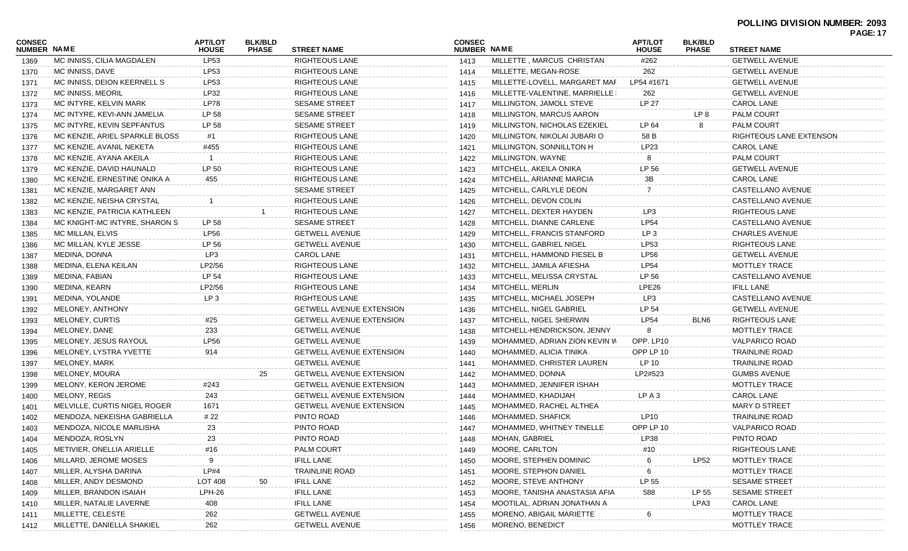**POLLING DIVISION NUMBER: 2093**

| CONSEC NUMBER | NAME | APT/LOT HOUSE | BLK/BLD PHASE | STREET NAME |
|---|---|---|---|---|
| 1369 | MC INNISS, CILIA MAGDALEN | LP53 | | RIGHTEOUS LANE |
| 1370 | MC INNISS, DAVE | LP53 | | RIGHTEOUS LANE |
| 1371 | MC INNISS, DEION KEERNELL S | LP53 | | RIGHTEOUS LANE |
| 1372 | MC INNISS, MEORIL | LP32 | | RIGHTEOUS LANE |
| 1373 | MC INTYRE, KELVIN MARK | LP78 | | SESAME STREET |
| 1374 | MC INTYRE, KEVI-ANN JAMELIA | LP 58 | | SESAME STREET |
| 1375 | MC INTYRE, KEVIN SEPFANTUS | LP 58 | | SESAME STREET |
| 1376 | MC KENZIE, ARIEL SPARKLE BLOSS | #1 | | RIGHTEOUS LANE |
| 1377 | MC KENZIE, AVANIL NEKETA | #455 | | RIGHTEOUS LANE |
| 1378 | MC KENZIE, AYANA AKEILA | 1 | | RIGHTEOUS LANE |
| 1379 | MC KENZIE, DAVID HAUNALD | LP 50 | | RIGHTEOUS LANE |
| 1380 | MC KENZIE, ERNESTINE ONIKA A | 455 | | RIGHTEOUS LANE |
| 1381 | MC KENZIE, MARGARET ANN | | | SESAME STREET |
| 1382 | MC KENZIE, NEISHA CRYSTAL | 1 | | RIGHTEOUS LANE |
| 1383 | MC KENZIE, PATRICIA KATHLEEN | | 1 | RIGHTEOUS LANE |
| 1384 | MC KNIGHT-MC INTYRE, SHARON S | LP 58 | | SESAME STREET |
| 1385 | MC MILLAN, ELVIS | LP56 | | GETWELL AVENUE |
| 1386 | MC MILLAN, KYLE JESSE | LP 56 | | GETWELL AVENUE |
| 1387 | MEDINA, DONNA | LP3 | | CAROL LANE |
| 1388 | MEDINA, ELENA KEILAN | LP2/56 | | RIGHTEOUS LANE |
| 1389 | MEDINA, FABIAN | LP 54 | | RIGHTEOUS LANE |
| 1390 | MEDINA, KEARN | LP2/56 | | RIGHTEOUS LANE |
| 1391 | MEDINA, YOLANDE | LP 3 | | RIGHTEOUS LANE |
| 1392 | MELONEY, ANTHONY | | | GETWELL AVENUE EXTENSION |
| 1393 | MELONEY, CURTIS | #25 | | GETWELL AVENUE EXTENSION |
| 1394 | MELONEY, DANE | 233 | | GETWELL AVENUE |
| 1395 | MELONEY, JESUS RAYOUL | LP56 | | GETWELL AVENUE |
| 1396 | MELONEY, LYSTRA YVETTE | 914 | | GETWELL AVENUE EXTENSION |
| 1397 | MELONEY, MARK | | | GETWELL AVENUE |
| 1398 | MELONEY, MOURA | | 25 | GETWELL AVENUE EXTENSION |
| 1399 | MELONY, KERON JEROME | #243 | | GETWELL AVENUE EXTENSION |
| 1400 | MELONY, REGIS | 243 | | GETWELL AVENUE EXTENSION |
| 1401 | MELVILLE, CURTIS NIGEL ROGER | 1671 | | GETWELL AVENUE EXTENSION |
| 1402 | MENDOZA, NEKEISHA GABRIELLA | # 22 | | PINTO ROAD |
| 1403 | MENDOZA, NICOLE MARLISHA | 23 | | PINTO ROAD |
| 1404 | MENDOZA, ROSLYN | 23 | | PINTO ROAD |
| 1405 | METIVIER, ONELLIA ARIELLE | #16 | | PALM COURT |
| 1406 | MILLARD, JEROME MOSES | 9 | | IFILL LANE |
| 1407 | MILLER, ALYSHA DARINA | LP#4 | | TRAINLINE ROAD |
| 1408 | MILLER, ANDY DESMOND | LOT 408 | 50 | IFILL LANE |
| 1409 | MILLER, BRANDON ISAIAH | LPH-26 | | IFILL LANE |
| 1410 | MILLER, NATALIE LAVERNE | 408 | | IFILL LANE |
| 1411 | MILLETTE, CELESTE | 262 | | GETWELL AVENUE |
| 1412 | MILLETTE, DANIELLA SHAKIEL | 262 | | GETWELL AVENUE |
| 1413 | MILLETTE , MARCUS CHRISTAN | #262 | | GETWELL AVENUE |
| 1414 | MILLETTE, MEGAN-ROSE | 262 | | GETWELL AVENUE |
| 1415 | MILLETTE-LOVELL, MARGARET MAF | LP54 #1671 | | GETWELL AVENUE |
| 1416 | MILLETTE-VALENTINE, MARRIELLE | 262 | | GETWELL AVENUE |
| 1417 | MILLINGTON, JAMOLL STEVE | LP 27 | | CAROL LANE |
| 1418 | MILLINGTON, MARCUS AARON | | LP 8 | PALM COURT |
| 1419 | MILLINGTON, NICHOLAS EZEKIEL | LP 64 | 8 | PALM COURT |
| 1420 | MILLINGTON, NIKOLAI JUBARI O | 58 B | | RIGHTEOUS LANE EXTENSON |
| 1421 | MILLINGTON, SONNILLTON H | LP23 | | CAROL LANE |
| 1422 | MILLINGTON, WAYNE | 8 | | PALM COURT |
| 1423 | MITCHELL, AKEILA ONIKA | LP 56 | | GETWELL AVENUE |
| 1424 | MITCHELL, ARIANNE MARCIA | 3B | | CAROL LANE |
| 1425 | MITCHELL, CARLYLE DEON | 7 | | CASTELLANO AVENUE |
| 1426 | MITCHELL, DEVON COLIN | | | CASTELLANO AVENUE |
| 1427 | MITCHELL, DEXTER HAYDEN | LP3 | | RIGHTEOUS LANE |
| 1428 | MITCHELL, DIANNE CARLENE | LP54 | | CASTELLANO AVENUE |
| 1429 | MITCHELL, FRANCIS STANFORD | LP 3 | | CHARLES AVENUE |
| 1430 | MITCHELL, GABRIEL NIGEL | LP53 | | RIGHTEOUS LANE |
| 1431 | MITCHELL, HAMMOND FIESEL B | LP56 | | GETWELL AVENUE |
| 1432 | MITCHELL, JAMILA AFIESHA | LP54 | | MOTTLEY TRACE |
| 1433 | MITCHELL, MELISSA CRYSTAL | LP 56 | | CASTELLANO AVENUE |
| 1434 | MITCHELL, MERLIN | LPE26 | | IFILL LANE |
| 1435 | MITCHELL, MICHAEL JOSEPH | LP3 | | CASTELLANO AVENUE |
| 1436 | MITCHELL, NIGEL GABRIEL | LP 54 | | GETWELL AVENUE |
| 1437 | MITCHELL, NIGEL SHERWIN | LP54 | BLN6 | RIGHTEOUS LANE |
| 1438 | MITCHELL-HENDRICKSON, JENNY | 8 | | MOTTLEY TRACE |
| 1439 | MOHAMMED, ADRIAN ZION KEVIN W | OPP. LP10 | | VALPARICO ROAD |
| 1440 | MOHAMMED, ALICIA TINIKA | OPP LP 10 | | TRAINLINE ROAD |
| 1441 | MOHAMMED, CHRISTER LAUREN | LP 10 | | TRAINLINE ROAD |
| 1442 | MOHAMMED, DONNA | LP2#523 | | GUMBS AVENUE |
| 1443 | MOHAMMED, JENNIFER ISHAH | | | MOTTLEY TRACE |
| 1444 | MOHAMMED, KHADIJAH | LP A 3 | | CAROL LANE |
| 1445 | MOHAMMED, RACHEL ALTHEA | | | MARY D STREET |
| 1446 | MOHAMMED, SHAFICK | LP10 | | TRAINLINE ROAD |
| 1447 | MOHAMMED, WHITNEY TINELLE | OPP LP 10 | | VALPARICO ROAD |
| 1448 | MOHAN, GABRIEL | LP38 | | PINTO ROAD |
| 1449 | MOORE, CARLTON | #10 | | RIGHTEOUS LANE |
| 1450 | MOORE, STEPHEN DOMINIC | 6 | LP52 | MOTTLEY TRACE |
| 1451 | MOORE, STEPHON DANIEL | 6 | | MOTTLEY TRACE |
| 1452 | MOORE, STEVE ANTHONY | LP 55 | | SESAME STREET |
| 1453 | MOORE, TANISHA ANASTASIA AFIA | 588 | LP 55 | SESAME STREET |
| 1454 | MOOTILAL, ADRIAN JONATHAN A | | LPA3 | CAROL LANE |
| 1455 | MORENO, ABIGAIL MARIETTE | 6 | | MOTTLEY TRACE |
| 1456 | MORENO, BENEDICT | | | MOTTLEY TRACE |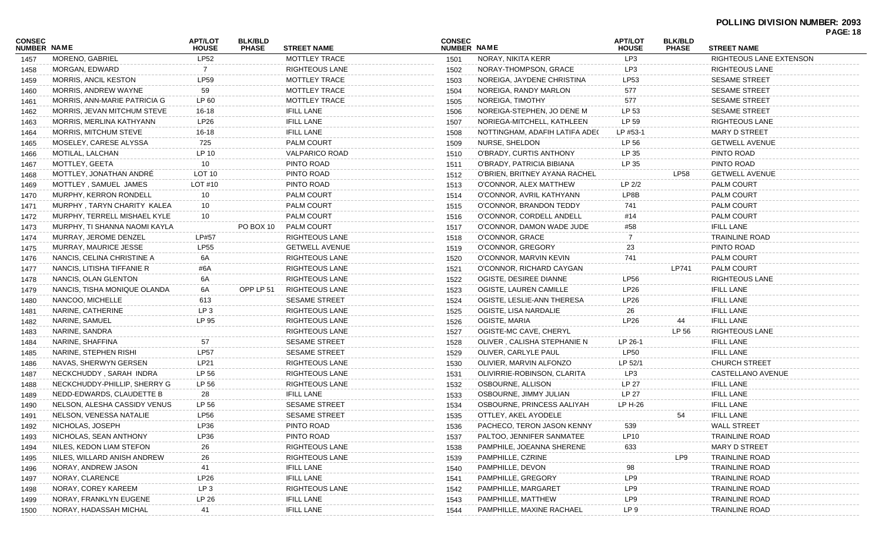**POLLING DIVISION NUMBER: 2093**

| CONSEC NUMBER | NAME | APT/LOT HOUSE | BLK/BLD PHASE | STREET NAME |
|---|---|---|---|---|
| 1457 | MORENO, GABRIEL | LP52 | | MOTTLEY TRACE |
| 1458 | MORGAN, EDWARD | 7 | | RIGHTEOUS LANE |
| 1459 | MORRIS, ANCIL KESTON | LP59 | | MOTTLEY TRACE |
| 1460 | MORRIS, ANDREW WAYNE | 59 | | MOTTLEY TRACE |
| 1461 | MORRIS, ANN-MARIE PATRICIA G | LP 60 | | MOTTLEY TRACE |
| 1462 | MORRIS, JEVAN MITCHUM STEVE | 16-18 | | IFILL LANE |
| 1463 | MORRIS, MERLINA KATHYANN | LP26 | | IFILL LANE |
| 1464 | MORRIS, MITCHUM STEVE | 16-18 | | IFILL LANE |
| 1465 | MOSELEY, CARESE ALYSSA | 725 | | PALM COURT |
| 1466 | MOTILAL, LALCHAN | LP 10 | | VALPARICO ROAD |
| 1467 | MOTTLEY, GEETA | 10 | | PINTO ROAD |
| 1468 | MOTTLEY, JONATHAN ANDRÉ | LOT 10 | | PINTO ROAD |
| 1469 | MOTTLEY , SAMUEL JAMES | LOT #10 | | PINTO ROAD |
| 1470 | MURPHY, KERRON RONDELL | 10 | | PALM COURT |
| 1471 | MURPHY , TARYN CHARITY KALEA | 10 | | PALM COURT |
| 1472 | MURPHY, TERRELL MISHAEL KYLE | 10 | | PALM COURT |
| 1473 | MURPHY, TI SHANNA NAOMI KAYLA | | PO BOX 10 | PALM COURT |
| 1474 | MURRAY, JEROME DENZEL | LP#57 | | RIGHTEOUS LANE |
| 1475 | MURRAY, MAURICE JESSE | LP55 | | GETWELL AVENUE |
| 1476 | NANCIS, CELINA CHRISTINE A | 6A | | RIGHTEOUS LANE |
| 1477 | NANCIS, LITISHA TIFFANIE R | #6A | | RIGHTEOUS LANE |
| 1478 | NANCIS, OLAN GLENTON | 6A | | RIGHTEOUS LANE |
| 1479 | NANCIS, TISHA MONIQUE OLANDA | 6A | OPP LP 51 | RIGHTEOUS LANE |
| 1480 | NANCOO, MICHELLE | 613 | | SESAME STREET |
| 1481 | NARINE, CATHERINE | LP 3 | | RIGHTEOUS LANE |
| 1482 | NARINE, SAMUEL | LP 95 | | RIGHTEOUS LANE |
| 1483 | NARINE, SANDRA | | | RIGHTEOUS LANE |
| 1484 | NARINE, SHAFFINA | 57 | | SESAME STREET |
| 1485 | NARINE, STEPHEN RISHI | LP57 | | SESAME STREET |
| 1486 | NAVAS, SHERWYN GERSEN | LP21 | | RIGHTEOUS LANE |
| 1487 | NECKCHUDDY , SARAH INDRA | LP 56 | | RIGHTEOUS LANE |
| 1488 | NECKCHUDDY-PHILLIP, SHERRY G | LP 56 | | RIGHTEOUS LANE |
| 1489 | NEDD-EDWARDS, CLAUDETTE B | 28 | | IFILL LANE |
| 1490 | NELSON, ALESHA CASSIDY VENUS | LP 56 | | SESAME STREET |
| 1491 | NELSON, VENESSA NATALIE | LP56 | | SESAME STREET |
| 1492 | NICHOLAS, JOSEPH | LP36 | | PINTO ROAD |
| 1493 | NICHOLAS, SEAN ANTHONY | LP36 | | PINTO ROAD |
| 1494 | NILES, KEDON LIAM STEFON | 26 | | RIGHTEOUS LANE |
| 1495 | NILES, WILLARD ANISH ANDREW | 26 | | RIGHTEOUS LANE |
| 1496 | NORAY, ANDREW JASON | 41 | | IFILL LANE |
| 1497 | NORAY, CLARENCE | LP26 | | IFILL LANE |
| 1498 | NORAY, COREY KAREEM | LP 3 | | RIGHTEOUS LANE |
| 1499 | NORAY, FRANKLYN EUGENE | LP 26 | | IFILL LANE |
| 1500 | NORAY, HADASSAH MICHAL | 41 | | IFILL LANE |
| 1501 | NORAY, NIKITA KERR | LP3 | | RIGHTEOUS LANE EXTENSON |
| 1502 | NORAY-THOMPSON, GRACE | LP3 | | RIGHTEOUS LANE |
| 1503 | NOREIGA, JAYDENE CHRISTINA | LP53 | | SESAME STREET |
| 1504 | NOREIGA, RANDY MARLON | 577 | | SESAME STREET |
| 1505 | NOREIGA, TIMOTHY | 577 | | SESAME STREET |
| 1506 | NOREIGA-STEPHEN, JO DENE M | LP 53 | | SESAME STREET |
| 1507 | NORIEGA-MITCHELL, KATHLEEN | LP 59 | | RIGHTEOUS LANE |
| 1508 | NOTTINGHAM, ADAFIH LATIFA ADE( | LP #53-1 | | MARY D STREET |
| 1509 | NURSE, SHELDON | LP 56 | | GETWELL AVENUE |
| 1510 | O'BRADY, CURTIS ANTHONY | LP 35 | | PINTO ROAD |
| 1511 | O'BRADY, PATRICIA BIBIANA | LP 35 | | PINTO ROAD |
| 1512 | O'BRIEN, BRITNEY AYANA RACHEL | | LP58 | GETWELL AVENUE |
| 1513 | O'CONNOR, ALEX MATTHEW | LP 2/2 | | PALM COURT |
| 1514 | O'CONNOR, AVRIL KATHYANN | LP8B | | PALM COURT |
| 1515 | O'CONNOR, BRANDON TEDDY | 741 | | PALM COURT |
| 1516 | O'CONNOR, CORDELL ANDELL | #14 | | PALM COURT |
| 1517 | O'CONNOR, DAMON WADE JUDE | #58 | | IFILL LANE |
| 1518 | O'CONNOR, GRACE | 7 | | TRAINLINE ROAD |
| 1519 | O'CONNOR, GREGORY | 23 | | PINTO ROAD |
| 1520 | O'CONNOR, MARVIN KEVIN | 741 | | PALM COURT |
| 1521 | O'CONNOR, RICHARD CAYGAN | | LP741 | PALM COURT |
| 1522 | OGISTE, DESIREE DIANNE | LP56 | | RIGHTEOUS LANE |
| 1523 | OGISTE, LAUREN CAMILLE | LP26 | | IFILL LANE |
| 1524 | OGISTE, LESLIE-ANN THERESA | LP26 | | IFILL LANE |
| 1525 | OGISTE, LISA NARDALIE | 26 | | IFILL LANE |
| 1526 | OGISTE, MARIA | LP26 | 44 | IFILL LANE |
| 1527 | OGISTE-MC CAVE, CHERYL | | LP 56 | RIGHTEOUS LANE |
| 1528 | OLIVER , CALISHA STEPHANIE N | LP 26-1 | | IFILL LANE |
| 1529 | OLIVER, CARLYLE PAUL | LP50 | | IFILL LANE |
| 1530 | OLIVIER, MARVIN ALFONZO | LP 52/1 | | CHURCH STREET |
| 1531 | OLIVIRRIE-ROBINSON, CLARITA | LP3 | | CASTELLANO AVENUE |
| 1532 | OSBOURNE, ALLISON | LP 27 | | IFILL LANE |
| 1533 | OSBOURNE, JIMMY JULIAN | LP 27 | | IFILL LANE |
| 1534 | OSBOURNE, PRINCESS AALIYAH | LP H-26 | | IFILL LANE |
| 1535 | OTTLEY, AKEL AYODELE | | 54 | IFILL LANE |
| 1536 | PACHECO, TERON JASON KENNY | 539 | | WALL STREET |
| 1537 | PALTOO, JENNIFER SANMATEE | LP10 | | TRAINLINE ROAD |
| 1538 | PAMPHILE, JOEANNA SHERENE | 633 | | MARY D STREET |
| 1539 | PAMPHILLE, CZRINE | | LP9 | TRAINLINE ROAD |
| 1540 | PAMPHILLE, DEVON | 98 | | TRAINLINE ROAD |
| 1541 | PAMPHILLE, GREGORY | LP9 | | TRAINLINE ROAD |
| 1542 | PAMPHILLE, MARGARET | LP9 | | TRAINLINE ROAD |
| 1543 | PAMPHILLE, MATTHEW | LP9 | | TRAINLINE ROAD |
| 1544 | PAMPHILLE, MAXINE RACHAEL | LP 9 | | TRAINLINE ROAD |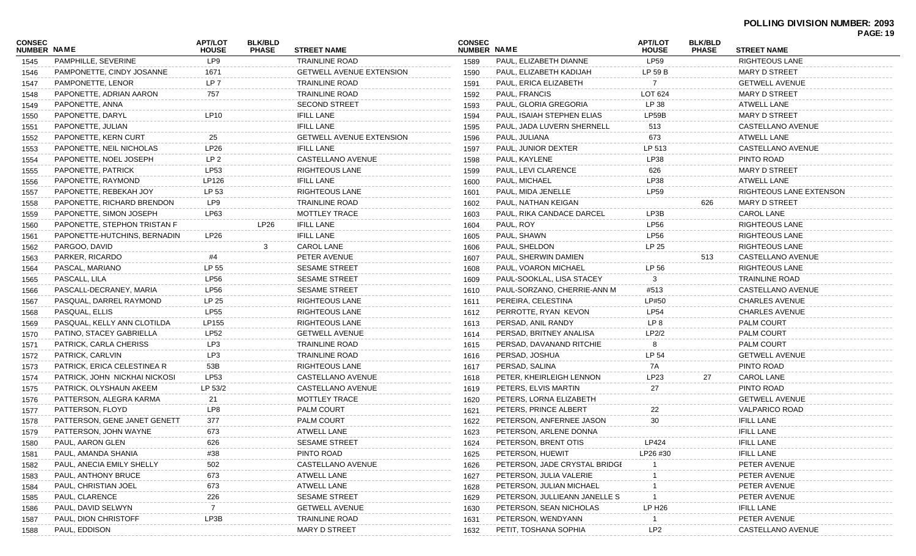**POLLING DIVISION NUMBER: 2093**

| CONSEC NUMBER | NAME | APT/LOT HOUSE | BLK/BLD PHASE | STREET NAME |
|---|---|---|---|---|
| 1545 | PAMPHILLE, SEVERINE | LP9 | | TRAINLINE ROAD |
| 1546 | PAMPONETTE, CINDY JOSANNE | 1671 | | GETWELL AVENUE EXTENSION |
| 1547 | PAMPONETTE, LENOR | LP 7 | | TRAINLINE ROAD |
| 1548 | PAPONETTE, ADRIAN AARON | 757 | | TRAINLINE ROAD |
| 1549 | PAPONETTE, ANNA | | | SECOND STREET |
| 1550 | PAPONETTE, DARYL | LP10 | | IFILL LANE |
| 1551 | PAPONETTE, JULIAN | | | IFILL LANE |
| 1552 | PAPONETTE, KERN CURT | 25 | | GETWELL AVENUE EXTENSION |
| 1553 | PAPONETTE, NEIL NICHOLAS | LP26 | | IFILL LANE |
| 1554 | PAPONETTE, NOEL JOSEPH | LP 2 | | CASTELLANO AVENUE |
| 1555 | PAPONETTE, PATRICK | LP53 | | RIGHTEOUS LANE |
| 1556 | PAPONETTE, RAYMOND | LP126 | | IFILL LANE |
| 1557 | PAPONETTE, REBEKAH JOY | LP 53 | | RIGHTEOUS LANE |
| 1558 | PAPONETTE, RICHARD BRENDON | LP9 | | TRAINLINE ROAD |
| 1559 | PAPONETTE, SIMON JOSEPH | LP63 | | MOTTLEY TRACE |
| 1560 | PAPONETTE, STEPHON TRISTAN F | | LP26 | IFILL LANE |
| 1561 | PAPONETTE-HUTCHINS, BERNADIN | LP26 | | IFILL LANE |
| 1562 | PARGOO, DAVID | | 3 | CAROL LANE |
| 1563 | PARKER, RICARDO | #4 | | PETER AVENUE |
| 1564 | PASCAL, MARIANO | LP 55 | | SESAME STREET |
| 1565 | PASCALL, LILA | LP56 | | SESAME STREET |
| 1566 | PASCALL-DECRANEY, MARIA | LP56 | | SESAME STREET |
| 1567 | PASQUAL, DARREL RAYMOND | LP 25 | | RIGHTEOUS LANE |
| 1568 | PASQUAL, ELLIS | LP55 | | RIGHTEOUS LANE |
| 1569 | PASQUAL, KELLY ANN CLOTILDA | LP155 | | RIGHTEOUS LANE |
| 1570 | PATINO, STACEY GABRIELLA | LP52 | | GETWELL AVENUE |
| 1571 | PATRICK, CARLA CHERISS | LP3 | | TRAINLINE ROAD |
| 1572 | PATRICK, CARLVIN | LP3 | | TRAINLINE ROAD |
| 1573 | PATRICK, ERICA CELESTINEA R | 53B | | RIGHTEOUS LANE |
| 1574 | PATRICK, JOHN NICKHAI NICKOSI | LP53 | | CASTELLANO AVENUE |
| 1575 | PATRICK, OLYSHAUN AKEEM | LP 53/2 | | CASTELLANO AVENUE |
| 1576 | PATTERSON, ALEGRA KARMA | 21 | | MOTTLEY TRACE |
| 1577 | PATTERSON, FLOYD | LP8 | | PALM COURT |
| 1578 | PATTERSON, GENE JANET GENETT | 377 | | PALM COURT |
| 1579 | PATTERSON, JOHN WAYNE | 673 | | ATWELL LANE |
| 1580 | PAUL, AARON GLEN | 626 | | SESAME STREET |
| 1581 | PAUL, AMANDA SHANIA | #38 | | PINTO ROAD |
| 1582 | PAUL, ANECIA EMILY SHELLY | 502 | | CASTELLANO AVENUE |
| 1583 | PAUL, ANTHONY BRUCE | 673 | | ATWELL LANE |
| 1584 | PAUL, CHRISTIAN JOEL | 673 | | ATWELL LANE |
| 1585 | PAUL, CLARENCE | 226 | | SESAME STREET |
| 1586 | PAUL, DAVID SELWYN | 7 | | GETWELL AVENUE |
| 1587 | PAUL, DION CHRISTOFF | LP3B | | TRAINLINE ROAD |
| 1588 | PAUL, EDDISON | | | MARY D STREET |
| 1589 | PAUL, ELIZABETH DIANNE | LP59 | | RIGHTEOUS LANE |
| 1590 | PAUL, ELIZABETH KADIJAH | LP 59 B | | MARY D STREET |
| 1591 | PAUL, ERICA ELIZABETH | 7 | | GETWELL AVENUE |
| 1592 | PAUL, FRANCIS | LOT 624 | | MARY D STREET |
| 1593 | PAUL, GLORIA GREGORIA | LP 38 | | ATWELL LANE |
| 1594 | PAUL, ISAIAH STEPHEN ELIAS | LP59B | | MARY D STREET |
| 1595 | PAUL, JADA LUVERN SHERNELL | 513 | | CASTELLANO AVENUE |
| 1596 | PAUL, JULIANA | 673 | | ATWELL LANE |
| 1597 | PAUL, JUNIOR DEXTER | LP 513 | | CASTELLANO AVENUE |
| 1598 | PAUL, KAYLENE | LP38 | | PINTO ROAD |
| 1599 | PAUL, LEVI CLARENCE | 626 | | MARY D STREET |
| 1600 | PAUL, MICHAEL | LP38 | | ATWELL LANE |
| 1601 | PAUL, MIDA JENELLE | LP59 | | RIGHTEOUS LANE EXTENSON |
| 1602 | PAUL, NATHAN KEIGAN | | 626 | MARY D STREET |
| 1603 | PAUL, RIKA CANDACE DARCEL | LP3B | | CAROL LANE |
| 1604 | PAUL, ROY | LP56 | | RIGHTEOUS LANE |
| 1605 | PAUL, SHAWN | LP56 | | RIGHTEOUS LANE |
| 1606 | PAUL, SHELDON | LP 25 | | RIGHTEOUS LANE |
| 1607 | PAUL, SHERWIN DAMIEN | | 513 | CASTELLANO AVENUE |
| 1608 | PAUL, VOARON MICHAEL | LP 56 | | RIGHTEOUS LANE |
| 1609 | PAUL-SOOKLAL, LISA STACEY | 3 | | TRAINLINE ROAD |
| 1610 | PAUL-SORZANO, CHERRIE-ANN M | #513 | | CASTELLANO AVENUE |
| 1611 | PEREIRA, CELESTINA | LP#50 | | CHARLES AVENUE |
| 1612 | PERROTTE, RYAN KEVON | LP54 | | CHARLES AVENUE |
| 1613 | PERSAD, ANIL RANDY | LP 8 | | PALM COURT |
| 1614 | PERSAD, BRITNEY ANALISA | LP2/2 | | PALM COURT |
| 1615 | PERSAD, DAVANAND RITCHIE | 8 | | PALM COURT |
| 1616 | PERSAD, JOSHUA | LP 54 | | GETWELL AVENUE |
| 1617 | PERSAD, SALINA | 7A | | PINTO ROAD |
| 1618 | PETER, KHEIRLEIGH LENNON | LP23 | 27 | CAROL LANE |
| 1619 | PETERS, ELVIS MARTIN | 27 | | PINTO ROAD |
| 1620 | PETERS, LORNA ELIZABETH | | | GETWELL AVENUE |
| 1621 | PETERS, PRINCE ALBERT | 22 | | VALPARICO ROAD |
| 1622 | PETERSON, ANFERNEE JASON | 30 | | IFILL LANE |
| 1623 | PETERSON, ARLENE DONNA | | | IFILL LANE |
| 1624 | PETERSON, BRENT OTIS | LP424 | | IFILL LANE |
| 1625 | PETERSON, HUEWIT | LP26 #30 | | IFILL LANE |
| 1626 | PETERSON, JADE CRYSTAL BRIDGI | 1 | | PETER AVENUE |
| 1627 | PETERSON, JULIA VALERIE | 1 | | PETER AVENUE |
| 1628 | PETERSON, JULIAN MICHAEL | 1 | | PETER AVENUE |
| 1629 | PETERSON, JULLIEANN JANELLE S | 1 | | PETER AVENUE |
| 1630 | PETERSON, SEAN NICHOLAS | LP H26 | | IFILL LANE |
| 1631 | PETERSON, WENDYANN | 1 | | PETER AVENUE |
| 1632 | PETIT, TOSHANA SOPHIA | LP2 | | CASTELLANO AVENUE |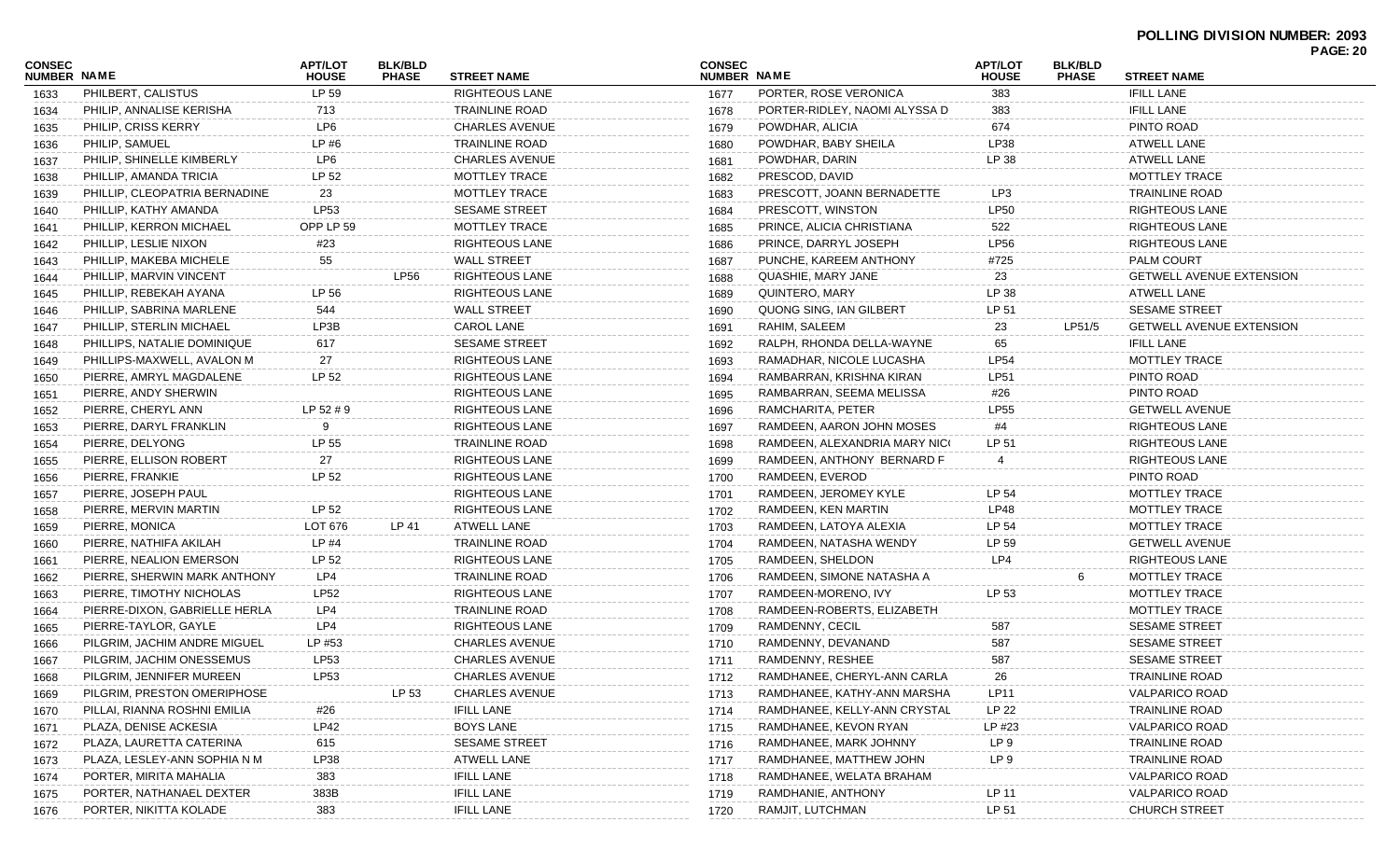**POLLING DIVISION NUMBER: 2093**

| CONSEC NUMBER | NAME | APT/LOT HOUSE | BLK/BLD PHASE | STREET NAME |
|---|---|---|---|---|
| 1633 | PHILBERT, CALISTUS | LP 59 | | RIGHTEOUS LANE |
| 1634 | PHILIP, ANNALISE KERISHA | 713 | | TRAINLINE ROAD |
| 1635 | PHILIP, CRISS KERRY | LP6 | | CHARLES AVENUE |
| 1636 | PHILIP, SAMUEL | LP #6 | | TRAINLINE ROAD |
| 1637 | PHILIP, SHINELLE KIMBERLY | LP6 | | CHARLES AVENUE |
| 1638 | PHILLIP, AMANDA TRICIA | LP 52 | | MOTTLEY TRACE |
| 1639 | PHILLIP, CLEOPATRIA BERNADINE | 23 | | MOTTLEY TRACE |
| 1640 | PHILLIP, KATHY AMANDA | LP53 | | SESAME STREET |
| 1641 | PHILLIP, KERRON MICHAEL | OPP LP 59 | | MOTTLEY TRACE |
| 1642 | PHILLIP, LESLIE NIXON | #23 | | RIGHTEOUS LANE |
| 1643 | PHILLIP, MAKEBA MICHELE | 55 | | WALL STREET |
| 1644 | PHILLIP, MARVIN VINCENT | | LP56 | RIGHTEOUS LANE |
| 1645 | PHILLIP, REBEKAH AYANA | LP 56 | | RIGHTEOUS LANE |
| 1646 | PHILLIP, SABRINA MARLENE | 544 | | WALL STREET |
| 1647 | PHILLIP, STERLIN MICHAEL | LP3B | | CAROL LANE |
| 1648 | PHILLIPS, NATALIE DOMINIQUE | 617 | | SESAME STREET |
| 1649 | PHILLIPS-MAXWELL, AVALON M | 27 | | RIGHTEOUS LANE |
| 1650 | PIERRE, AMRYL MAGDALENE | LP 52 | | RIGHTEOUS LANE |
| 1651 | PIERRE, ANDY SHERWIN | | | RIGHTEOUS LANE |
| 1652 | PIERRE, CHERYL ANN | LP 52 # 9 | | RIGHTEOUS LANE |
| 1653 | PIERRE, DARYL FRANKLIN | 9 | | RIGHTEOUS LANE |
| 1654 | PIERRE, DELYONG | LP 55 | | TRAINLINE ROAD |
| 1655 | PIERRE, ELLISON ROBERT | 27 | | RIGHTEOUS LANE |
| 1656 | PIERRE, FRANKIE | LP 52 | | RIGHTEOUS LANE |
| 1657 | PIERRE, JOSEPH PAUL | | | RIGHTEOUS LANE |
| 1658 | PIERRE, MERVIN MARTIN | LP 52 | | RIGHTEOUS LANE |
| 1659 | PIERRE, MONICA | LOT 676 | LP 41 | ATWELL LANE |
| 1660 | PIERRE, NATHIFA AKILAH | LP #4 | | TRAINLINE ROAD |
| 1661 | PIERRE, NEALION EMERSON | LP 52 | | RIGHTEOUS LANE |
| 1662 | PIERRE, SHERWIN MARK ANTHONY | LP4 | | TRAINLINE ROAD |
| 1663 | PIERRE, TIMOTHY NICHOLAS | LP52 | | RIGHTEOUS LANE |
| 1664 | PIERRE-DIXON, GABRIELLE HERLA | LP4 | | TRAINLINE ROAD |
| 1665 | PIERRE-TAYLOR, GAYLE | LP4 | | RIGHTEOUS LANE |
| 1666 | PILGRIM, JACHIM ANDRE MIGUEL | LP #53 | | CHARLES AVENUE |
| 1667 | PILGRIM, JACHIM ONESSEMUS | LP53 | | CHARLES AVENUE |
| 1668 | PILGRIM, JENNIFER MUREEN | LP53 | | CHARLES AVENUE |
| 1669 | PILGRIM, PRESTON OMERIPHOSE | | LP 53 | CHARLES AVENUE |
| 1670 | PILLAI, RIANNA ROSHNI EMILIA | #26 | | IFILL LANE |
| 1671 | PLAZA, DENISE ACKESIA | LP42 | | BOYS LANE |
| 1672 | PLAZA, LAURETTA CATERINA | 615 | | SESAME STREET |
| 1673 | PLAZA, LESLEY-ANN SOPHIA N M | LP38 | | ATWELL LANE |
| 1674 | PORTER, MIRITA MAHALIA | 383 | | IFILL LANE |
| 1675 | PORTER, NATHANAEL DEXTER | 383B | | IFILL LANE |
| 1676 | PORTER, NIKITTA KOLADE | 383 | | IFILL LANE |
| 1677 | PORTER, ROSE VERONICA | 383 | | IFILL LANE |
| 1678 | PORTER-RIDLEY, NAOMI ALYSSA D | 383 | | IFILL LANE |
| 1679 | POWDHAR, ALICIA | 674 | | PINTO ROAD |
| 1680 | POWDHAR, BABY SHEILA | LP38 | | ATWELL LANE |
| 1681 | POWDHAR, DARIN | LP 38 | | ATWELL LANE |
| 1682 | PRESCOD, DAVID | | | MOTTLEY TRACE |
| 1683 | PRESCOTT, JOANN BERNADETTE | LP3 | | TRAINLINE ROAD |
| 1684 | PRESCOTT, WINSTON | LP50 | | RIGHTEOUS LANE |
| 1685 | PRINCE, ALICIA CHRISTIANA | 522 | | RIGHTEOUS LANE |
| 1686 | PRINCE, DARRYL JOSEPH | LP56 | | RIGHTEOUS LANE |
| 1687 | PUNCHE, KAREEM ANTHONY | #725 | | PALM COURT |
| 1688 | QUASHIE, MARY JANE | 23 | | GETWELL AVENUE EXTENSION |
| 1689 | QUINTERO, MARY | LP 38 | | ATWELL LANE |
| 1690 | QUONG SING, IAN GILBERT | LP 51 | | SESAME STREET |
| 1691 | RAHIM, SALEEM | 23 | LP51/5 | GETWELL AVENUE EXTENSION |
| 1692 | RALPH, RHONDA DELLA-WAYNE | 65 | | IFILL LANE |
| 1693 | RAMADHAR, NICOLE LUCASHA | LP54 | | MOTTLEY TRACE |
| 1694 | RAMBARRAN, KRISHNA KIRAN | LP51 | | PINTO ROAD |
| 1695 | RAMBARRAN, SEEMA MELISSA | #26 | | PINTO ROAD |
| 1696 | RAMCHARITA, PETER | LP55 | | GETWELL AVENUE |
| 1697 | RAMDEEN, AARON JOHN MOSES | #4 | | RIGHTEOUS LANE |
| 1698 | RAMDEEN, ALEXANDRIA MARY NICO | LP 51 | | RIGHTEOUS LANE |
| 1699 | RAMDEEN, ANTHONY BERNARD F | 4 | | RIGHTEOUS LANE |
| 1700 | RAMDEEN, EVEROD | | | PINTO ROAD |
| 1701 | RAMDEEN, JEROMEY KYLE | LP 54 | | MOTTLEY TRACE |
| 1702 | RAMDEEN, KEN MARTIN | LP48 | | MOTTLEY TRACE |
| 1703 | RAMDEEN, LATOYA ALEXIA | LP 54 | | MOTTLEY TRACE |
| 1704 | RAMDEEN, NATASHA WENDY | LP 59 | | GETWELL AVENUE |
| 1705 | RAMDEEN, SHELDON | LP4 | | RIGHTEOUS LANE |
| 1706 | RAMDEEN, SIMONE NATASHA A | | 6 | MOTTLEY TRACE |
| 1707 | RAMDEEN-MORENO, IVY | LP 53 | | MOTTLEY TRACE |
| 1708 | RAMDEEN-ROBERTS, ELIZABETH | | | MOTTLEY TRACE |
| 1709 | RAMDENNY, CECIL | 587 | | SESAME STREET |
| 1710 | RAMDENNY, DEVANAND | 587 | | SESAME STREET |
| 1711 | RAMDENNY, RESHEE | 587 | | SESAME STREET |
| 1712 | RAMDHANEE, CHERYL-ANN CARLA | 26 | | TRAINLINE ROAD |
| 1713 | RAMDHANEE, KATHY-ANN MARSHA | LP11 | | VALPARICO ROAD |
| 1714 | RAMDHANEE, KELLY-ANN CRYSTAL | LP 22 | | TRAINLINE ROAD |
| 1715 | RAMDHANEE, KEVON RYAN | LP #23 | | VALPARICO ROAD |
| 1716 | RAMDHANEE, MARK JOHNNY | LP 9 | | TRAINLINE ROAD |
| 1717 | RAMDHANEE, MATTHEW JOHN | LP 9 | | TRAINLINE ROAD |
| 1718 | RAMDHANEE, WELATA BRAHAM | | | VALPARICO ROAD |
| 1719 | RAMDHANIE, ANTHONY | LP 11 | | VALPARICO ROAD |
| 1720 | RAMJIT, LUTCHMAN | LP 51 | | CHURCH STREET |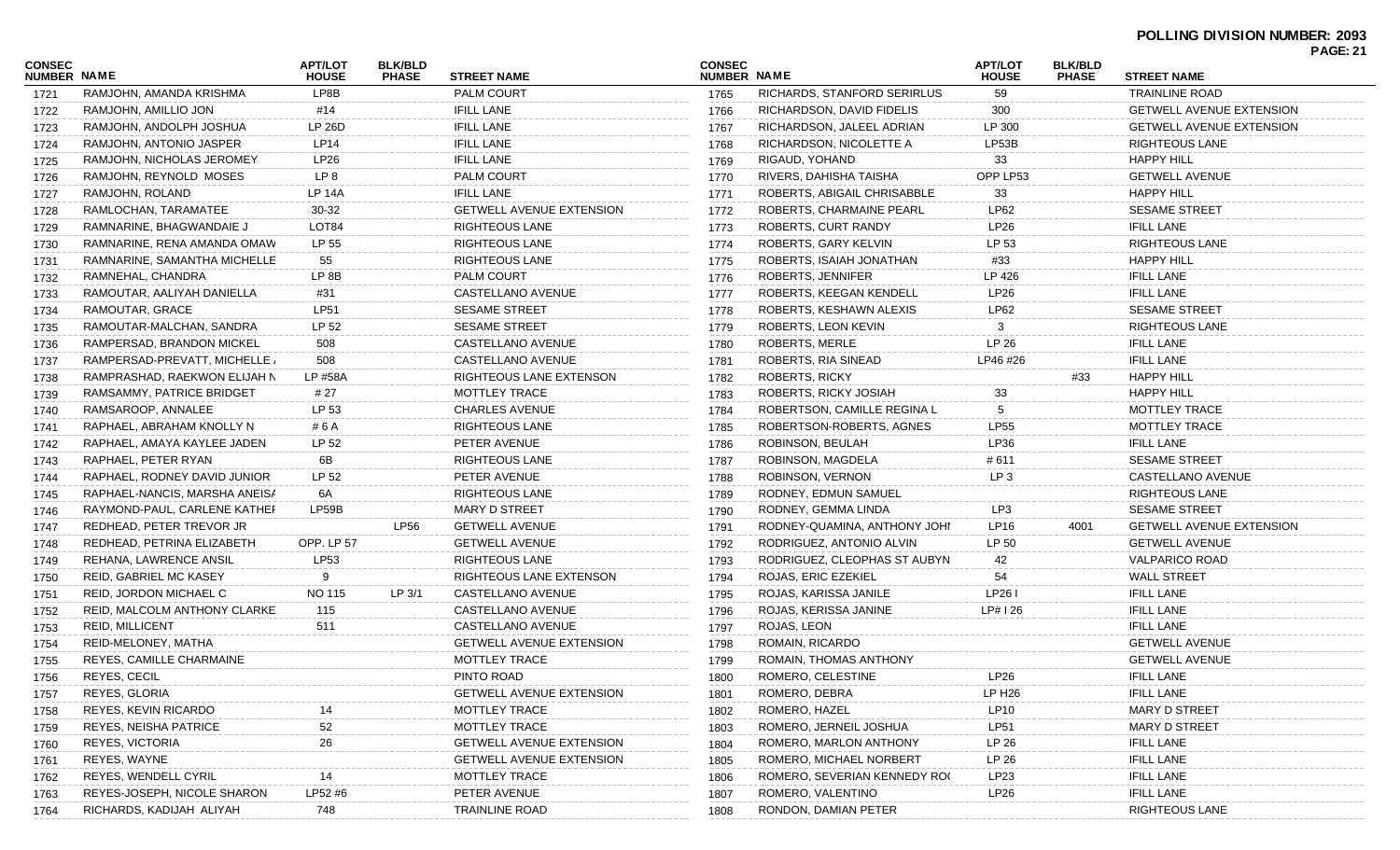**POLLING DIVISION NUMBER: 2093**

| CONSEC NUMBER | NAME | APT/LOT HOUSE | BLK/BLD PHASE | STREET NAME |
|---|---|---|---|---|
| 1721 | RAMJOHN, AMANDA KRISHMA | LP8B | | PALM COURT |
| 1722 | RAMJOHN, AMILLIO JON | #14 | | IFILL LANE |
| 1723 | RAMJOHN, ANDOLPH JOSHUA | LP 26D | | IFILL LANE |
| 1724 | RAMJOHN, ANTONIO JASPER | LP14 | | IFILL LANE |
| 1725 | RAMJOHN, NICHOLAS JEROMEY | LP26 | | IFILL LANE |
| 1726 | RAMJOHN, REYNOLD MOSES | LP 8 | | PALM COURT |
| 1727 | RAMJOHN, ROLAND | LP 14A | | IFILL LANE |
| 1728 | RAMLOCHAN, TARAMATEE | 30-32 | | GETWELL AVENUE EXTENSION |
| 1729 | RAMNARINE, BHAGWANDAIE J | LOT84 | | RIGHTEOUS LANE |
| 1730 | RAMNARINE, RENA AMANDA OMAW | LP 55 | | RIGHTEOUS LANE |
| 1731 | RAMNARINE, SAMANTHA MICHELLE | 55 | | RIGHTEOUS LANE |
| 1732 | RAMNEHAL, CHANDRA | LP 8B | | PALM COURT |
| 1733 | RAMOUTAR, AALIYAH DANIELLA | #31 | | CASTELLANO AVENUE |
| 1734 | RAMOUTAR, GRACE | LP51 | | SESAME STREET |
| 1735 | RAMOUTAR-MALCHAN, SANDRA | LP 52 | | SESAME STREET |
| 1736 | RAMPERSAD, BRANDON MICKEL | 508 | | CASTELLANO AVENUE |
| 1737 | RAMPERSAD-PREVATT, MICHELLE | 508 | | CASTELLANO AVENUE |
| 1738 | RAMPRASHAD, RAEKWON ELIJAH N | LP #58A | | RIGHTEOUS LANE EXTENSON |
| 1739 | RAMSAMMY, PATRICE BRIDGET | # 27 | | MOTTLEY TRACE |
| 1740 | RAMSAROOP, ANNALEE | LP 53 | | CHARLES AVENUE |
| 1741 | RAPHAEL, ABRAHAM KNOLLY N | # 6 A | | RIGHTEOUS LANE |
| 1742 | RAPHAEL, AMAYA KAYLEE JADEN | LP 52 | | PETER AVENUE |
| 1743 | RAPHAEL, PETER RYAN | 6B | | RIGHTEOUS LANE |
| 1744 | RAPHAEL, RODNEY DAVID JUNIOR | LP 52 | | PETER AVENUE |
| 1745 | RAPHAEL-NANCIS, MARSHA ANEIS | 6A | | RIGHTEOUS LANE |
| 1746 | RAYMOND-PAUL, CARLENE KATHEI | LP59B | | MARY D STREET |
| 1747 | REDHEAD, PETER TREVOR JR | | LP56 | GETWELL AVENUE |
| 1748 | REDHEAD, PETRINA ELIZABETH | OPP. LP 57 | | GETWELL AVENUE |
| 1749 | REHANA, LAWRENCE ANSIL | LP53 | | RIGHTEOUS LANE |
| 1750 | REID, GABRIEL MC KASEY | 9 | | RIGHTEOUS LANE EXTENSON |
| 1751 | REID, JORDON MICHAEL C | NO 115 | LP 3/1 | CASTELLANO AVENUE |
| 1752 | REID, MALCOLM ANTHONY CLARKE | 115 | | CASTELLANO AVENUE |
| 1753 | REID, MILLICENT | 511 | | CASTELLANO AVENUE |
| 1754 | REID-MELONEY, MATHA | | | GETWELL AVENUE EXTENSION |
| 1755 | REYES, CAMILLE CHARMAINE | | | MOTTLEY TRACE |
| 1756 | REYES, CECIL | | | PINTO ROAD |
| 1757 | REYES, GLORIA | | | GETWELL AVENUE EXTENSION |
| 1758 | REYES, KEVIN RICARDO | 14 | | MOTTLEY TRACE |
| 1759 | REYES, NEISHA PATRICE | 52 | | MOTTLEY TRACE |
| 1760 | REYES, VICTORIA | 26 | | GETWELL AVENUE EXTENSION |
| 1761 | REYES, WAYNE | | | GETWELL AVENUE EXTENSION |
| 1762 | REYES, WENDELL CYRIL | 14 | | MOTTLEY TRACE |
| 1763 | REYES-JOSEPH, NICOLE SHARON | LP52 #6 | | PETER AVENUE |
| 1764 | RICHARDS, KADIJAH ALIYAH | 748 | | TRAINLINE ROAD |
| 1765 | RICHARDS, STANFORD SERIRLUS | 59 | | TRAINLINE ROAD |
| 1766 | RICHARDSON, DAVID FIDELIS | 300 | | GETWELL AVENUE EXTENSION |
| 1767 | RICHARDSON, JALEEL ADRIAN | LP 300 | | GETWELL AVENUE EXTENSION |
| 1768 | RICHARDSON, NICOLETTE A | LP53B | | RIGHTEOUS LANE |
| 1769 | RIGAUD, YOHAND | 33 | | HAPPY HILL |
| 1770 | RIVERS, DAHISHA TAISHA | OPP LP53 | | GETWELL AVENUE |
| 1771 | ROBERTS, ABIGAIL CHRISABBLE | 33 | | HAPPY HILL |
| 1772 | ROBERTS, CHARMAINE PEARL | LP62 | | SESAME STREET |
| 1773 | ROBERTS, CURT RANDY | LP26 | | IFILL LANE |
| 1774 | ROBERTS, GARY KELVIN | LP 53 | | RIGHTEOUS LANE |
| 1775 | ROBERTS, ISAIAH JONATHAN | #33 | | HAPPY HILL |
| 1776 | ROBERTS, JENNIFER | LP 426 | | IFILL LANE |
| 1777 | ROBERTS, KEEGAN KENDELL | LP26 | | IFILL LANE |
| 1778 | ROBERTS, KESHAWN ALEXIS | LP62 | | SESAME STREET |
| 1779 | ROBERTS, LEON KEVIN | 3 | | RIGHTEOUS LANE |
| 1780 | ROBERTS, MERLE | LP 26 | | IFILL LANE |
| 1781 | ROBERTS, RIA SINEAD | LP46 #26 | | IFILL LANE |
| 1782 | ROBERTS, RICKY | | #33 | HAPPY HILL |
| 1783 | ROBERTS, RICKY JOSIAH | 33 | | HAPPY HILL |
| 1784 | ROBERTSON, CAMILLE REGINA L | 5 | | MOTTLEY TRACE |
| 1785 | ROBERTSON-ROBERTS, AGNES | LP55 | | MOTTLEY TRACE |
| 1786 | ROBINSON, BEULAH | LP36 | | IFILL LANE |
| 1787 | ROBINSON, MAGDELA | # 611 | | SESAME STREET |
| 1788 | ROBINSON, VERNON | LP 3 | | CASTELLANO AVENUE |
| 1789 | RODNEY, EDMUN SAMUEL | | | RIGHTEOUS LANE |
| 1790 | RODNEY, GEMMA LINDA | LP3 | | SESAME STREET |
| 1791 | RODNEY-QUAMINA, ANTHONY JOHI | LP16 | 4001 | GETWELL AVENUE EXTENSION |
| 1792 | RODRIGUEZ, ANTONIO ALVIN | LP 50 | | GETWELL AVENUE |
| 1793 | RODRIGUEZ, CLEOPHAS ST AUBYN | 42 | | VALPARICO ROAD |
| 1794 | ROJAS, ERIC EZEKIEL | 54 | | WALL STREET |
| 1795 | ROJAS, KARISSA JANILE | LP26 I | | IFILL LANE |
| 1796 | ROJAS, KERISSA JANINE | LP# I 26 | | IFILL LANE |
| 1797 | ROJAS, LEON | | | IFILL LANE |
| 1798 | ROMAIN, RICARDO | | | GETWELL AVENUE |
| 1799 | ROMAIN, THOMAS ANTHONY | | | GETWELL AVENUE |
| 1800 | ROMERO, CELESTINE | LP26 | | IFILL LANE |
| 1801 | ROMERO, DEBRA | LP H26 | | IFILL LANE |
| 1802 | ROMERO, HAZEL | LP10 | | MARY D STREET |
| 1803 | ROMERO, JERNEIL JOSHUA | LP51 | | MARY D STREET |
| 1804 | ROMERO, MARLON ANTHONY | LP 26 | | IFILL LANE |
| 1805 | ROMERO, MICHAEL NORBERT | LP 26 | | IFILL LANE |
| 1806 | ROMERO, SEVERIAN KENNEDY RO | LP23 | | IFILL LANE |
| 1807 | ROMERO, VALENTINO | LP26 | | IFILL LANE |
| 1808 | RONDON, DAMIAN PETER | | | RIGHTEOUS LANE |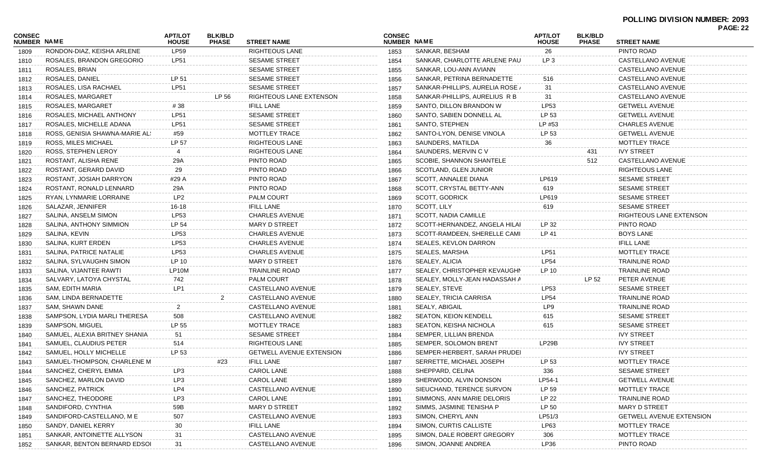**POLLING DIVISION NUMBER: 2093**

| CONSEC NUMBER | NAME | APT/LOT HOUSE | BLK/BLD PHASE | STREET NAME |
|---|---|---|---|---|
| 1809 | RONDON-DIAZ, KEISHA ARLENE | LP59 | | RIGHTEOUS LANE |
| 1810 | ROSALES, BRANDON GREGORIO | LP51 | | SESAME STREET |
| 1811 | ROSALES, BRIAN | | | SESAME STREET |
| 1812 | ROSALES, DANIEL | LP 51 | | SESAME STREET |
| 1813 | ROSALES, LISA RACHAEL | LP51 | | SESAME STREET |
| 1814 | ROSALES, MARGARET | | LP 56 | RIGHTEOUS LANE EXTENSON |
| 1815 | ROSALES, MARGARET | # 38 | | IFILL LANE |
| 1816 | ROSALES, MICHAEL ANTHONY | LP51 | | SESAME STREET |
| 1817 | ROSALES, MICHELLE ADANA | LP51 | | SESAME STREET |
| 1818 | ROSS, GENISIA SHAWNA-MARIE AL | #59 | | MOTTLEY TRACE |
| 1819 | ROSS, MILES MICHAEL | LP 57 | | RIGHTEOUS LANE |
| 1820 | ROSS, STEPHEN LEROY | 4 | | RIGHTEOUS LANE |
| 1821 | ROSTANT, ALISHA RENE | 29A | | PINTO ROAD |
| 1822 | ROSTANT, GERARD DAVID | 29 | | PINTO ROAD |
| 1823 | ROSTANT, JOSIAH DARRYON | #29 A | | PINTO ROAD |
| 1824 | ROSTANT, RONALD LENNARD | 29A | | PINTO ROAD |
| 1825 | RYAN, LYNMARIE LORRAINE | LP2 | | PALM COURT |
| 1826 | SALAZAR, JENNIFER | 16-18 | | IFILL LANE |
| 1827 | SALINA, ANSELM SIMON | LP53 | | CHARLES AVENUE |
| 1828 | SALINA, ANTHONY SIMMION | LP 54 | | MARY D STREET |
| 1829 | SALINA, KEVIN | LP53 | | CHARLES AVENUE |
| 1830 | SALINA, KURT ERDEN | LP53 | | CHARLES AVENUE |
| 1831 | SALINA, PATRICE NATALIE | LP53 | | CHARLES AVENUE |
| 1832 | SALINA, SYLVAUGHN SIMON | LP 10 | | MARY D STREET |
| 1833 | SALINA, VIJANTEE RAWTI | LP10M | | TRAINLINE ROAD |
| 1834 | SALVARY, LATOYA CHYSTAL | 742 | | PALM COURT |
| 1835 | SAM, EDITH MARIA | LP1 | | CASTELLANO AVENUE |
| 1836 | SAM, LINDA BERNADETTE | | 2 | CASTELLANO AVENUE |
| 1837 | SAM, SHAWN DANE | 2 | | CASTELLANO AVENUE |
| 1838 | SAMPSON, LYDIA MARLI THERESA | 508 | | CASTELLANO AVENUE |
| 1839 | SAMPSON, MIGUEL | LP 55 | | MOTTLEY TRACE |
| 1840 | SAMUEL, ALEXIA BRITNEY SHANIA | 51 | | SESAME STREET |
| 1841 | SAMUEL, CLAUDIUS PETER | 514 | | RIGHTEOUS LANE |
| 1842 | SAMUEL, HOLLY MICHELLE | LP 53 | | GETWELL AVENUE EXTENSION |
| 1843 | SAMUEL-THOMPSON, CHARLENE M | | #23 | IFILL LANE |
| 1844 | SANCHEZ, CHERYL EMMA | LP3 | | CAROL LANE |
| 1845 | SANCHEZ, MARLON DAVID | LP3 | | CAROL LANE |
| 1846 | SANCHEZ, PATRICK | LP4 | | CASTELLANO AVENUE |
| 1847 | SANCHEZ, THEODORE | LP3 | | CAROL LANE |
| 1848 | SANDIFORD, CYNTHIA | 59B | | MARY D STREET |
| 1849 | SANDIFORD-CASTELLANO, M E | 507 | | CASTELLANO AVENUE |
| 1850 | SANDY, DANIEL KERRY | 30 | | IFILL LANE |
| 1851 | SANKAR, ANTOINETTE ALLYSON | 31 | | CASTELLANO AVENUE |
| 1852 | SANKAR, BENTON BERNARD EDSOI | 31 | | CASTELLANO AVENUE |
| 1853 | SANKAR, BESHAM | 26 | | PINTO ROAD |
| 1854 | SANKAR, CHARLOTTE ARLENE PAU | LP 3 | | CASTELLANO AVENUE |
| 1855 | SANKAR, LOU-ANN AVIANN | | | CASTELLANO AVENUE |
| 1856 | SANKAR, PETRINA BERNADETTE | 516 | | CASTELLANO AVENUE |
| 1857 | SANKAR-PHILLIPS, AURELIA ROSE / | 31 | | CASTELLANO AVENUE |
| 1858 | SANKAR-PHILLIPS, AURELIUS R B | 31 | | CASTELLANO AVENUE |
| 1859 | SANTO, DILLON BRANDON W | LP53 | | GETWELL AVENUE |
| 1860 | SANTO, SABIEN DONNELL AL | LP 53 | | GETWELL AVENUE |
| 1861 | SANTO, STEPHEN | LP #53 | | CHARLES AVENUE |
| 1862 | SANTO-LYON, DENISE VINOLA | LP 53 | | GETWELL AVENUE |
| 1863 | SAUNDERS, MATILDA | 36 | | MOTTLEY TRACE |
| 1864 | SAUNDERS, MERVIN C V | | 431 | IVY STREET |
| 1865 | SCOBIE, SHANNON SHANTELE | | 512 | CASTELLANO AVENUE |
| 1866 | SCOTLAND, GLEN JUNIOR | | | RIGHTEOUS LANE |
| 1867 | SCOTT, ANNALEE DIANA | LP619 | | SESAME STREET |
| 1868 | SCOTT, CRYSTAL BETTY-ANN | 619 | | SESAME STREET |
| 1869 | SCOTT, GODRICK | LP619 | | SESAME STREET |
| 1870 | SCOTT, LILY | 619 | | SESAME STREET |
| 1871 | SCOTT, NADIA CAMILLE | | | RIGHTEOUS LANE EXTENSON |
| 1872 | SCOTT-HERNANDEZ, ANGELA HILAI | LP 32 | | PINTO ROAD |
| 1873 | SCOTT-RAMDEEN, SHERELLE CAMI | LP 41 | | BOYS LANE |
| 1874 | SEALES, KEVLON DARRON | | | IFILL LANE |
| 1875 | SEALES, MARSHA | LP51 | | MOTTLEY TRACE |
| 1876 | SEALEY, ALICIA | LP54 | | TRAINLINE ROAD |
| 1877 | SEALEY, CHRISTOPHER KEVAUGHN | LP 10 | | TRAINLINE ROAD |
| 1878 | SEALEY, MOLLY-JEAN HADASSAH A | | LP 52 | PETER AVENUE |
| 1879 | SEALEY, STEVE | LP53 | | SESAME STREET |
| 1880 | SEALEY, TRICIA CARRISA | LP54 | | TRAINLINE ROAD |
| 1881 | SEALY, ABIGAIL | LP9 | | TRAINLINE ROAD |
| 1882 | SEATON, KEION KENDELL | 615 | | SESAME STREET |
| 1883 | SEATON, KEISHA NICHOLA | 615 | | SESAME STREET |
| 1884 | SEMPER, LILLIAN BRENDA | | | IVY STREET |
| 1885 | SEMPER, SOLOMON BRENT | LP29B | | IVY STREET |
| 1886 | SEMPER-HERBERT, SARAH PRUDEI | | | IVY STREET |
| 1887 | SERRETTE, MICHAEL JOSEPH | LP 53 | | MOTTLEY TRACE |
| 1888 | SHEPPARD, CELINA | 336 | | SESAME STREET |
| 1889 | SHERWOOD, ALVIN DONSON | LP54-1 | | GETWELL AVENUE |
| 1890 | SIEUCHAND, TERENCE SURVON | LP 59 | | MOTTLEY TRACE |
| 1891 | SIMMONS, ANN MARIE DELORIS | LP 22 | | TRAINLINE ROAD |
| 1892 | SIMMS, JASMINE TENISHA P | LP 50 | | MARY D STREET |
| 1893 | SIMON, CHERYL ANN | LP51/3 | | GETWELL AVENUE EXTENSION |
| 1894 | SIMON, CURTIS CALLISTE | LP63 | | MOTTLEY TRACE |
| 1895 | SIMON, DALE ROBERT GREGORY | 306 | | MOTTLEY TRACE |
| 1896 | SIMON, JOANNE ANDREA | LP36 | | PINTO ROAD |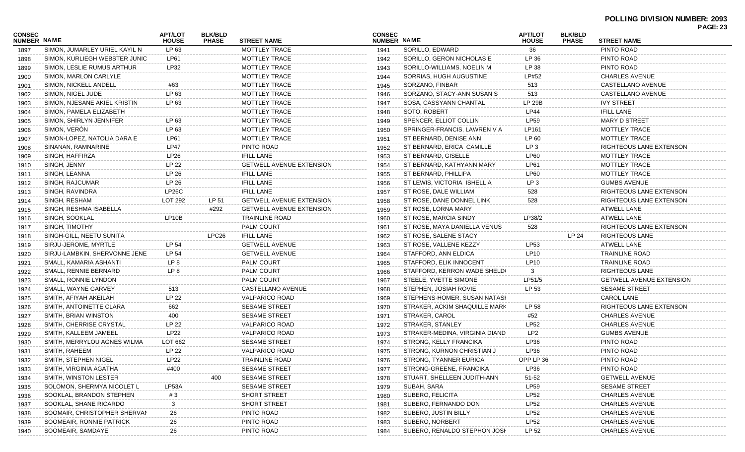**POLLING DIVISION NUMBER: 2093**

| CONSEC NUMBER | NAME | APT/LOT HOUSE | BLK/BLD PHASE | STREET NAME |
|---|---|---|---|---|
| 1897 | SIMON, JUMARLEY URIEL KAYIL N | LP 63 | | MOTTLEY TRACE |
| 1898 | SIMON, KURLIEGH WEBSTER JUNIC | LP61 | | MOTTLEY TRACE |
| 1899 | SIMON, LESLIE RUMUS ARTHUR | LP32 | | MOTTLEY TRACE |
| 1900 | SIMON, MARLON CARLYLE | | | MOTTLEY TRACE |
| 1901 | SIMON, NICKELL ANDELL | #63 | | MOTTLEY TRACE |
| 1902 | SIMON, NIGEL JUDE | LP 63 | | MOTTLEY TRACE |
| 1903 | SIMON, NJESANE AKIEL KRISTIN | LP 63 | | MOTTLEY TRACE |
| 1904 | SIMON, PAMELA ELIZABETH | | | MOTTLEY TRACE |
| 1905 | SIMON, SHIRLYN JENNIFER | LP 63 | | MOTTLEY TRACE |
| 1906 | SIMON, VERÓN | LP 63 | | MOTTLEY TRACE |
| 1907 | SIMON-LOPEZ, NATOLIA DARA E | LP61 | | MOTTLEY TRACE |
| 1908 | SINANAN, RAMNARINE | LP47 | | PINTO ROAD |
| 1909 | SINGH, HAFFIRZA | LP26 | | IFILL LANE |
| 1910 | SINGH, JENNY | LP 22 | | GETWELL AVENUE EXTENSION |
| 1911 | SINGH, LEANNA | LP 26 | | IFILL LANE |
| 1912 | SINGH, RAJCUMAR | LP 26 | | IFILL LANE |
| 1913 | SINGH, RAVINDRA | LP26C | | IFILL LANE |
| 1914 | SINGH, RESHAM | LOT 292 | LP 51 | GETWELL AVENUE EXTENSION |
| 1915 | SINGH, RESHMA ISABELLA | | #292 | GETWELL AVENUE EXTENSION |
| 1916 | SINGH, SOOKLAL | LP10B | | TRAINLINE ROAD |
| 1917 | SINGH, TIMOTHY | | | PALM COURT |
| 1918 | SINGH-GILL, NEETU SUNITA | | LPC26 | IFILL LANE |
| 1919 | SIRJU-JEROME, MYRTLE | LP 54 | | GETWELL AVENUE |
| 1920 | SIRJU-LAMBKIN, SHERVONNE JENE | LP 54 | | GETWELL AVENUE |
| 1921 | SMALL, KAMARIA ASHANTI | LP 8 | | PALM COURT |
| 1922 | SMALL, RENNIE BERNARD | LP 8 | | PALM COURT |
| 1923 | SMALL, RONNIE LYNDON | | | PALM COURT |
| 1924 | SMALL, WAYNE GARVEY | 513 | | CASTELLANO AVENUE |
| 1925 | SMITH, AFIYAH AKEILAH | LP 22 | | VALPARICO ROAD |
| 1926 | SMITH, ANTOINETTE CLARA | 662 | | SESAME STREET |
| 1927 | SMITH, BRIAN WINSTON | 400 | | SESAME STREET |
| 1928 | SMITH, CHERRISE CRYSTAL | LP 22 | | VALPARICO ROAD |
| 1929 | SMITH, KALLEEM JAMEEL | LP22 | | VALPARICO ROAD |
| 1930 | SMITH, MERRYLOU AGNES WILMA | LOT 662 | | SESAME STREET |
| 1931 | SMITH, RAHEEM | LP 22 | | VALPARICO ROAD |
| 1932 | SMITH, STEPHEN NIGEL | LP22 | | TRAINLINE ROAD |
| 1933 | SMITH, VIRGINIA AGATHA | #400 | | SESAME STREET |
| 1934 | SMITH, WINSTON LESTER | | 400 | SESAME STREET |
| 1935 | SOLOMON, SHERMYA NICOLET L | LP53A | | SESAME STREET |
| 1936 | SOOKLAL, BRANDON STEPHEN | # 3 | | SHORT STREET |
| 1937 | SOOKLAL, SHANE RICARDO | 3 | | SHORT STREET |
| 1938 | SOOMAIR, CHRISTOPHER SHERVAI | 26 | | PINTO ROAD |
| 1939 | SOOMEAIR, RONNIE PATRICK | 26 | | PINTO ROAD |
| 1940 | SOOMEAIR, SAMDAYE | 26 | | PINTO ROAD |
| 1941 | SORILLO, EDWARD | 36 | | PINTO ROAD |
| 1942 | SORILLO, GERON NICHOLAS E | LP 36 | | PINTO ROAD |
| 1943 | SORILLO-WILLIAMS, NOELIN M | LP 38 | | PINTO ROAD |
| 1944 | SORRIAS, HUGH AUGUSTINE | LP#52 | | CHARLES AVENUE |
| 1945 | SORZANO, FINBAR | 513 | | CASTELLANO AVENUE |
| 1946 | SORZANO, STACY-ANN SUSAN S | 513 | | CASTELLANO AVENUE |
| 1947 | SOSA, CASSYANN CHANTAL | LP 29B | | IVY STREET |
| 1948 | SOTO, ROBERT | LP44 | | IFILL LANE |
| 1949 | SPENCER, ELLIOT COLLIN | LP59 | | MARY D STREET |
| 1950 | SPRINGER-FRANCIS, LAWREN V A | LP161 | | MOTTLEY TRACE |
| 1951 | ST BERNARD, DENISE ANN | LP 60 | | MOTTLEY TRACE |
| 1952 | ST BERNARD, ERICA CAMILLE | LP 3 | | RIGHTEOUS LANE EXTENSON |
| 1953 | ST BERNARD, GISELLE | LP60 | | MOTTLEY TRACE |
| 1954 | ST BERNARD, KATHYANN MARY | LP61 | | MOTTLEY TRACE |
| 1955 | ST BERNARD, PHILLIPA | LP60 | | MOTTLEY TRACE |
| 1956 | ST LEWIS, VICTORIA ISHELL A | LP 3 | | GUMBS AVENUE |
| 1957 | ST ROSE, DALE WILLIAM | 528 | | RIGHTEOUS LANE EXTENSON |
| 1958 | ST ROSE, DANE DONNEL LINK | 528 | | RIGHTEOUS LANE EXTENSON |
| 1959 | ST ROSE, LORNA MARY | | | ATWELL LANE |
| 1960 | ST ROSE, MARCIA SINDY | LP38/2 | | ATWELL LANE |
| 1961 | ST ROSE, MAYA DANIELLA VENUS | 528 | | RIGHTEOUS LANE EXTENSON |
| 1962 | ST ROSE, SALENE STACY | | LP 24 | RIGHTEOUS LANE |
| 1963 | ST ROSE, VALLENE KEZZY | LP53 | | ATWELL LANE |
| 1964 | STAFFORD, ANN ELDICA | LP10 | | TRAINLINE ROAD |
| 1965 | STAFFORD, ELIK INNOCENT | LP10 | | TRAINLINE ROAD |
| 1966 | STAFFORD, KERRON WADE SHELD( | 3 | | RIGHTEOUS LANE |
| 1967 | STEELE, YVETTE SIMONE | LP51/5 | | GETWELL AVENUE EXTENSION |
| 1968 | STEPHEN, JOSIAH ROVIE | LP 53 | | SESAME STREET |
| 1969 | STEPHENS-HOMER, SUSAN NATASI | | | CAROL LANE |
| 1970 | STRAKER, ACKIM SHAQUILLE MARK | LP 58 | | RIGHTEOUS LANE EXTENSON |
| 1971 | STRAKER, CAROL | #52 | | CHARLES AVENUE |
| 1972 | STRAKER, STANLEY | LP52 | | CHARLES AVENUE |
| 1973 | STRAKER-MEDINA, VIRGINIA DIAND | LP2 | | GUMBS AVENUE |
| 1974 | STRONG, KELLY FRANCIKA | LP36 | | PINTO ROAD |
| 1975 | STRONG, KURNON CHRISTIAN J | LP36 | | PINTO ROAD |
| 1976 | STRONG, TYANNER EURICA | OPP LP 36 | | PINTO ROAD |
| 1977 | STRONG-GREENE, FRANCIKA | LP36 | | PINTO ROAD |
| 1978 | STUART, SHELLEEN JUDITH-ANN | 51-52 | | GETWELL AVENUE |
| 1979 | SUBAH, SARA | LP59 | | SESAME STREET |
| 1980 | SUBERO, FELICITA | LP52 | | CHARLES AVENUE |
| 1981 | SUBERO, FERNANDO DON | LP52 | | CHARLES AVENUE |
| 1982 | SUBERO, JUSTIN BILLY | LP52 | | CHARLES AVENUE |
| 1983 | SUBERO, NORBERT | LP52 | | CHARLES AVENUE |
| 1984 | SUBERO, RENALDO STEPHON JOSI | LP 52 | | CHARLES AVENUE |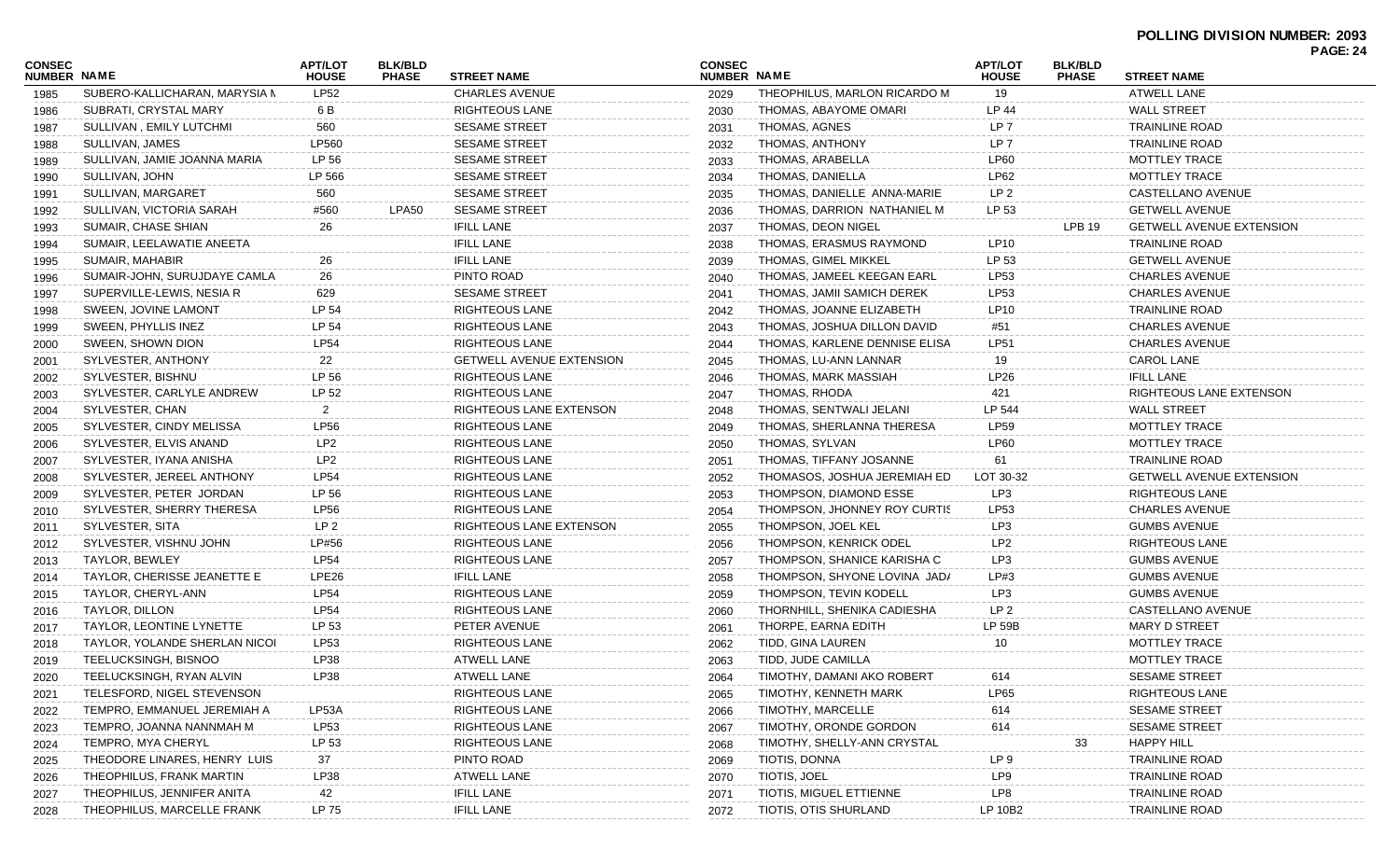**POLLING DIVISION NUMBER: 2093**

| CONSEC NUMBER | NAME | APT/LOT HOUSE | BLK/BLD PHASE | STREET NAME |
|---|---|---|---|---|
| 1985 | SUBERO-KALLICHARAN, MARYSIA N | LP52 | | CHARLES AVENUE |
| 1986 | SUBRATI, CRYSTAL MARY | 6 B | | RIGHTEOUS LANE |
| 1987 | SULLIVAN , EMILY LUTCHMI | 560 | | SESAME STREET |
| 1988 | SULLIVAN, JAMES | LP560 | | SESAME STREET |
| 1989 | SULLIVAN, JAMIE JOANNA MARIA | LP 56 | | SESAME STREET |
| 1990 | SULLIVAN, JOHN | LP 566 | | SESAME STREET |
| 1991 | SULLIVAN, MARGARET | 560 | | SESAME STREET |
| 1992 | SULLIVAN, VICTORIA SARAH | #560 | LPA50 | SESAME STREET |
| 1993 | SUMAIR, CHASE SHIAN | 26 | | IFILL LANE |
| 1994 | SUMAIR, LEELAWATIE ANEETA | | | IFILL LANE |
| 1995 | SUMAIR, MAHABIR | 26 | | IFILL LANE |
| 1996 | SUMAIR-JOHN, SURUJDAYE CAMLA | 26 | | PINTO ROAD |
| 1997 | SUPERVILLE-LEWIS, NESIA R | 629 | | SESAME STREET |
| 1998 | SWEEN, JOVINE LAMONT | LP 54 | | RIGHTEOUS LANE |
| 1999 | SWEEN, PHYLLIS INEZ | LP 54 | | RIGHTEOUS LANE |
| 2000 | SWEEN, SHOWN DION | LP54 | | RIGHTEOUS LANE |
| 2001 | SYLVESTER, ANTHONY | 22 | | GETWELL AVENUE EXTENSION |
| 2002 | SYLVESTER, BISHNU | LP 56 | | RIGHTEOUS LANE |
| 2003 | SYLVESTER, CARLYLE ANDREW | LP 52 | | RIGHTEOUS LANE |
| 2004 | SYLVESTER, CHAN | 2 | | RIGHTEOUS LANE EXTENSON |
| 2005 | SYLVESTER, CINDY MELISSA | LP56 | | RIGHTEOUS LANE |
| 2006 | SYLVESTER, ELVIS ANAND | LP2 | | RIGHTEOUS LANE |
| 2007 | SYLVESTER, IYANA ANISHA | LP2 | | RIGHTEOUS LANE |
| 2008 | SYLVESTER, JEREEL ANTHONY | LP54 | | RIGHTEOUS LANE |
| 2009 | SYLVESTER, PETER JORDAN | LP 56 | | RIGHTEOUS LANE |
| 2010 | SYLVESTER, SHERRY THERESA | LP56 | | RIGHTEOUS LANE |
| 2011 | SYLVESTER, SITA | LP 2 | | RIGHTEOUS LANE EXTENSON |
| 2012 | SYLVESTER, VISHNU JOHN | LP#56 | | RIGHTEOUS LANE |
| 2013 | TAYLOR, BEWLEY | LP54 | | RIGHTEOUS LANE |
| 2014 | TAYLOR, CHERISSE JEANETTE E | LPE26 | | IFILL LANE |
| 2015 | TAYLOR, CHERYL-ANN | LP54 | | RIGHTEOUS LANE |
| 2016 | TAYLOR, DILLON | LP54 | | RIGHTEOUS LANE |
| 2017 | TAYLOR, LEONTINE LYNETTE | LP 53 | | PETER AVENUE |
| 2018 | TAYLOR, YOLANDE SHERLAN NICOI | LP53 | | RIGHTEOUS LANE |
| 2019 | TEELUCKSINGH, BISNOO | LP38 | | ATWELL LANE |
| 2020 | TEELUCKSINGH, RYAN ALVIN | LP38 | | ATWELL LANE |
| 2021 | TELESFORD, NIGEL STEVENSON | | | RIGHTEOUS LANE |
| 2022 | TEMPRO, EMMANUEL JEREMIAH A | LP53A | | RIGHTEOUS LANE |
| 2023 | TEMPRO, JOANNA NANNMAH M | LP53 | | RIGHTEOUS LANE |
| 2024 | TEMPRO, MYA CHERYL | LP 53 | | RIGHTEOUS LANE |
| 2025 | THEODORE LINARES, HENRY LUIS | 37 | | PINTO ROAD |
| 2026 | THEOPHILUS, FRANK MARTIN | LP38 | | ATWELL LANE |
| 2027 | THEOPHILUS, JENNIFER ANITA | 42 | | IFILL LANE |
| 2028 | THEOPHILUS, MARCELLE FRANK | LP 75 | | IFILL LANE |
| 2029 | THEOPHILUS, MARLON RICARDO M | 19 | | ATWELL LANE |
| 2030 | THOMAS, ABAYOME OMARI | LP 44 | | WALL STREET |
| 2031 | THOMAS, AGNES | LP 7 | | TRAINLINE ROAD |
| 2032 | THOMAS, ANTHONY | LP 7 | | TRAINLINE ROAD |
| 2033 | THOMAS, ARABELLA | LP60 | | MOTTLEY TRACE |
| 2034 | THOMAS, DANIELLA | LP62 | | MOTTLEY TRACE |
| 2035 | THOMAS, DANIELLE ANNA-MARIE | LP 2 | | CASTELLANO AVENUE |
| 2036 | THOMAS, DARRION NATHANIEL M | LP 53 | | GETWELL AVENUE |
| 2037 | THOMAS, DEON NIGEL | | LPB 19 | GETWELL AVENUE EXTENSION |
| 2038 | THOMAS, ERASMUS RAYMOND | LP10 | | TRAINLINE ROAD |
| 2039 | THOMAS, GIMEL MIKKEL | LP 53 | | GETWELL AVENUE |
| 2040 | THOMAS, JAMEEL KEEGAN EARL | LP53 | | CHARLES AVENUE |
| 2041 | THOMAS, JAMII SAMICH DEREK | LP53 | | CHARLES AVENUE |
| 2042 | THOMAS, JOANNE ELIZABETH | LP10 | | TRAINLINE ROAD |
| 2043 | THOMAS, JOSHUA DILLON DAVID | #51 | | CHARLES AVENUE |
| 2044 | THOMAS, KARLENE DENNISE ELISA | LP51 | | CHARLES AVENUE |
| 2045 | THOMAS, LU-ANN LANNAR | 19 | | CAROL LANE |
| 2046 | THOMAS, MARK MASSIAH | LP26 | | IFILL LANE |
| 2047 | THOMAS, RHODA | 421 | | RIGHTEOUS LANE EXTENSON |
| 2048 | THOMAS, SENTWALI JELANI | LP 544 | | WALL STREET |
| 2049 | THOMAS, SHERLANNA THERESA | LP59 | | MOTTLEY TRACE |
| 2050 | THOMAS, SYLVAN | LP60 | | MOTTLEY TRACE |
| 2051 | THOMAS, TIFFANY JOSANNE | 61 | | TRAINLINE ROAD |
| 2052 | THOMASOS, JOSHUA JEREMIAH ED | LOT 30-32 | | GETWELL AVENUE EXTENSION |
| 2053 | THOMPSON, DIAMOND ESSE | LP3 | | RIGHTEOUS LANE |
| 2054 | THOMPSON, JHONNEY ROY CURTIS | LP53 | | CHARLES AVENUE |
| 2055 | THOMPSON, JOEL KEL | LP3 | | GUMBS AVENUE |
| 2056 | THOMPSON, KENRICK ODEL | LP2 | | RIGHTEOUS LANE |
| 2057 | THOMPSON, SHANICE KARISHA C | LP3 | | GUMBS AVENUE |
| 2058 | THOMPSON, SHYONE LOVINA JAD/ | LP#3 | | GUMBS AVENUE |
| 2059 | THOMPSON, TEVIN KODELL | LP3 | | GUMBS AVENUE |
| 2060 | THORNHILL, SHENIKA CADIESHA | LP 2 | | CASTELLANO AVENUE |
| 2061 | THORPE, EARNA EDITH | LP 59B | | MARY D STREET |
| 2062 | TIDD, GINA LAUREN | 10 | | MOTTLEY TRACE |
| 2063 | TIDD, JUDE CAMILLA | | | MOTTLEY TRACE |
| 2064 | TIMOTHY, DAMANI AKO ROBERT | 614 | | SESAME STREET |
| 2065 | TIMOTHY, KENNETH MARK | LP65 | | RIGHTEOUS LANE |
| 2066 | TIMOTHY, MARCELLE | 614 | | SESAME STREET |
| 2067 | TIMOTHY, ORONDE GORDON | 614 | | SESAME STREET |
| 2068 | TIMOTHY, SHELLY-ANN CRYSTAL | | 33 | HAPPY HILL |
| 2069 | TIOTIS, DONNA | LP 9 | | TRAINLINE ROAD |
| 2070 | TIOTIS, JOEL | LP9 | | TRAINLINE ROAD |
| 2071 | TIOTIS, MIGUEL ETTIENNE | LP8 | | TRAINLINE ROAD |
| 2072 | TIOTIS, OTIS SHURLAND | LP 10B2 | | TRAINLINE ROAD |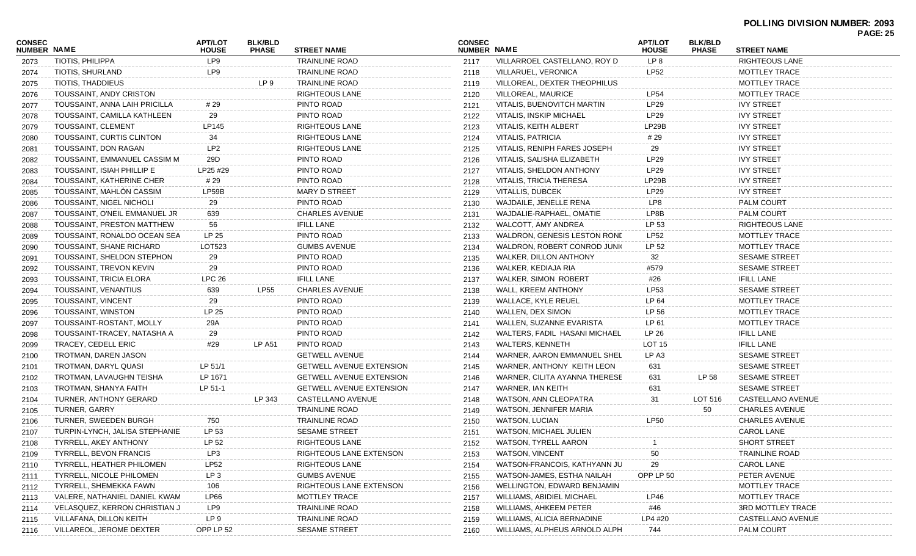**POLLING DIVISION NUMBER: 2093**

| CONSEC NUMBER | NAME | APT/LOT HOUSE | BLK/BLD PHASE | STREET NAME |
|---|---|---|---|---|
| 2073 | TIOTIS, PHILIPPA | LP9 | | TRAINLINE ROAD |
| 2074 | TIOTIS, SHURLAND | LP9 | | TRAINLINE ROAD |
| 2075 | TIOTIS, THADDIEUS | | LP 9 | TRAINLINE ROAD |
| 2076 | TOUSSAINT, ANDY CRISTON | | | RIGHTEOUS LANE |
| 2077 | TOUSSAINT, ANNA LAIH PRICILLA | # 29 | | PINTO ROAD |
| 2078 | TOUSSAINT, CAMILLA KATHLEEN | 29 | | PINTO ROAD |
| 2079 | TOUSSAINT, CLEMENT | LP145 | | RIGHTEOUS LANE |
| 2080 | TOUSSAINT, CURTIS CLINTON | 34 | | RIGHTEOUS LANE |
| 2081 | TOUSSAINT, DON RAGAN | LP2 | | RIGHTEOUS LANE |
| 2082 | TOUSSAINT, EMMANUEL CASSIM M | 29D | | PINTO ROAD |
| 2083 | TOUSSAINT, ISIAH PHILLIP E | LP25 #29 | | PINTO ROAD |
| 2084 | TOUSSAINT, KATHERINE CHER | # 29 | | PINTO ROAD |
| 2085 | TOUSSAINT, MAHLÓN CASSIM | LP59B | | MARY D STREET |
| 2086 | TOUSSAINT, NIGEL NICHOLI | 29 | | PINTO ROAD |
| 2087 | TOUSSAINT, O'NEIL EMMANUEL JR | 639 | | CHARLES AVENUE |
| 2088 | TOUSSAINT, PRESTON MATTHEW | 56 | | IFILL LANE |
| 2089 | TOUSSAINT, RONALDO OCEAN SEA | LP 25 | | PINTO ROAD |
| 2090 | TOUSSAINT, SHANE RICHARD | LOT523 | | GUMBS AVENUE |
| 2091 | TOUSSAINT, SHELDON STEPHON | 29 | | PINTO ROAD |
| 2092 | TOUSSAINT, TREVON KEVIN | 29 | | PINTO ROAD |
| 2093 | TOUSSAINT, TRICIA ELORA | LPC 26 | | IFILL LANE |
| 2094 | TOUSSAINT, VENANTIUS | 639 | LP55 | CHARLES AVENUE |
| 2095 | TOUSSAINT, VINCENT | 29 | | PINTO ROAD |
| 2096 | TOUSSAINT, WINSTON | LP 25 | | PINTO ROAD |
| 2097 | TOUSSAINT-ROSTANT, MOLLY | 29A | | PINTO ROAD |
| 2098 | TOUSSAINT-TRACEY, NATASHA A | 29 | | PINTO ROAD |
| 2099 | TRACEY, CEDELL ERIC | #29 | LP A51 | PINTO ROAD |
| 2100 | TROTMAN, DAREN JASON | | | GETWELL AVENUE |
| 2101 | TROTMAN, DARYL QUASI | LP 51/1 | | GETWELL AVENUE EXTENSION |
| 2102 | TROTMAN, LAVAUGHN TEISHA | LP 1671 | | GETWELL AVENUE EXTENSION |
| 2103 | TROTMAN, SHANYA FAITH | LP 51-1 | | GETWELL AVENUE EXTENSION |
| 2104 | TURNER, ANTHONY GERARD | | LP 343 | CASTELLANO AVENUE |
| 2105 | TURNER, GARRY | | | TRAINLINE ROAD |
| 2106 | TURNER, SWEEDEN BURGH | 750 | | TRAINLINE ROAD |
| 2107 | TURPIN-LYNCH, JALISA STEPHANIE | LP 53 | | SESAME STREET |
| 2108 | TYRRELL, AKEY ANTHONY | LP 52 | | RIGHTEOUS LANE |
| 2109 | TYRRELL, BEVON FRANCIS | LP3 | | RIGHTEOUS LANE EXTENSON |
| 2110 | TYRRELL, HEATHER PHILOMEN | LP52 | | RIGHTEOUS LANE |
| 2111 | TYRRELL, NICOLE PHILOMEN | LP 3 | | GUMBS AVENUE |
| 2112 | TYRRELL, SHEMEKKA FAWN | 106 | | RIGHTEOUS LANE EXTENSON |
| 2113 | VALERE, NATHANIEL DANIEL KWAM | LP66 | | MOTTLEY TRACE |
| 2114 | VELASQUEZ, KERRON CHRISTIAN J | LP9 | | TRAINLINE ROAD |
| 2115 | VILLAFANA, DILLON KEITH | LP 9 | | TRAINLINE ROAD |
| 2116 | VILLAREOL, JEROME DEXTER | OPP LP 52 | | SESAME STREET |
| 2117 | VILLARROEL CASTELLANO, ROY D | LP 8 | | RIGHTEOUS LANE |
| 2118 | VILLARUEL, VERONICA | LP52 | | MOTTLEY TRACE |
| 2119 | VILLOREAL, DEXTER THEOPHILUS | | | MOTTLEY TRACE |
| 2120 | VILLOREAL, MAURICE | LP54 | | MOTTLEY TRACE |
| 2121 | VITALIS, BUENOVITCH MARTIN | LP29 | | IVY STREET |
| 2122 | VITALIS, INSKIP MICHAEL | LP29 | | IVY STREET |
| 2123 | VITALIS, KEITH ALBERT | LP29B | | IVY STREET |
| 2124 | VITALIS, PATRICIA | # 29 | | IVY STREET |
| 2125 | VITALIS, RENIPH FARES JOSEPH | 29 | | IVY STREET |
| 2126 | VITALIS, SALISHA ELIZABETH | LP29 | | IVY STREET |
| 2127 | VITALIS, SHELDON ANTHONY | LP29 | | IVY STREET |
| 2128 | VITALIS, TRICIA THERESA | LP29B | | IVY STREET |
| 2129 | VITALLIS, DUBCEK | LP29 | | IVY STREET |
| 2130 | WAJDAILE, JENELLE RENA | LP8 | | PALM COURT |
| 2131 | WAJDALIE-RAPHAEL, OMATIE | LP8B | | PALM COURT |
| 2132 | WALCOTT, AMY ANDREA | LP 53 | | RIGHTEOUS LANE |
| 2133 | WALDRON, GENESIS LESTON RONI | LP52 | | MOTTLEY TRACE |
| 2134 | WALDRON, ROBERT CONROD JUNI | LP 52 | | MOTTLEY TRACE |
| 2135 | WALKER, DILLON ANTHONY | 32 | | SESAME STREET |
| 2136 | WALKER, KEDIAJA RIA | #579 | | SESAME STREET |
| 2137 | WALKER, SIMON ROBERT | #26 | | IFILL LANE |
| 2138 | WALL, KREEM ANTHONY | LP53 | | SESAME STREET |
| 2139 | WALLACE, KYLE REUEL | LP 64 | | MOTTLEY TRACE |
| 2140 | WALLEN, DEX SIMON | LP 56 | | MOTTLEY TRACE |
| 2141 | WALLEN, SUZANNE EVARISTA | LP 61 | | MOTTLEY TRACE |
| 2142 | WALTERS, FADIL HASANI MICHAEL | LP 26 | | IFILL LANE |
| 2143 | WALTERS, KENNETH | LOT 15 | | IFILL LANE |
| 2144 | WARNER, AARON EMMANUEL SHEL | LP A3 | | SESAME STREET |
| 2145 | WARNER, ANTHONY KEITH LEON | 631 | | SESAME STREET |
| 2146 | WARNER, CILITA AYANNA THERESE | 631 | LP 58 | SESAME STREET |
| 2147 | WARNER, IAN KEITH | 631 | | SESAME STREET |
| 2148 | WATSON, ANN CLEOPATRA | 31 | LOT 516 | CASTELLANO AVENUE |
| 2149 | WATSON, JENNIFER MARIA | | 50 | CHARLES AVENUE |
| 2150 | WATSON, LUCIAN | LP50 | | CHARLES AVENUE |
| 2151 | WATSON, MICHAEL JULIEN | | | CAROL LANE |
| 2152 | WATSON, TYRELL AARON | 1 | | SHORT STREET |
| 2153 | WATSON, VINCENT | 50 | | TRAINLINE ROAD |
| 2154 | WATSON-FRANCOIS, KATHYANN JU | 29 | | CAROL LANE |
| 2155 | WATSON-JAMES, ESTHA NAILAH | OPP LP 50 | | PETER AVENUE |
| 2156 | WELLINGTON, EDWARD BENJAMIN | | | MOTTLEY TRACE |
| 2157 | WILLIAMS, ABIDIEL MICHAEL | LP46 | | MOTTLEY TRACE |
| 2158 | WILLIAMS, AHKEEM PETER | #46 | | 3RD MOTTLEY TRACE |
| 2159 | WILLIAMS, ALICIA BERNADINE | LP4 #20 | | CASTELLANO AVENUE |
| 2160 | WILLIAMS, ALPHEUS ARNOLD ALPH | 744 | | PALM COURT |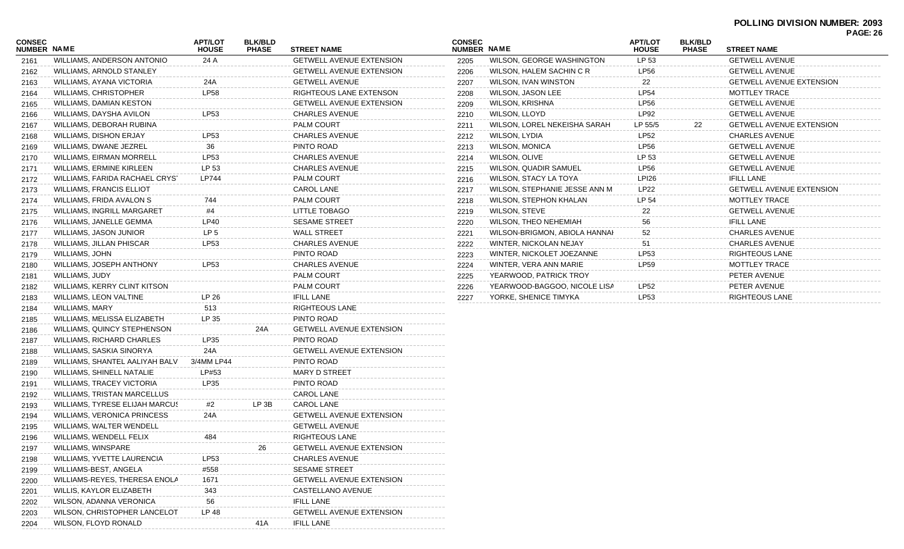**POLLING DIVISION NUMBER: 2093**

| CONSEC NUMBER | NAME | APT/LOT HOUSE | BLK/BLD PHASE | STREET NAME |
|---|---|---|---|---|
| 2161 | WILLIAMS, ANDERSON ANTONIO | 24 A | | GETWELL AVENUE EXTENSION |
| 2162 | WILLIAMS, ARNOLD STANLEY | | | GETWELL AVENUE EXTENSION |
| 2163 | WILLIAMS, AYANA VICTORIA | 24A | | GETWELL AVENUE |
| 2164 | WILLIAMS, CHRISTOPHER | LP58 | | RIGHTEOUS LANE EXTENSON |
| 2165 | WILLIAMS, DAMIAN KESTON | | | GETWELL AVENUE EXTENSION |
| 2166 | WILLIAMS, DAYSHA AVILON | LP53 | | CHARLES AVENUE |
| 2167 | WILLIAMS, DEBORAH RUBINA | | | PALM COURT |
| 2168 | WILLIAMS, DISHON ERJAY | LP53 | | CHARLES AVENUE |
| 2169 | WILLIAMS, DWANE JEZREL | 36 | | PINTO ROAD |
| 2170 | WILLIAMS, EIRMAN MORRELL | LP53 | | CHARLES AVENUE |
| 2171 | WILLIAMS, ERMINE KIRLEEN | LP 53 | | CHARLES AVENUE |
| 2172 | WILLIAMS, FARIDA RACHAEL CRYS | LP744 | | PALM COURT |
| 2173 | WILLIAMS, FRANCIS ELLIOT | | | CAROL LANE |
| 2174 | WILLIAMS, FRIDA AVALON S | 744 | | PALM COURT |
| 2175 | WILLIAMS, INGRILL MARGARET | #4 | | LITTLE TOBAGO |
| 2176 | WILLIAMS, JANELLE GEMMA | LP40 | | SESAME STREET |
| 2177 | WILLIAMS, JASON JUNIOR | LP 5 | | WALL STREET |
| 2178 | WILLIAMS, JILLAN PHISCAR | LP53 | | CHARLES AVENUE |
| 2179 | WILLIAMS, JOHN | | | PINTO ROAD |
| 2180 | WILLIAMS, JOSEPH ANTHONY | LP53 | | CHARLES AVENUE |
| 2181 | WILLIAMS, JUDY | | | PALM COURT |
| 2182 | WILLIAMS, KERRY CLINT KITSON | | | PALM COURT |
| 2183 | WILLIAMS, LEON VALTINE | LP 26 | | IFILL LANE |
| 2184 | WILLIAMS, MARY | 513 | | RIGHTEOUS LANE |
| 2185 | WILLIAMS, MELISSA ELIZABETH | LP 35 | | PINTO ROAD |
| 2186 | WILLIAMS, QUINCY STEPHENSON | | 24A | GETWELL AVENUE EXTENSION |
| 2187 | WILLIAMS, RICHARD CHARLES | LP35 | | PINTO ROAD |
| 2188 | WILLIAMS, SASKIA SINORYA | 24A | | GETWELL AVENUE EXTENSION |
| 2189 | WILLIAMS, SHANTEL AALIYAH BALV | 3/4MM LP44 | | PINTO ROAD |
| 2190 | WILLIAMS, SHINELL NATALIE | LP#53 | | MARY D STREET |
| 2191 | WILLIAMS, TRACEY VICTORIA | LP35 | | PINTO ROAD |
| 2192 | WILLIAMS, TRISTAN MARCELLUS | | | CAROL LANE |
| 2193 | WILLIAMS, TYRESE ELIJAH MARCUS | #2 | LP 3B | CAROL LANE |
| 2194 | WILLIAMS, VERONICA PRINCESS | 24A | | GETWELL AVENUE EXTENSION |
| 2195 | WILLIAMS, WALTER WENDELL | | | GETWELL AVENUE |
| 2196 | WILLIAMS, WENDELL FELIX | 484 | | RIGHTEOUS LANE |
| 2197 | WILLIAMS, WINSPARE | | 26 | GETWELL AVENUE EXTENSION |
| 2198 | WILLIAMS, YVETTE LAURENCIA | LP53 | | CHARLES AVENUE |
| 2199 | WILLIAMS-BEST, ANGELA | #558 | | SESAME STREET |
| 2200 | WILLIAMS-REYES, THERESA ENOLA | 1671 | | GETWELL AVENUE EXTENSION |
| 2201 | WILLIS, KAYLOR ELIZABETH | 343 | | CASTELLANO AVENUE |
| 2202 | WILSON, ADANNA VERONICA | 56 | | IFILL LANE |
| 2203 | WILSON, CHRISTOPHER LANCELOT | LP 48 | | GETWELL AVENUE EXTENSION |
| 2204 | WILSON, FLOYD RONALD | | 41A | IFILL LANE |
| 2205 | WILSON, GEORGE WASHINGTON | LP 53 | | GETWELL AVENUE |
| 2206 | WILSON, HALEM SACHIN C R | LP56 | | GETWELL AVENUE |
| 2207 | WILSON, IVAN WINSTON | 22 | | GETWELL AVENUE EXTENSION |
| 2208 | WILSON, JASON LEE | LP54 | | MOTTLEY TRACE |
| 2209 | WILSON, KRISHNA | LP56 | | GETWELL AVENUE |
| 2210 | WILSON, LLOYD | LP92 | | GETWELL AVENUE |
| 2211 | WILSON, LOREL NEKEISHA SARAH | LP 55/5 | 22 | GETWELL AVENUE EXTENSION |
| 2212 | WILSON, LYDIA | LP52 | | CHARLES AVENUE |
| 2213 | WILSON, MONICA | LP56 | | GETWELL AVENUE |
| 2214 | WILSON, OLIVE | LP 53 | | GETWELL AVENUE |
| 2215 | WILSON, QUADIR SAMUEL | LP56 | | GETWELL AVENUE |
| 2216 | WILSON, STACY LA TOYA | LPI26 | | IFILL LANE |
| 2217 | WILSON, STEPHANIE JESSE ANN M | LP22 | | GETWELL AVENUE EXTENSION |
| 2218 | WILSON, STEPHON KHALAN | LP 54 | | MOTTLEY TRACE |
| 2219 | WILSON, STEVE | 22 | | GETWELL AVENUE |
| 2220 | WILSON, THEO NEHEMIAH | 56 | | IFILL LANE |
| 2221 | WILSON-BRIGMON, ABIOLA HANNAH | 52 | | CHARLES AVENUE |
| 2222 | WINTER, NICKOLAN NEJAY | 51 | | CHARLES AVENUE |
| 2223 | WINTER, NICKOLET JOEZANNE | LP53 | | RIGHTEOUS LANE |
| 2224 | WINTER, VERA ANN MARIE | LP59 | | MOTTLEY TRACE |
| 2225 | YEARWOOD, PATRICK TROY | | | PETER AVENUE |
| 2226 | YEARWOOD-BAGGOO, NICOLE LISA | LP52 | | PETER AVENUE |
| 2227 | YORKE, SHENICE TIMYKA | LP53 | | RIGHTEOUS LANE |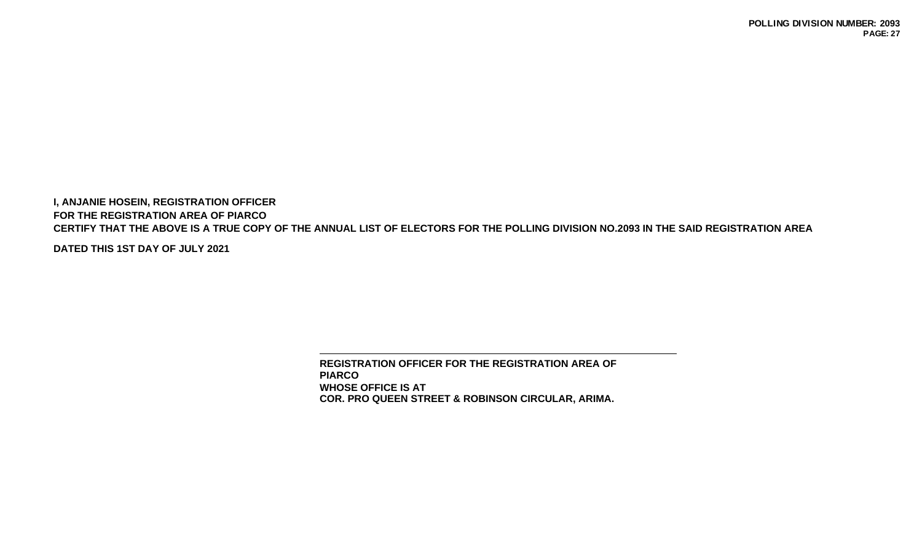**I, ANJANIE HOSEIN, REGISTRATION OFFICER**
**FOR THE REGISTRATION AREA OF PIARCO**
**CERTIFY THAT THE ABOVE IS A TRUE COPY OF THE ANNUAL LIST OF ELECTORS FOR THE POLLING DIVISION NO.2093 IN THE SAID REGISTRATION AREA**

**DATED THIS 1ST DAY OF JULY 2021**

______________________________________________

**REGISTRATION OFFICER FOR THE REGISTRATION AREA OF PIARCO**
**WHOSE OFFICE IS AT**
**COR. PRO QUEEN STREET & ROBINSON CIRCULAR, ARIMA.**